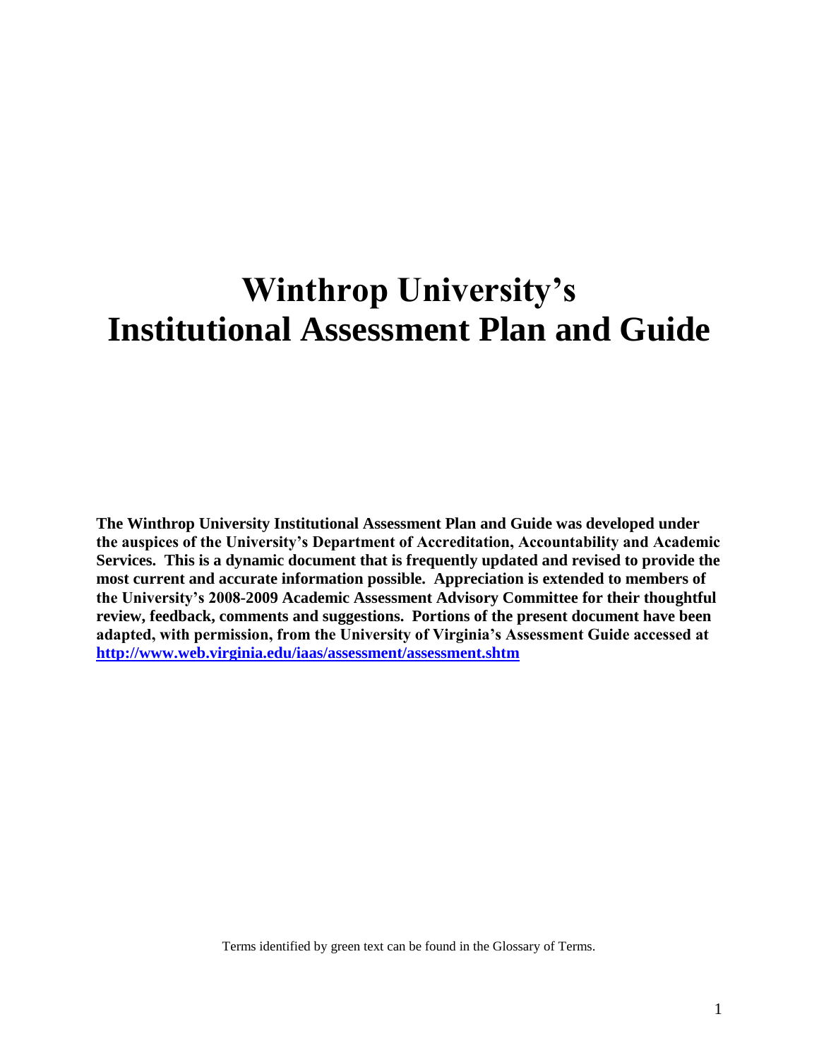# Winthrop University's Institutional Assessment Plan and Guide

**The Winthrop University Institutional Assessment Plan and Guide was developed under the auspices of the University's Department of Accreditation, Accountability and Academic Services. This is a dynamic document that is frequently updated and revised to provide the most current and accurate information possible. Appreciation is extended to members of the University's 2008-2009 Academic Assessment Advisory Committee for their thoughtful review, feedback, comments and suggestions. Portions of the present document have been adapted, with permission, from the University of Virginia's Assessment Guide accessed at [http://www.web.virginia.edu/iaas/assessment/assessment.shtm](http://www.web.virginia.edu/iaas/assessment/assessment.shtm)**

Terms identified by green text can be found in the Glossary of Terms.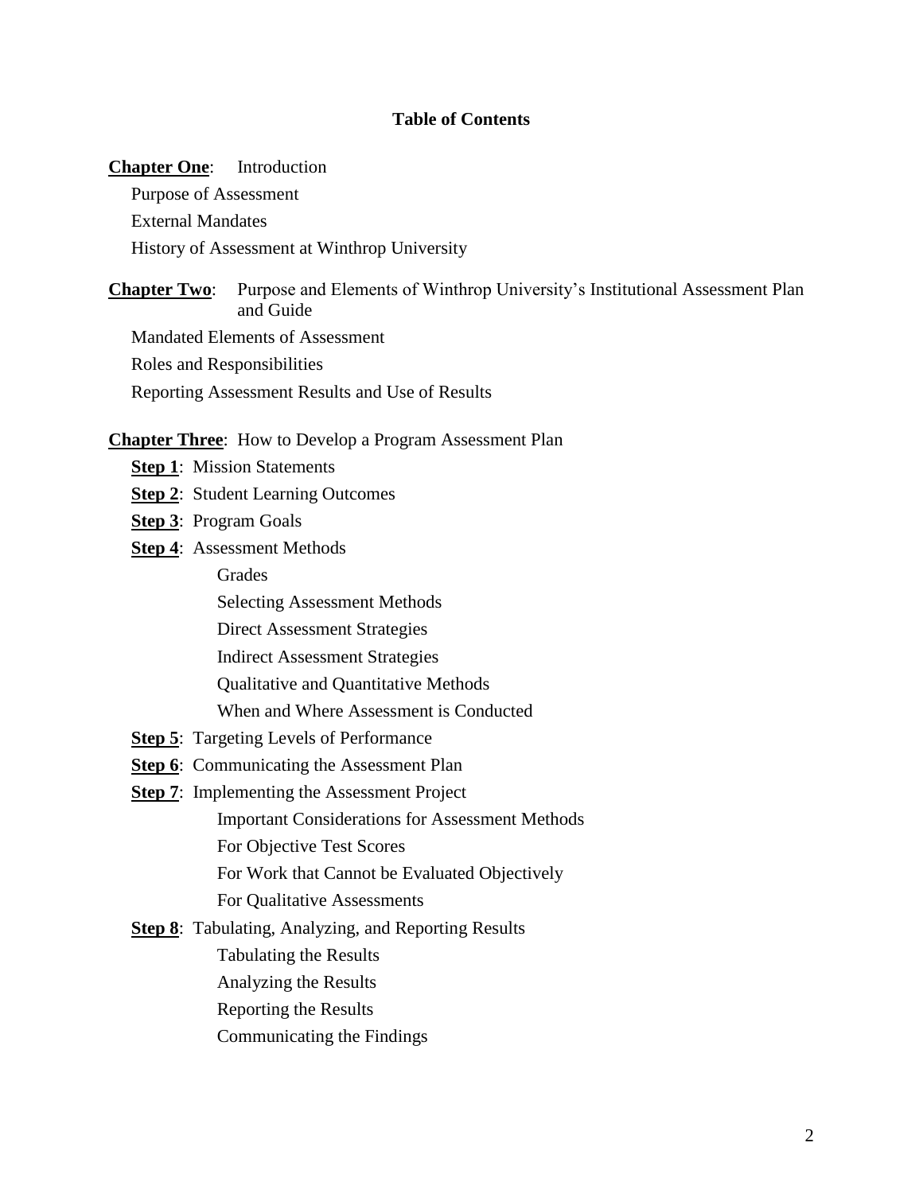# Table of Contents

**Chapter One**: Introduction

- Purpose of Assessment
- External Mandates
- History of Assessment at Winthrop University

**Chapter Two**: Purpose and Elements of Winthrop University's Institutional Assessment Plan and Guide

- Mandated Elements of Assessment
- Roles and Responsibilities
- Reporting Assessment Results and Use of Results

**Chapter Three**: How to Develop a Program Assessment Plan

- **Step 1**: Mission Statements
- **Step 2**: Student Learning Outcomes
- **Step 3**: Program Goals
- **Step 4**: Assessment Methods
  - Grades
  - Selecting Assessment Methods
  - Direct Assessment Strategies
  - Indirect Assessment Strategies
  - Qualitative and Quantitative Methods
  - When and Where Assessment is Conducted
- **Step 5**: Targeting Levels of Performance
- **Step 6**: Communicating the Assessment Plan
- **Step 7**: Implementing the Assessment Project
  - Important Considerations for Assessment Methods
  - For Objective Test Scores
  - For Work that Cannot be Evaluated Objectively
  - For Qualitative Assessments
- **Step 8**: Tabulating, Analyzing, and Reporting Results
  - Tabulating the Results
  - Analyzing the Results
  - Reporting the Results
  - Communicating the Findings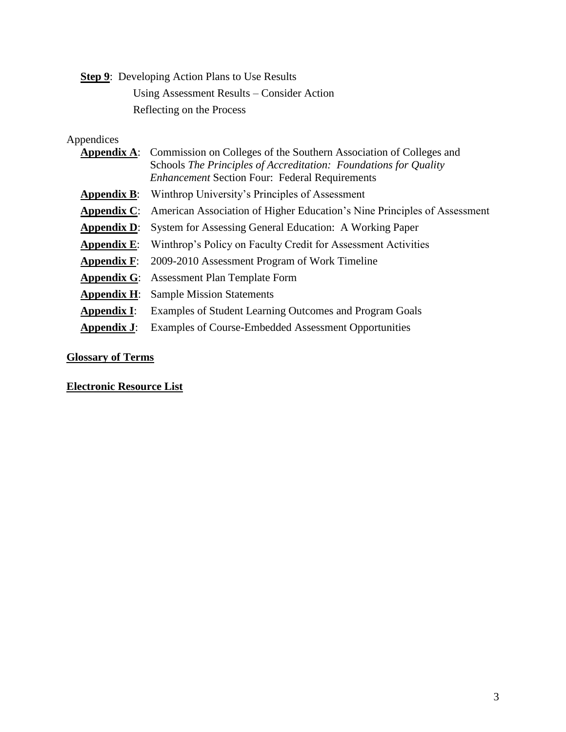**Step 9**: Developing Action Plans to Use Results

Using Assessment Results – Consider Action

Reflecting on the Process

Appendices

**Appendix A**: Commission on Colleges of the Southern Association of Colleges and Schools *The Principles of Accreditation: Foundations for Quality Enhancement* Section Four: Federal Requirements

**Appendix B**: Winthrop University's Principles of Assessment

**Appendix C**: American Association of Higher Education's Nine Principles of Assessment

**Appendix D**: System for Assessing General Education: A Working Paper

**Appendix E**: Winthrop's Policy on Faculty Credit for Assessment Activities

**Appendix F**: 2009-2010 Assessment Program of Work Timeline

**Appendix G**: Assessment Plan Template Form

**Appendix H**: Sample Mission Statements

**Appendix I**: Examples of Student Learning Outcomes and Program Goals

**Appendix J**: Examples of Course-Embedded Assessment Opportunities

**Glossary of Terms**

**Electronic Resource List**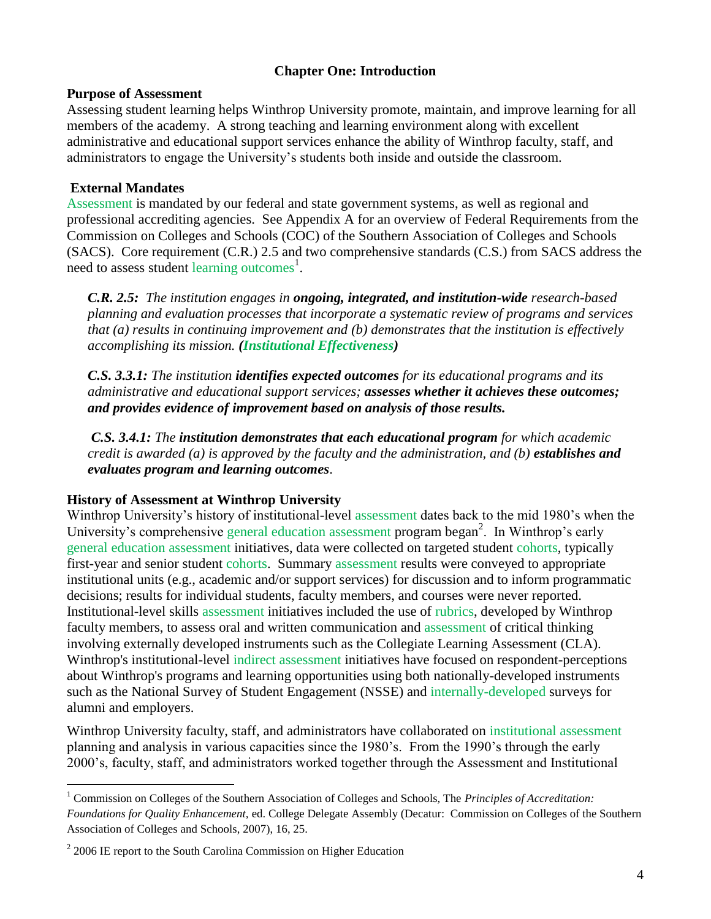## Chapter One: Introduction

### Purpose of Assessment

Assessing student learning helps Winthrop University promote, maintain, and improve learning for all members of the academy. A strong teaching and learning environment along with excellent administrative and educational support services enhance the ability of Winthrop faculty, staff, and administrators to engage the University's students both inside and outside the classroom.

### External Mandates

Assessment is mandated by our federal and state government systems, as well as regional and professional accrediting agencies. See Appendix A for an overview of Federal Requirements from the Commission on Colleges and Schools (COC) of the Southern Association of Colleges and Schools (SACS). Core requirement (C.R.) 2.5 and two comprehensive standards (C.S.) from SACS address the need to assess student learning outcomes[1].

> ***C.R. 2.5:*** *The institution engages in* ***ongoing, integrated, and institution-wide*** *research-based planning and evaluation processes that incorporate a systematic review of programs and services that (a) results in continuing improvement and (b) demonstrates that the institution is effectively accomplishing its mission.* ***(Institutional Effectiveness)***

> ***C.S. 3.3.1:*** *The institution* ***identifies expected outcomes*** *for its educational programs and its administrative and educational support services;* ***assesses whether it achieves these outcomes; and provides evidence of improvement based on analysis of those results.***

> ***C.S. 3.4.1:*** *The* ***institution demonstrates that each educational program*** *for which academic credit is awarded (a) is approved by the faculty and the administration, and (b)* ***establishes and evaluates program and learning outcomes****.*

### History of Assessment at Winthrop University

Winthrop University's history of institutional-level assessment dates back to the mid 1980's when the University's comprehensive general education assessment program began[2]. In Winthrop's early general education assessment initiatives, data were collected on targeted student cohorts, typically first-year and senior student cohorts. Summary assessment results were conveyed to appropriate institutional units (e.g., academic and/or support services) for discussion and to inform programmatic decisions; results for individual students, faculty members, and courses were never reported. Institutional-level skills assessment initiatives included the use of rubrics, developed by Winthrop faculty members, to assess oral and written communication and assessment of critical thinking involving externally developed instruments such as the Collegiate Learning Assessment (CLA). Winthrop's institutional-level indirect assessment initiatives have focused on respondent-perceptions about Winthrop's programs and learning opportunities using both nationally-developed instruments such as the National Survey of Student Engagement (NSSE) and internally-developed surveys for alumni and employers.

Winthrop University faculty, staff, and administrators have collaborated on institutional assessment planning and analysis in various capacities since the 1980's. From the 1990's through the early 2000's, faculty, staff, and administrators worked together through the Assessment and Institutional

---

[1] Commission on Colleges of the Southern Association of Colleges and Schools, The *Principles of Accreditation: Foundations for Quality Enhancement*, ed. College Delegate Assembly (Decatur: Commission on Colleges of the Southern Association of Colleges and Schools, 2007), 16, 25.

[2] 2006 IE report to the South Carolina Commission on Higher Education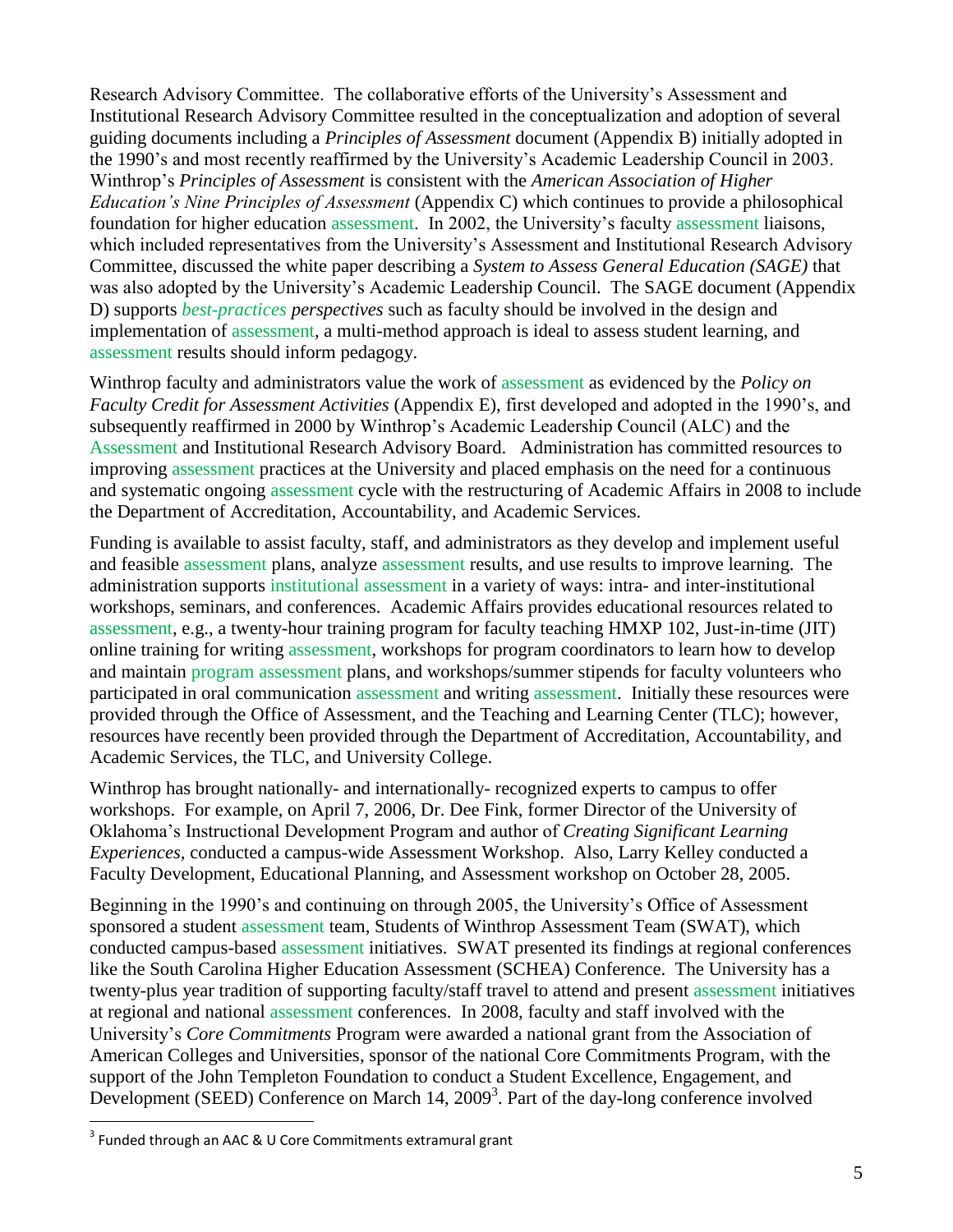Research Advisory Committee. The collaborative efforts of the University's Assessment and Institutional Research Advisory Committee resulted in the conceptualization and adoption of several guiding documents including a *Principles of Assessment* document (Appendix B) initially adopted in the 1990's and most recently reaffirmed by the University's Academic Leadership Council in 2003. Winthrop's *Principles of Assessment* is consistent with the *American Association of Higher Education's Nine Principles of Assessment* (Appendix C) which continues to provide a philosophical foundation for higher education assessment. In 2002, the University's faculty assessment liaisons, which included representatives from the University's Assessment and Institutional Research Advisory Committee, discussed the white paper describing a *System to Assess General Education (SAGE)* that was also adopted by the University's Academic Leadership Council. The SAGE document (Appendix D) supports *best-practices perspectives* such as faculty should be involved in the design and implementation of assessment, a multi-method approach is ideal to assess student learning, and assessment results should inform pedagogy.

Winthrop faculty and administrators value the work of assessment as evidenced by the *Policy on Faculty Credit for Assessment Activities* (Appendix E), first developed and adopted in the 1990's, and subsequently reaffirmed in 2000 by Winthrop's Academic Leadership Council (ALC) and the Assessment and Institutional Research Advisory Board. Administration has committed resources to improving assessment practices at the University and placed emphasis on the need for a continuous and systematic ongoing assessment cycle with the restructuring of Academic Affairs in 2008 to include the Department of Accreditation, Accountability, and Academic Services.

Funding is available to assist faculty, staff, and administrators as they develop and implement useful and feasible assessment plans, analyze assessment results, and use results to improve learning. The administration supports institutional assessment in a variety of ways: intra- and inter-institutional workshops, seminars, and conferences. Academic Affairs provides educational resources related to assessment, e.g., a twenty-hour training program for faculty teaching HMXP 102, Just-in-time (JIT) online training for writing assessment, workshops for program coordinators to learn how to develop and maintain program assessment plans, and workshops/summer stipends for faculty volunteers who participated in oral communication assessment and writing assessment. Initially these resources were provided through the Office of Assessment, and the Teaching and Learning Center (TLC); however, resources have recently been provided through the Department of Accreditation, Accountability, and Academic Services, the TLC, and University College.

Winthrop has brought nationally- and internationally- recognized experts to campus to offer workshops. For example, on April 7, 2006, Dr. Dee Fink, former Director of the University of Oklahoma's Instructional Development Program and author of *Creating Significant Learning Experiences*, conducted a campus-wide Assessment Workshop. Also, Larry Kelley conducted a Faculty Development, Educational Planning, and Assessment workshop on October 28, 2005.

Beginning in the 1990's and continuing on through 2005, the University's Office of Assessment sponsored a student assessment team, Students of Winthrop Assessment Team (SWAT), which conducted campus-based assessment initiatives. SWAT presented its findings at regional conferences like the South Carolina Higher Education Assessment (SCHEA) Conference. The University has a twenty-plus year tradition of supporting faculty/staff travel to attend and present assessment initiatives at regional and national assessment conferences. In 2008, faculty and staff involved with the University's *Core Commitments* Program were awarded a national grant from the Association of American Colleges and Universities, sponsor of the national Core Commitments Program, with the support of the John Templeton Foundation to conduct a Student Excellence, Engagement, and Development (SEED) Conference on March 14, 2009[3]. Part of the day-long conference involved

[3] Funded through an AAC & U Core Commitments extramural grant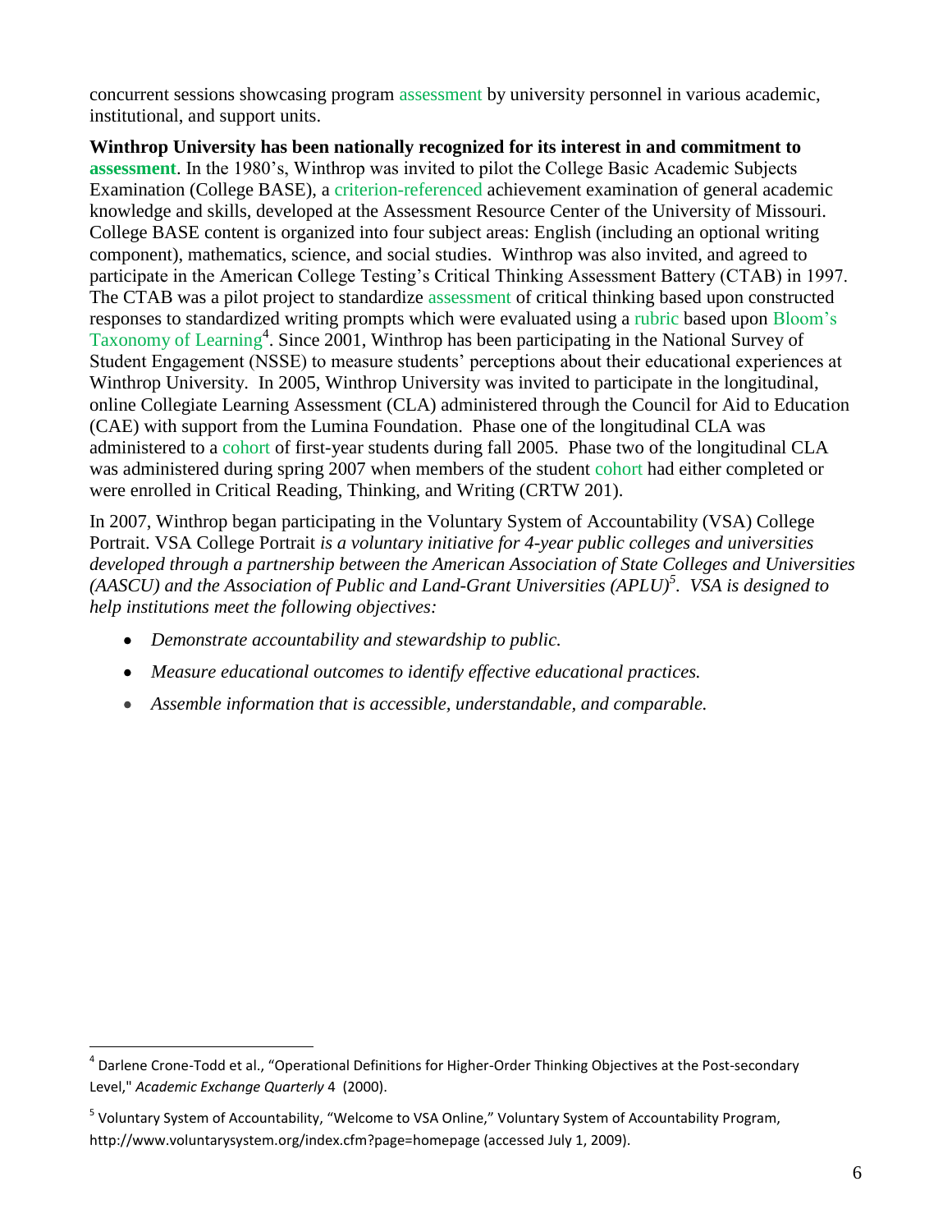concurrent sessions showcasing program assessment by university personnel in various academic, institutional, and support units.

**Winthrop University has been nationally recognized for its interest in and commitment to assessment**. In the 1980's, Winthrop was invited to pilot the College Basic Academic Subjects Examination (College BASE), a criterion-referenced achievement examination of general academic knowledge and skills, developed at the Assessment Resource Center of the University of Missouri. College BASE content is organized into four subject areas: English (including an optional writing component), mathematics, science, and social studies. Winthrop was also invited, and agreed to participate in the American College Testing's Critical Thinking Assessment Battery (CTAB) in 1997. The CTAB was a pilot project to standardize assessment of critical thinking based upon constructed responses to standardized writing prompts which were evaluated using a rubric based upon Bloom's Taxonomy of Learning[4]. Since 2001, Winthrop has been participating in the National Survey of Student Engagement (NSSE) to measure students' perceptions about their educational experiences at Winthrop University. In 2005, Winthrop University was invited to participate in the longitudinal, online Collegiate Learning Assessment (CLA) administered through the Council for Aid to Education (CAE) with support from the Lumina Foundation. Phase one of the longitudinal CLA was administered to a cohort of first-year students during fall 2005. Phase two of the longitudinal CLA was administered during spring 2007 when members of the student cohort had either completed or were enrolled in Critical Reading, Thinking, and Writing (CRTW 201).

In 2007, Winthrop began participating in the Voluntary System of Accountability (VSA) College Portrait. VSA College Portrait *is a voluntary initiative for 4-year public colleges and universities developed through a partnership between the American Association of State Colleges and Universities (AASCU) and the Association of Public and Land-Grant Universities (APLU)*[5]. *VSA is designed to help institutions meet the following objectives:*

- *Demonstrate accountability and stewardship to public.*
- *Measure educational outcomes to identify effective educational practices.*
- *Assemble information that is accessible, understandable, and comparable.*

---

[4] Darlene Crone-Todd et al., "Operational Definitions for Higher-Order Thinking Objectives at the Post-secondary Level," *Academic Exchange Quarterly* 4 (2000).

[5] Voluntary System of Accountability, "Welcome to VSA Online," Voluntary System of Accountability Program, http://www.voluntarysystem.org/index.cfm?page=homepage (accessed July 1, 2009).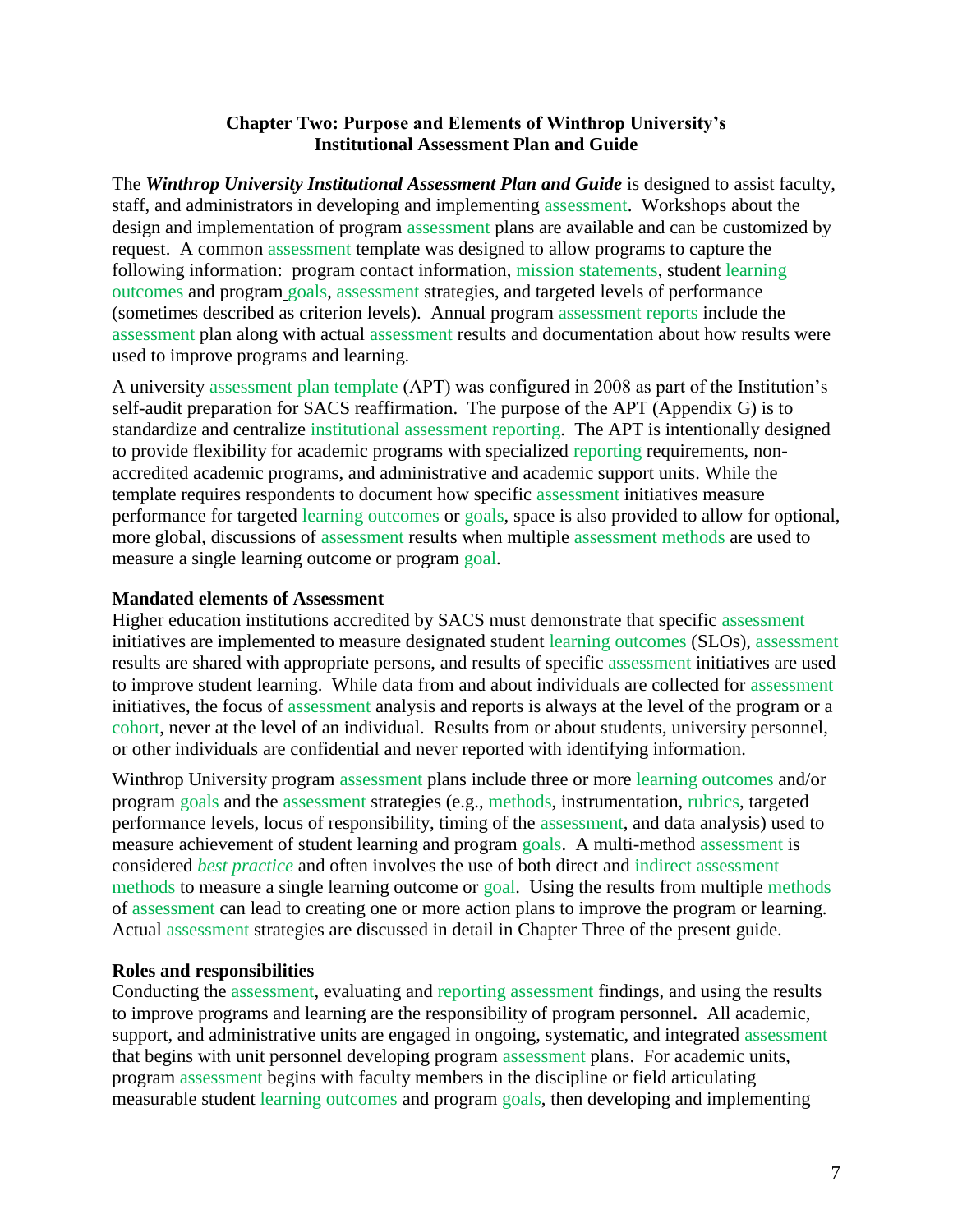## Chapter Two: Purpose and Elements of Winthrop University's Institutional Assessment Plan and Guide

The ***Winthrop University Institutional Assessment Plan and Guide*** is designed to assist faculty, staff, and administrators in developing and implementing assessment. Workshops about the design and implementation of program assessment plans are available and can be customized by request. A common assessment template was designed to allow programs to capture the following information: program contact information, mission statements, student learning outcomes and program goals, assessment strategies, and targeted levels of performance (sometimes described as criterion levels). Annual program assessment reports include the assessment plan along with actual assessment results and documentation about how results were used to improve programs and learning.

A university assessment plan template (APT) was configured in 2008 as part of the Institution's self-audit preparation for SACS reaffirmation. The purpose of the APT (Appendix G) is to standardize and centralize institutional assessment reporting. The APT is intentionally designed to provide flexibility for academic programs with specialized reporting requirements, non-accredited academic programs, and administrative and academic support units. While the template requires respondents to document how specific assessment initiatives measure performance for targeted learning outcomes or goals, space is also provided to allow for optional, more global, discussions of assessment results when multiple assessment methods are used to measure a single learning outcome or program goal.

**Mandated elements of Assessment**

Higher education institutions accredited by SACS must demonstrate that specific assessment initiatives are implemented to measure designated student learning outcomes (SLOs), assessment results are shared with appropriate persons, and results of specific assessment initiatives are used to improve student learning. While data from and about individuals are collected for assessment initiatives, the focus of assessment analysis and reports is always at the level of the program or a cohort, never at the level of an individual. Results from or about students, university personnel, or other individuals are confidential and never reported with identifying information.

Winthrop University program assessment plans include three or more learning outcomes and/or program goals and the assessment strategies (e.g., methods, instrumentation, rubrics, targeted performance levels, locus of responsibility, timing of the assessment, and data analysis) used to measure achievement of student learning and program goals. A multi-method assessment is considered *best practice* and often involves the use of both direct and indirect assessment methods to measure a single learning outcome or goal. Using the results from multiple methods of assessment can lead to creating one or more action plans to improve the program or learning. Actual assessment strategies are discussed in detail in Chapter Three of the present guide.

**Roles and responsibilities**

Conducting the assessment, evaluating and reporting assessment findings, and using the results to improve programs and learning are the responsibility of program personnel**.** All academic, support, and administrative units are engaged in ongoing, systematic, and integrated assessment that begins with unit personnel developing program assessment plans. For academic units, program assessment begins with faculty members in the discipline or field articulating measurable student learning outcomes and program goals, then developing and implementing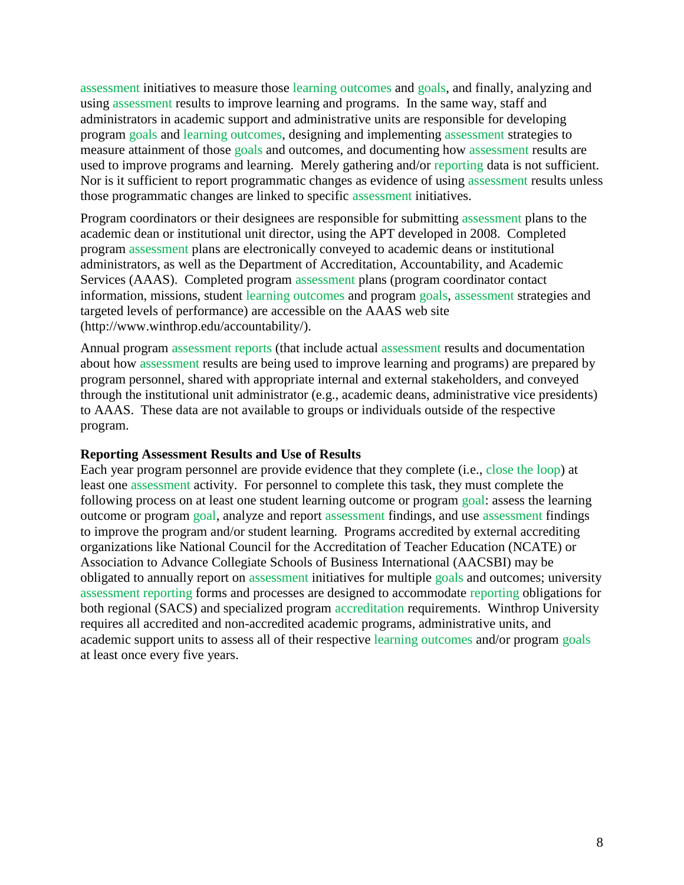assessment initiatives to measure those learning outcomes and goals, and finally, analyzing and using assessment results to improve learning and programs. In the same way, staff and administrators in academic support and administrative units are responsible for developing program goals and learning outcomes, designing and implementing assessment strategies to measure attainment of those goals and outcomes, and documenting how assessment results are used to improve programs and learning. Merely gathering and/or reporting data is not sufficient. Nor is it sufficient to report programmatic changes as evidence of using assessment results unless those programmatic changes are linked to specific assessment initiatives.

Program coordinators or their designees are responsible for submitting assessment plans to the academic dean or institutional unit director, using the APT developed in 2008. Completed program assessment plans are electronically conveyed to academic deans or institutional administrators, as well as the Department of Accreditation, Accountability, and Academic Services (AAAS). Completed program assessment plans (program coordinator contact information, missions, student learning outcomes and program goals, assessment strategies and targeted levels of performance) are accessible on the AAAS web site (http://www.winthrop.edu/accountability/).

Annual program assessment reports (that include actual assessment results and documentation about how assessment results are being used to improve learning and programs) are prepared by program personnel, shared with appropriate internal and external stakeholders, and conveyed through the institutional unit administrator (e.g., academic deans, administrative vice presidents) to AAAS. These data are not available to groups or individuals outside of the respective program.

**Reporting Assessment Results and Use of Results**

Each year program personnel are provide evidence that they complete (i.e., close the loop) at least one assessment activity. For personnel to complete this task, they must complete the following process on at least one student learning outcome or program goal: assess the learning outcome or program goal, analyze and report assessment findings, and use assessment findings to improve the program and/or student learning. Programs accredited by external accrediting organizations like National Council for the Accreditation of Teacher Education (NCATE) or Association to Advance Collegiate Schools of Business International (AACSBI) may be obligated to annually report on assessment initiatives for multiple goals and outcomes; university assessment reporting forms and processes are designed to accommodate reporting obligations for both regional (SACS) and specialized program accreditation requirements. Winthrop University requires all accredited and non-accredited academic programs, administrative units, and academic support units to assess all of their respective learning outcomes and/or program goals at least once every five years.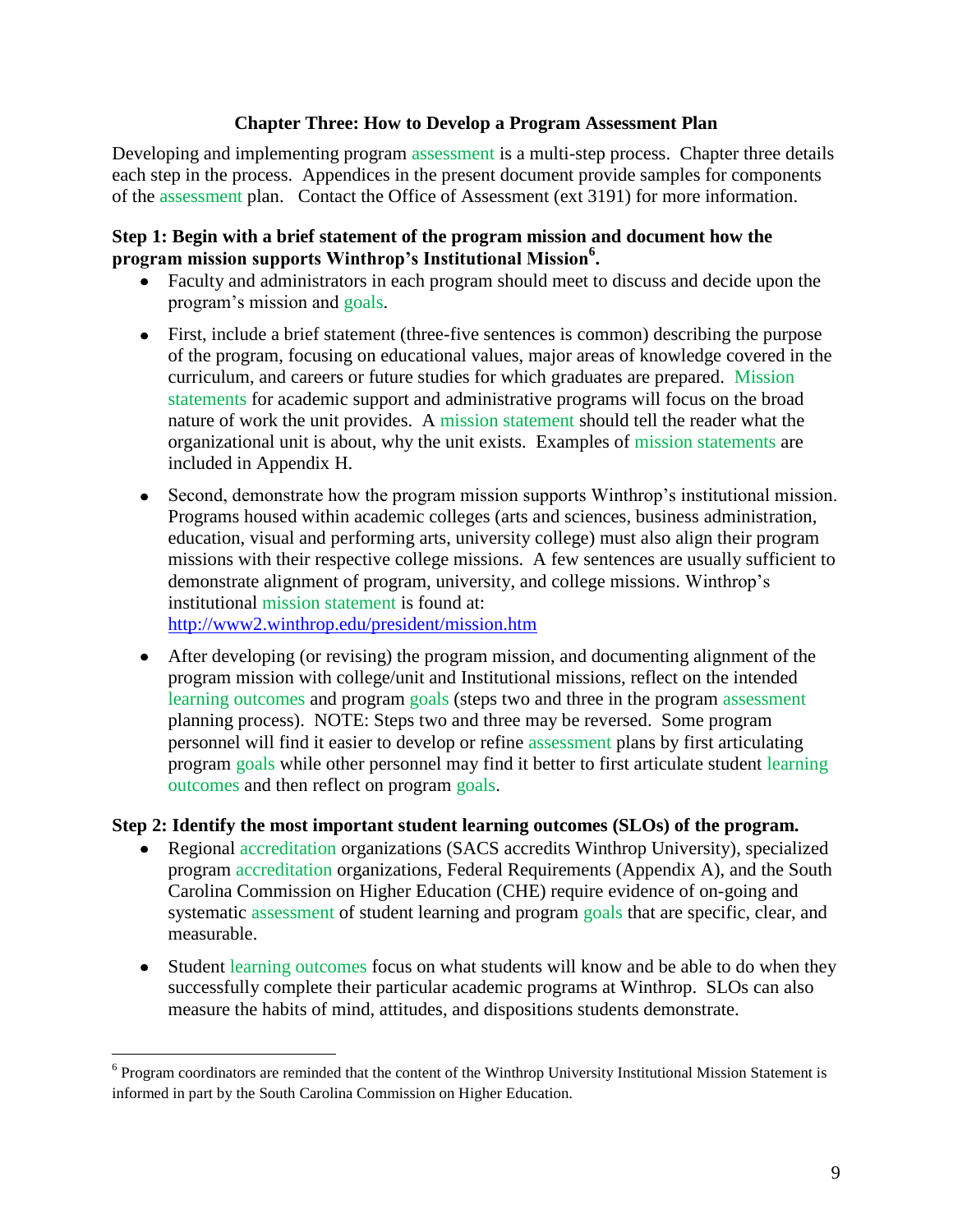## Chapter Three: How to Develop a Program Assessment Plan

Developing and implementing program assessment is a multi-step process. Chapter three details each step in the process. Appendices in the present document provide samples for components of the assessment plan. Contact the Office of Assessment (ext 3191) for more information.

### Step 1: Begin with a brief statement of the program mission and document how the program mission supports Winthrop's Institutional Mission[6].

- Faculty and administrators in each program should meet to discuss and decide upon the program's mission and goals.
- First, include a brief statement (three-five sentences is common) describing the purpose of the program, focusing on educational values, major areas of knowledge covered in the curriculum, and careers or future studies for which graduates are prepared. Mission statements for academic support and administrative programs will focus on the broad nature of work the unit provides. A mission statement should tell the reader what the organizational unit is about, why the unit exists. Examples of mission statements are included in Appendix H.
- Second, demonstrate how the program mission supports Winthrop's institutional mission. Programs housed within academic colleges (arts and sciences, business administration, education, visual and performing arts, university college) must also align their program missions with their respective college missions. A few sentences are usually sufficient to demonstrate alignment of program, university, and college missions. Winthrop's institutional mission statement is found at: http://www2.winthrop.edu/president/mission.htm
- After developing (or revising) the program mission, and documenting alignment of the program mission with college/unit and Institutional missions, reflect on the intended learning outcomes and program goals (steps two and three in the program assessment planning process). NOTE: Steps two and three may be reversed. Some program personnel will find it easier to develop or refine assessment plans by first articulating program goals while other personnel may find it better to first articulate student learning outcomes and then reflect on program goals.

### Step 2: Identify the most important student learning outcomes (SLOs) of the program.

- Regional accreditation organizations (SACS accredits Winthrop University), specialized program accreditation organizations, Federal Requirements (Appendix A), and the South Carolina Commission on Higher Education (CHE) require evidence of on-going and systematic assessment of student learning and program goals that are specific, clear, and measurable.
- Student learning outcomes focus on what students will know and be able to do when they successfully complete their particular academic programs at Winthrop. SLOs can also measure the habits of mind, attitudes, and dispositions students demonstrate.

---

[6] Program coordinators are reminded that the content of the Winthrop University Institutional Mission Statement is informed in part by the South Carolina Commission on Higher Education.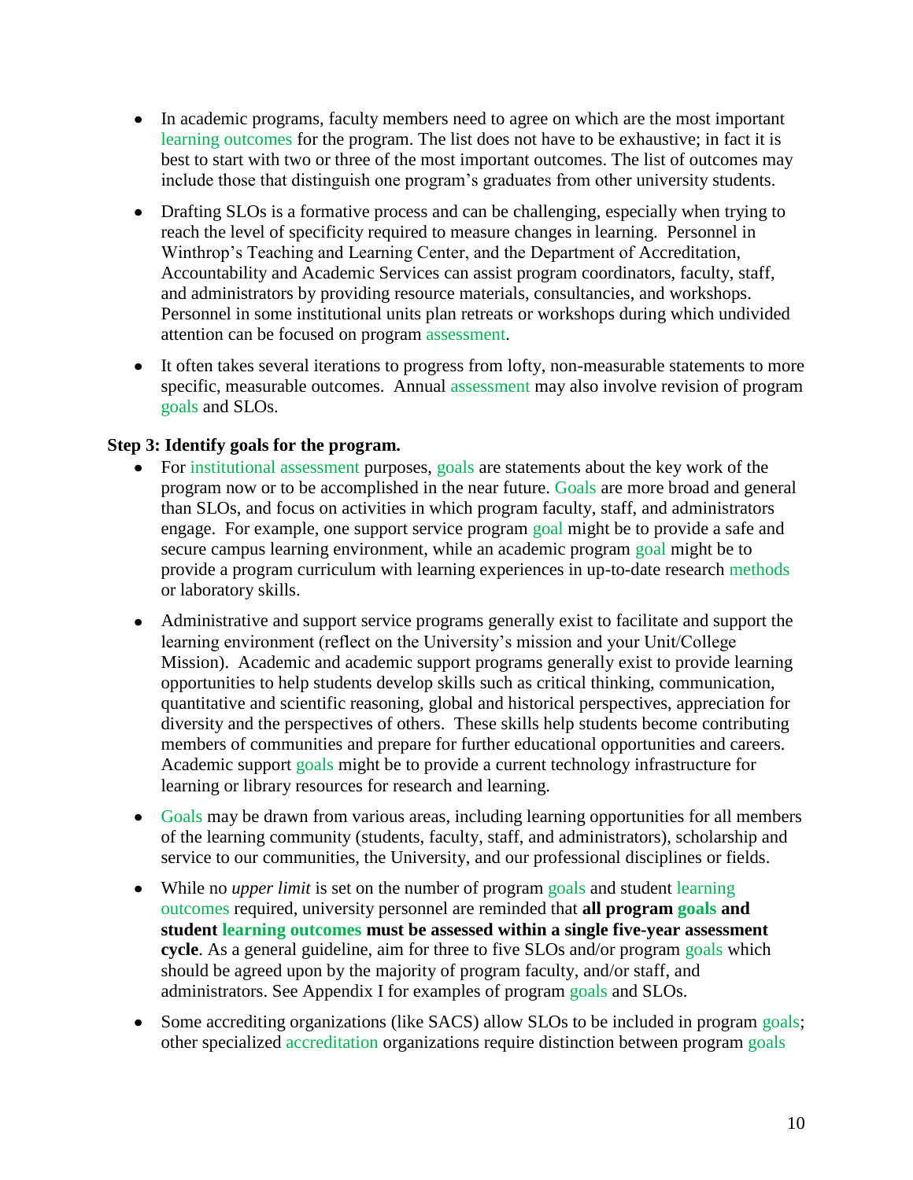- In academic programs, faculty members need to agree on which are the most important learning outcomes for the program. The list does not have to be exhaustive; in fact it is best to start with two or three of the most important outcomes. The list of outcomes may include those that distinguish one program's graduates from other university students.

- Drafting SLOs is a formative process and can be challenging, especially when trying to reach the level of specificity required to measure changes in learning. Personnel in Winthrop's Teaching and Learning Center, and the Department of Accreditation, Accountability and Academic Services can assist program coordinators, faculty, staff, and administrators by providing resource materials, consultancies, and workshops. Personnel in some institutional units plan retreats or workshops during which undivided attention can be focused on program assessment.

- It often takes several iterations to progress from lofty, non-measurable statements to more specific, measurable outcomes. Annual assessment may also involve revision of program goals and SLOs.

**Step 3: Identify goals for the program.**

- For institutional assessment purposes, goals are statements about the key work of the program now or to be accomplished in the near future. Goals are more broad and general than SLOs, and focus on activities in which program faculty, staff, and administrators engage. For example, one support service program goal might be to provide a safe and secure campus learning environment, while an academic program goal might be to provide a program curriculum with learning experiences in up-to-date research methods or laboratory skills.

- Administrative and support service programs generally exist to facilitate and support the learning environment (reflect on the University's mission and your Unit/College Mission). Academic and academic support programs generally exist to provide learning opportunities to help students develop skills such as critical thinking, communication, quantitative and scientific reasoning, global and historical perspectives, appreciation for diversity and the perspectives of others. These skills help students become contributing members of communities and prepare for further educational opportunities and careers. Academic support goals might be to provide a current technology infrastructure for learning or library resources for research and learning.

- Goals may be drawn from various areas, including learning opportunities for all members of the learning community (students, faculty, staff, and administrators), scholarship and service to our communities, the University, and our professional disciplines or fields.

- While no *upper limit* is set on the number of program goals and student learning outcomes required, university personnel are reminded that **all program goals and student learning outcomes must be assessed within a single five-year assessment cycle**. As a general guideline, aim for three to five SLOs and/or program goals which should be agreed upon by the majority of program faculty, and/or staff, and administrators. See Appendix I for examples of program goals and SLOs.

- Some accrediting organizations (like SACS) allow SLOs to be included in program goals; other specialized accreditation organizations require distinction between program goals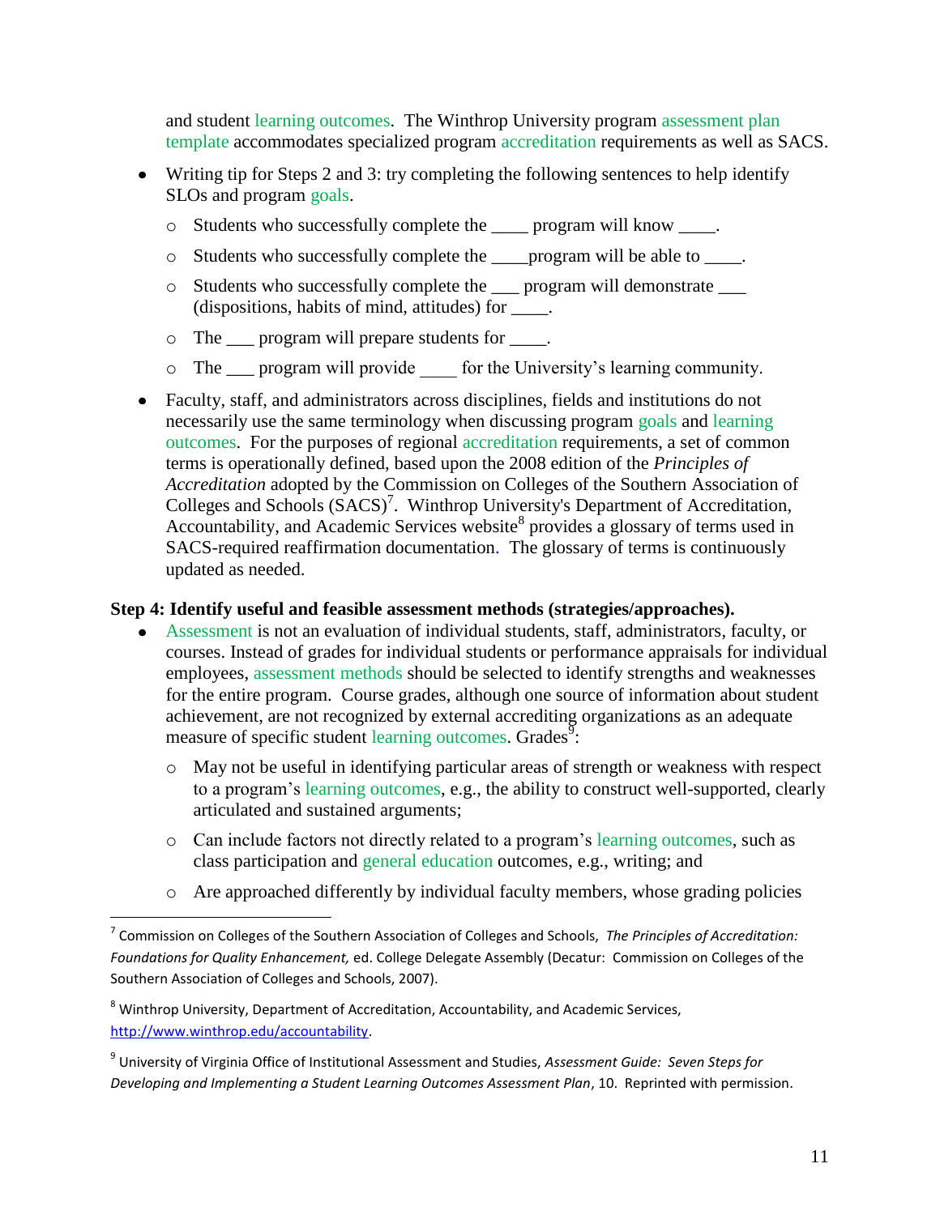and student learning outcomes. The Winthrop University program assessment plan template accommodates specialized program accreditation requirements as well as SACS.

- Writing tip for Steps 2 and 3: try completing the following sentences to help identify SLOs and program goals.
  - Students who successfully complete the ____ program will know ____.
  - Students who successfully complete the ____program will be able to ____.
  - Students who successfully complete the ___ program will demonstrate ___ (dispositions, habits of mind, attitudes) for ____.
  - The ___ program will prepare students for ____.
  - The ___ program will provide ____ for the University's learning community.
- Faculty, staff, and administrators across disciplines, fields and institutions do not necessarily use the same terminology when discussing program goals and learning outcomes. For the purposes of regional accreditation requirements, a set of common terms is operationally defined, based upon the 2008 edition of the *Principles of Accreditation* adopted by the Commission on Colleges of the Southern Association of Colleges and Schools (SACS)[7]. Winthrop University's Department of Accreditation, Accountability, and Academic Services website[8] provides a glossary of terms used in SACS-required reaffirmation documentation. The glossary of terms is continuously updated as needed.

**Step 4: Identify useful and feasible assessment methods (strategies/approaches).**

- Assessment is not an evaluation of individual students, staff, administrators, faculty, or courses. Instead of grades for individual students or performance appraisals for individual employees, assessment methods should be selected to identify strengths and weaknesses for the entire program. Course grades, although one source of information about student achievement, are not recognized by external accrediting organizations as an adequate measure of specific student learning outcomes. Grades[9]:
  - May not be useful in identifying particular areas of strength or weakness with respect to a program's learning outcomes, e.g., the ability to construct well-supported, clearly articulated and sustained arguments;
  - Can include factors not directly related to a program's learning outcomes, such as class participation and general education outcomes, e.g., writing; and
  - Are approached differently by individual faculty members, whose grading policies

---

[7] Commission on Colleges of the Southern Association of Colleges and Schools, *The Principles of Accreditation: Foundations for Quality Enhancement,* ed. College Delegate Assembly (Decatur: Commission on Colleges of the Southern Association of Colleges and Schools, 2007).

[8] Winthrop University, Department of Accreditation, Accountability, and Academic Services, http://www.winthrop.edu/accountability.

[9] University of Virginia Office of Institutional Assessment and Studies, *Assessment Guide: Seven Steps for Developing and Implementing a Student Learning Outcomes Assessment Plan*, 10. Reprinted with permission.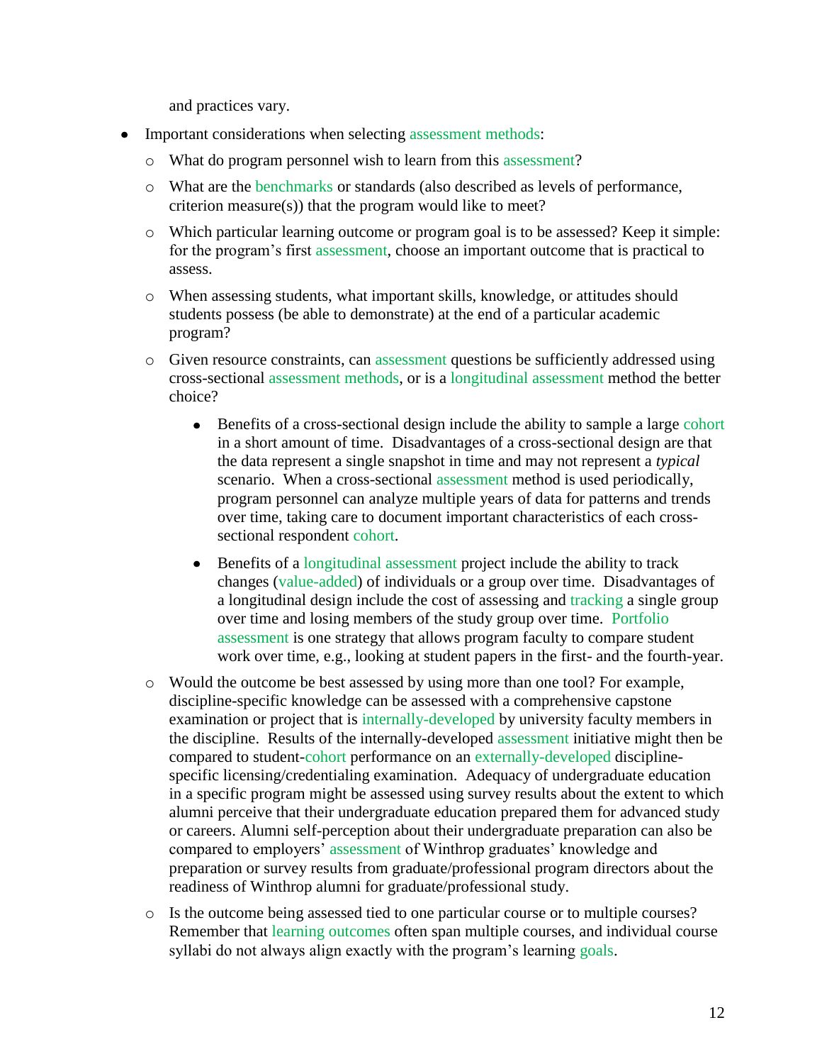and practices vary.

- Important considerations when selecting assessment methods:
    - What do program personnel wish to learn from this assessment?
    - What are the benchmarks or standards (also described as levels of performance, criterion measure(s)) that the program would like to meet?
    - Which particular learning outcome or program goal is to be assessed? Keep it simple: for the program's first assessment, choose an important outcome that is practical to assess.
    - When assessing students, what important skills, knowledge, or attitudes should students possess (be able to demonstrate) at the end of a particular academic program?
    - Given resource constraints, can assessment questions be sufficiently addressed using cross-sectional assessment methods, or is a longitudinal assessment method the better choice?
        - Benefits of a cross-sectional design include the ability to sample a large cohort in a short amount of time. Disadvantages of a cross-sectional design are that the data represent a single snapshot in time and may not represent a *typical* scenario. When a cross-sectional assessment method is used periodically, program personnel can analyze multiple years of data for patterns and trends over time, taking care to document important characteristics of each cross-sectional respondent cohort.
        - Benefits of a longitudinal assessment project include the ability to track changes (value-added) of individuals or a group over time. Disadvantages of a longitudinal design include the cost of assessing and tracking a single group over time and losing members of the study group over time. Portfolio assessment is one strategy that allows program faculty to compare student work over time, e.g., looking at student papers in the first- and the fourth-year.
    - Would the outcome be best assessed by using more than one tool? For example, discipline-specific knowledge can be assessed with a comprehensive capstone examination or project that is internally-developed by university faculty members in the discipline. Results of the internally-developed assessment initiative might then be compared to student-cohort performance on an externally-developed discipline-specific licensing/credentialing examination. Adequacy of undergraduate education in a specific program might be assessed using survey results about the extent to which alumni perceive that their undergraduate education prepared them for advanced study or careers. Alumni self-perception about their undergraduate preparation can also be compared to employers' assessment of Winthrop graduates' knowledge and preparation or survey results from graduate/professional program directors about the readiness of Winthrop alumni for graduate/professional study.
    - Is the outcome being assessed tied to one particular course or to multiple courses? Remember that learning outcomes often span multiple courses, and individual course syllabi do not always align exactly with the program's learning goals.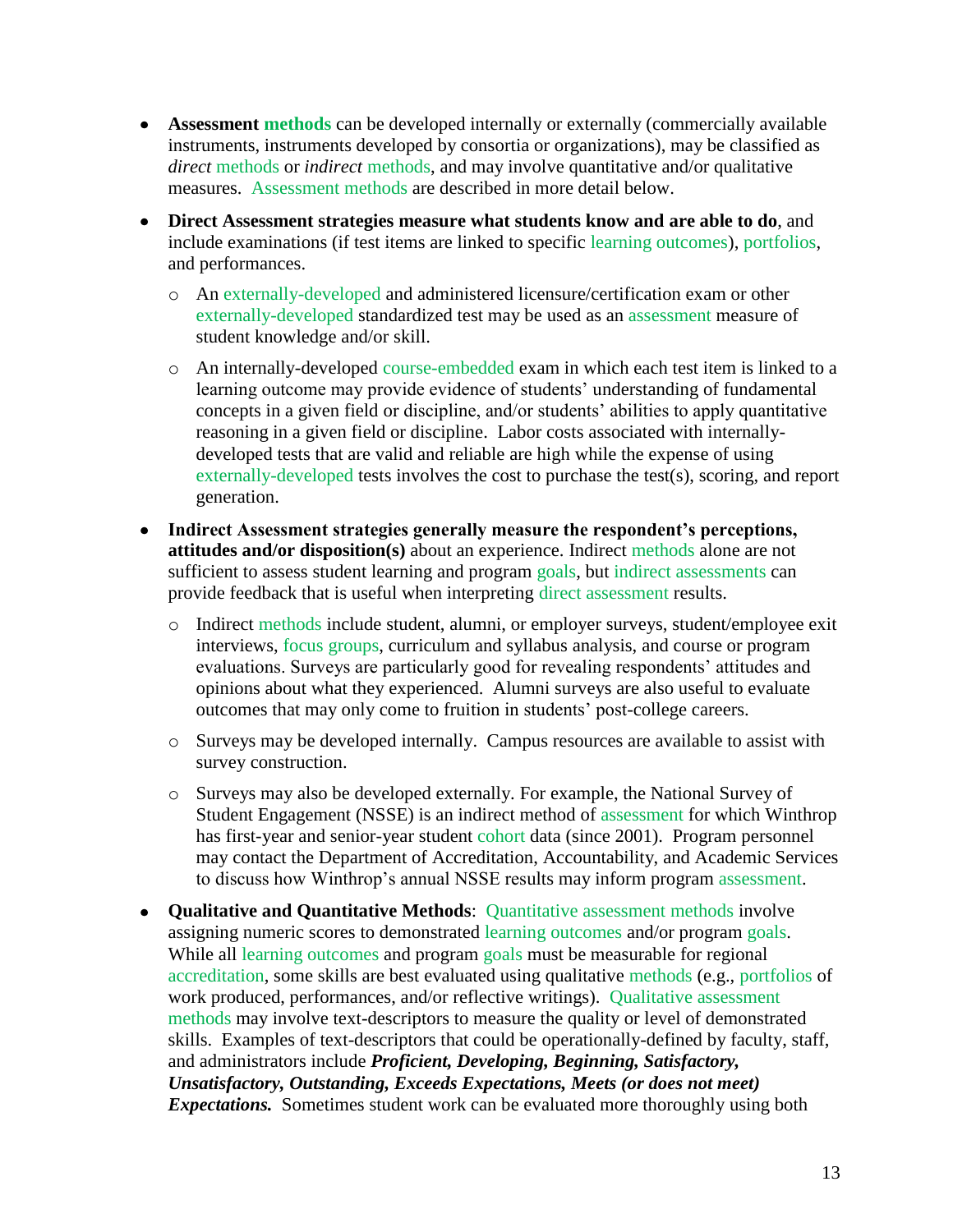- **Assessment methods** can be developed internally or externally (commercially available instruments, instruments developed by consortia or organizations), may be classified as *direct* methods or *indirect* methods, and may involve quantitative and/or qualitative measures. Assessment methods are described in more detail below.

- **Direct Assessment strategies measure what students know and are able to do**, and include examinations (if test items are linked to specific learning outcomes), portfolios, and performances.
    - An externally-developed and administered licensure/certification exam or other externally-developed standardized test may be used as an assessment measure of student knowledge and/or skill.
    - An internally-developed course-embedded exam in which each test item is linked to a learning outcome may provide evidence of students' understanding of fundamental concepts in a given field or discipline, and/or students' abilities to apply quantitative reasoning in a given field or discipline. Labor costs associated with internally-developed tests that are valid and reliable are high while the expense of using externally-developed tests involves the cost to purchase the test(s), scoring, and report generation.

- **Indirect Assessment strategies generally measure the respondent's perceptions, attitudes and/or disposition(s)** about an experience. Indirect methods alone are not sufficient to assess student learning and program goals, but indirect assessments can provide feedback that is useful when interpreting direct assessment results.
    - Indirect methods include student, alumni, or employer surveys, student/employee exit interviews, focus groups, curriculum and syllabus analysis, and course or program evaluations. Surveys are particularly good for revealing respondents' attitudes and opinions about what they experienced. Alumni surveys are also useful to evaluate outcomes that may only come to fruition in students' post-college careers.
    - Surveys may be developed internally. Campus resources are available to assist with survey construction.
    - Surveys may also be developed externally. For example, the National Survey of Student Engagement (NSSE) is an indirect method of assessment for which Winthrop has first-year and senior-year student cohort data (since 2001). Program personnel may contact the Department of Accreditation, Accountability, and Academic Services to discuss how Winthrop's annual NSSE results may inform program assessment.

- **Qualitative and Quantitative Methods**: Quantitative assessment methods involve assigning numeric scores to demonstrated learning outcomes and/or program goals. While all learning outcomes and program goals must be measurable for regional accreditation, some skills are best evaluated using qualitative methods (e.g., portfolios of work produced, performances, and/or reflective writings). Qualitative assessment methods may involve text-descriptors to measure the quality or level of demonstrated skills. Examples of text-descriptors that could be operationally-defined by faculty, staff, and administrators include ***Proficient, Developing, Beginning, Satisfactory, Unsatisfactory, Outstanding, Exceeds Expectations, Meets (or does not meet) Expectations.*** Sometimes student work can be evaluated more thoroughly using both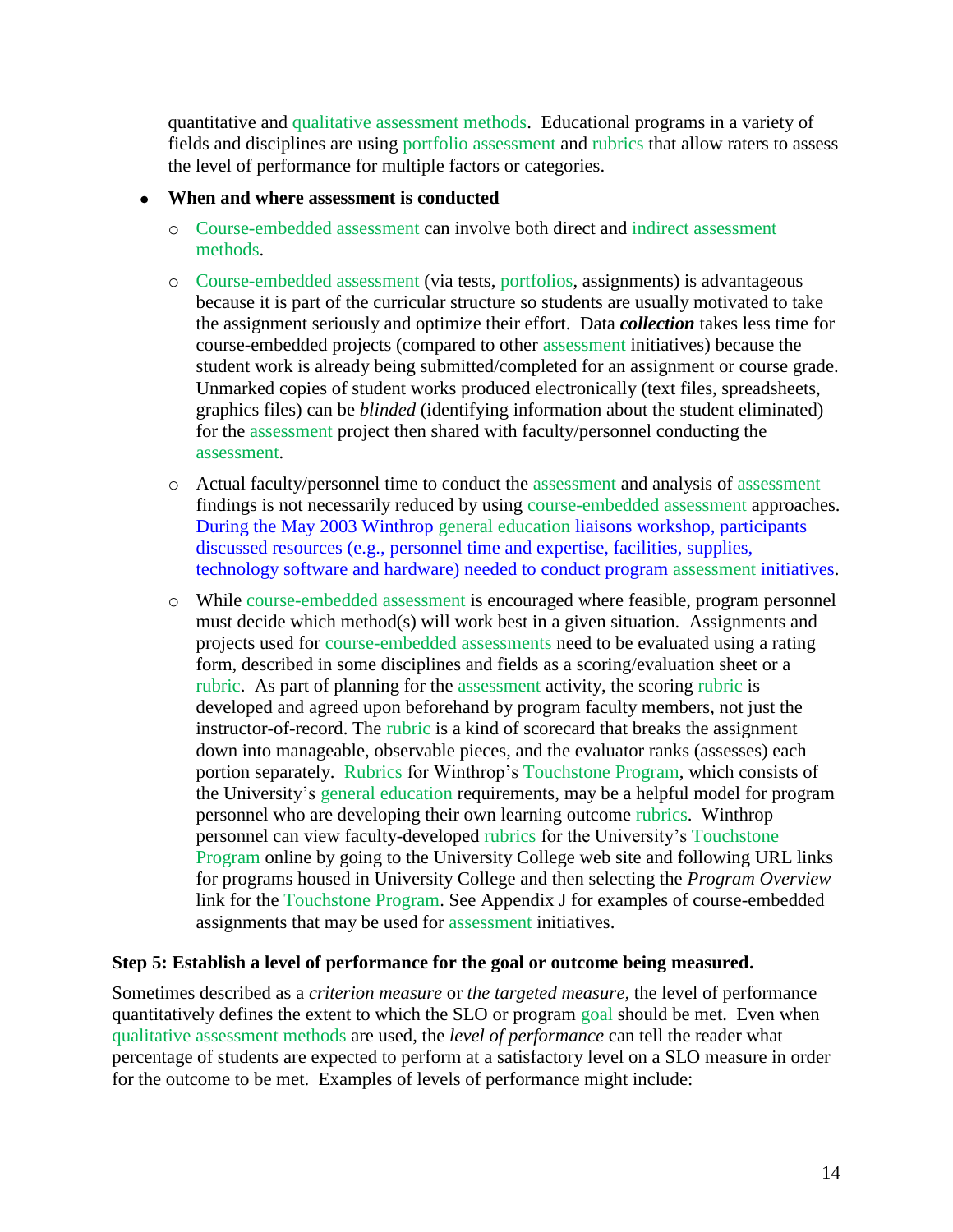quantitative and qualitative assessment methods. Educational programs in a variety of fields and disciplines are using portfolio assessment and rubrics that allow raters to assess the level of performance for multiple factors or categories.

- **When and where assessment is conducted**
  - Course-embedded assessment can involve both direct and indirect assessment methods.
  - Course-embedded assessment (via tests, portfolios, assignments) is advantageous because it is part of the curricular structure so students are usually motivated to take the assignment seriously and optimize their effort. Data ***collection*** takes less time for course-embedded projects (compared to other assessment initiatives) because the student work is already being submitted/completed for an assignment or course grade. Unmarked copies of student works produced electronically (text files, spreadsheets, graphics files) can be *blinded* (identifying information about the student eliminated) for the assessment project then shared with faculty/personnel conducting the assessment.
  - Actual faculty/personnel time to conduct the assessment and analysis of assessment findings is not necessarily reduced by using course-embedded assessment approaches. During the May 2003 Winthrop general education liaisons workshop, participants discussed resources (e.g., personnel time and expertise, facilities, supplies, technology software and hardware) needed to conduct program assessment initiatives.
  - While course-embedded assessment is encouraged where feasible, program personnel must decide which method(s) will work best in a given situation. Assignments and projects used for course-embedded assessments need to be evaluated using a rating form, described in some disciplines and fields as a scoring/evaluation sheet or a rubric. As part of planning for the assessment activity, the scoring rubric is developed and agreed upon beforehand by program faculty members, not just the instructor-of-record. The rubric is a kind of scorecard that breaks the assignment down into manageable, observable pieces, and the evaluator ranks (assesses) each portion separately. Rubrics for Winthrop's Touchstone Program, which consists of the University's general education requirements, may be a helpful model for program personnel who are developing their own learning outcome rubrics. Winthrop personnel can view faculty-developed rubrics for the University's Touchstone Program online by going to the University College web site and following URL links for programs housed in University College and then selecting the *Program Overview* link for the Touchstone Program. See Appendix J for examples of course-embedded assignments that may be used for assessment initiatives.

### Step 5: Establish a level of performance for the goal or outcome being measured.

Sometimes described as a *criterion measure* or *the targeted measure*, the level of performance quantitatively defines the extent to which the SLO or program goal should be met. Even when qualitative assessment methods are used, the *level of performance* can tell the reader what percentage of students are expected to perform at a satisfactory level on a SLO measure in order for the outcome to be met. Examples of levels of performance might include: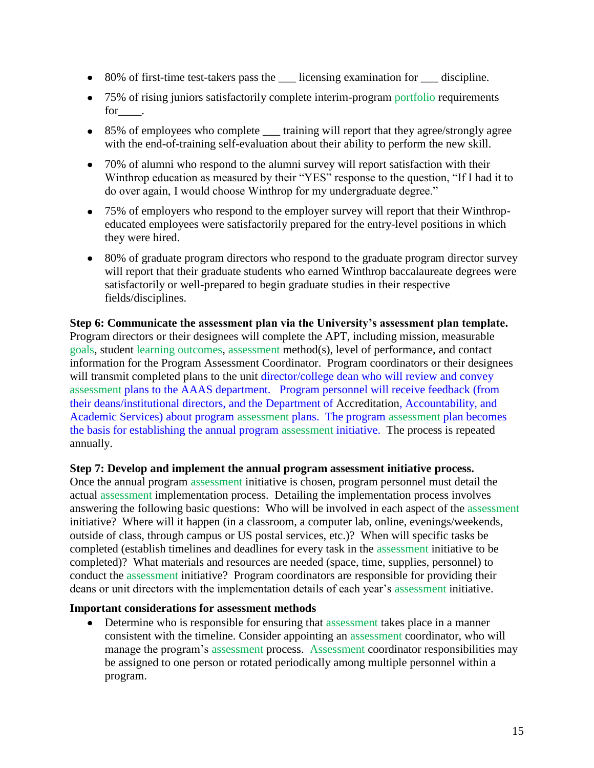- 80% of first-time test-takers pass the ___ licensing examination for ___ discipline.
- 75% of rising juniors satisfactorily complete interim-program portfolio requirements for____.
- 85% of employees who complete ___ training will report that they agree/strongly agree with the end-of-training self-evaluation about their ability to perform the new skill.
- 70% of alumni who respond to the alumni survey will report satisfaction with their Winthrop education as measured by their "YES" response to the question, "If I had it to do over again, I would choose Winthrop for my undergraduate degree."
- 75% of employers who respond to the employer survey will report that their Winthrop-educated employees were satisfactorily prepared for the entry-level positions in which they were hired.
- 80% of graduate program directors who respond to the graduate program director survey will report that their graduate students who earned Winthrop baccalaureate degrees were satisfactorily or well-prepared to begin graduate studies in their respective fields/disciplines.

**Step 6: Communicate the assessment plan via the University's assessment plan template.** Program directors or their designees will complete the APT, including mission, measurable goals, student learning outcomes, assessment method(s), level of performance, and contact information for the Program Assessment Coordinator. Program coordinators or their designees will transmit completed plans to the unit director/college dean who will review and convey assessment plans to the AAAS department. Program personnel will receive feedback (from their deans/institutional directors, and the Department of Accreditation, Accountability, and Academic Services) about program assessment plans. The program assessment plan becomes the basis for establishing the annual program assessment initiative. The process is repeated annually.

**Step 7: Develop and implement the annual program assessment initiative process.** Once the annual program assessment initiative is chosen, program personnel must detail the actual assessment implementation process. Detailing the implementation process involves answering the following basic questions: Who will be involved in each aspect of the assessment initiative? Where will it happen (in a classroom, a computer lab, online, evenings/weekends, outside of class, through campus or US postal services, etc.)? When will specific tasks be completed (establish timelines and deadlines for every task in the assessment initiative to be completed)? What materials and resources are needed (space, time, supplies, personnel) to conduct the assessment initiative? Program coordinators are responsible for providing their deans or unit directors with the implementation details of each year's assessment initiative.

**Important considerations for assessment methods**

- Determine who is responsible for ensuring that assessment takes place in a manner consistent with the timeline. Consider appointing an assessment coordinator, who will manage the program's assessment process. Assessment coordinator responsibilities may be assigned to one person or rotated periodically among multiple personnel within a program.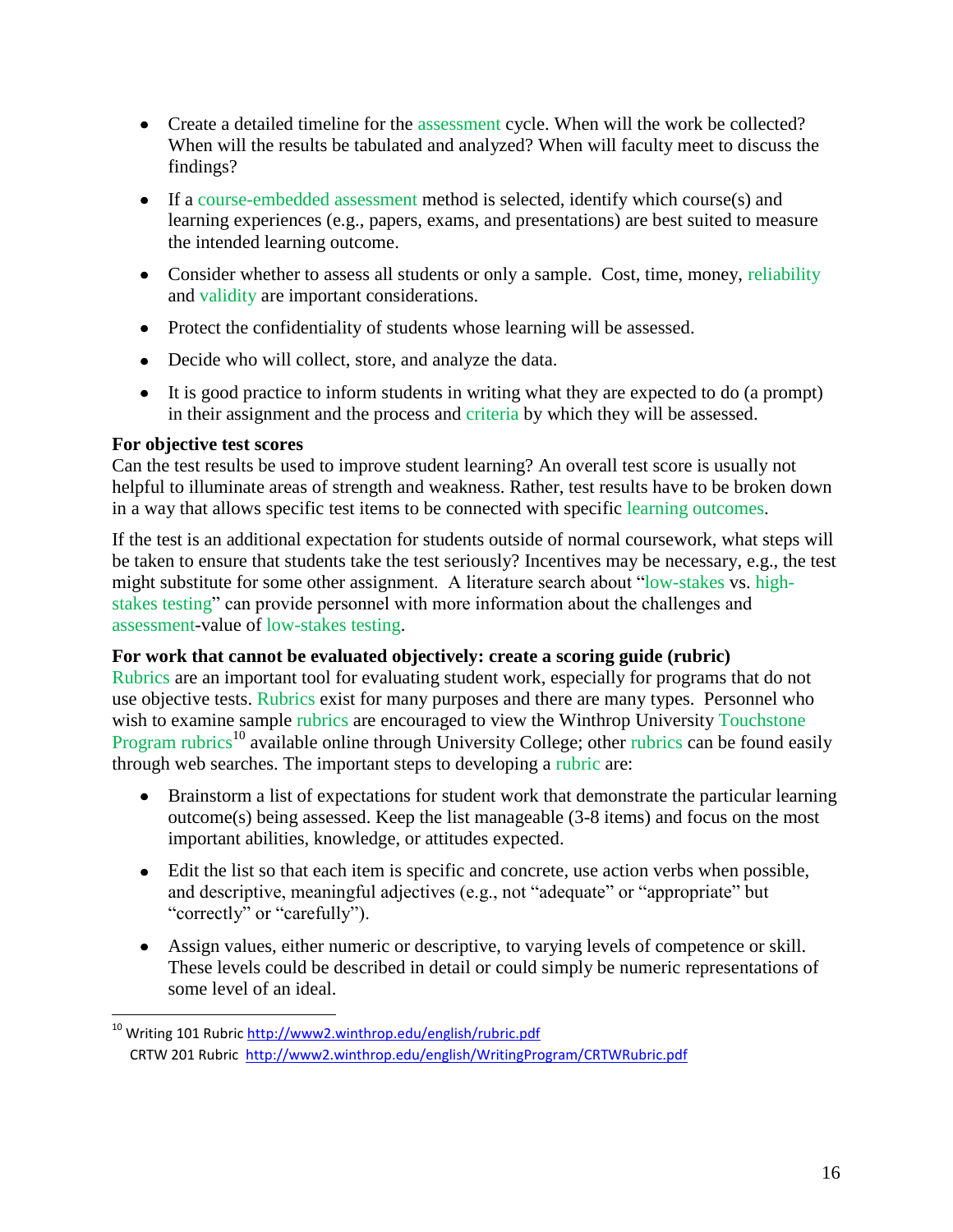- Create a detailed timeline for the assessment cycle. When will the work be collected? When will the results be tabulated and analyzed? When will faculty meet to discuss the findings?

- If a course-embedded assessment method is selected, identify which course(s) and learning experiences (e.g., papers, exams, and presentations) are best suited to measure the intended learning outcome.

- Consider whether to assess all students or only a sample. Cost, time, money, reliability and validity are important considerations.

- Protect the confidentiality of students whose learning will be assessed.

- Decide who will collect, store, and analyze the data.

- It is good practice to inform students in writing what they are expected to do (a prompt) in their assignment and the process and criteria by which they will be assessed.

**For objective test scores**

Can the test results be used to improve student learning? An overall test score is usually not helpful to illuminate areas of strength and weakness. Rather, test results have to be broken down in a way that allows specific test items to be connected with specific learning outcomes.

If the test is an additional expectation for students outside of normal coursework, what steps will be taken to ensure that students take the test seriously? Incentives may be necessary, e.g., the test might substitute for some other assignment. A literature search about "low-stakes vs. high-stakes testing" can provide personnel with more information about the challenges and assessment-value of low-stakes testing.

**For work that cannot be evaluated objectively: create a scoring guide (rubric)**

Rubrics are an important tool for evaluating student work, especially for programs that do not use objective tests. Rubrics exist for many purposes and there are many types. Personnel who wish to examine sample rubrics are encouraged to view the Winthrop University Touchstone Program rubrics[10] available online through University College; other rubrics can be found easily through web searches. The important steps to developing a rubric are:

- Brainstorm a list of expectations for student work that demonstrate the particular learning outcome(s) being assessed. Keep the list manageable (3-8 items) and focus on the most important abilities, knowledge, or attitudes expected.

- Edit the list so that each item is specific and concrete, use action verbs when possible, and descriptive, meaningful adjectives (e.g., not "adequate" or "appropriate" but "correctly" or "carefully").

- Assign values, either numeric or descriptive, to varying levels of competence or skill. These levels could be described in detail or could simply be numeric representations of some level of an ideal.

---

[10] Writing 101 Rubric http://www2.winthrop.edu/english/rubric.pdf
CRTW 201 Rubric http://www2.winthrop.edu/english/WritingProgram/CRTWRubric.pdf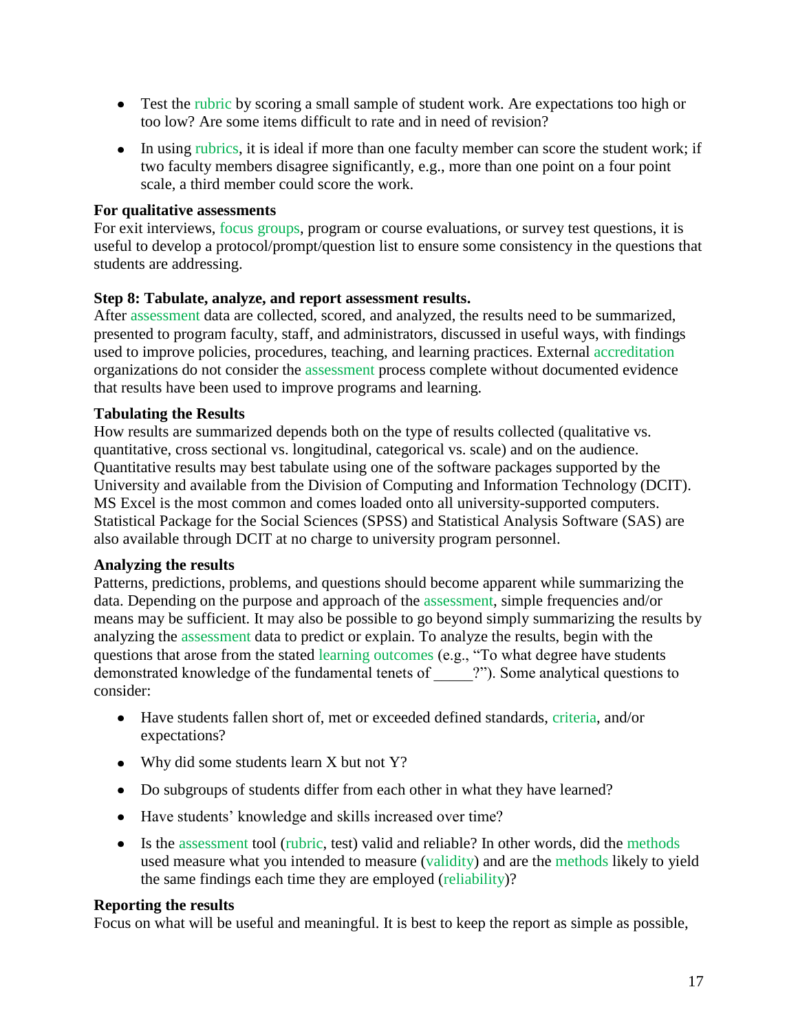- Test the rubric by scoring a small sample of student work. Are expectations too high or too low? Are some items difficult to rate and in need of revision?
- In using rubrics, it is ideal if more than one faculty member can score the student work; if two faculty members disagree significantly, e.g., more than one point on a four point scale, a third member could score the work.

**For qualitative assessments**

For exit interviews, focus groups, program or course evaluations, or survey test questions, it is useful to develop a protocol/prompt/question list to ensure some consistency in the questions that students are addressing.

**Step 8: Tabulate, analyze, and report assessment results.**

After assessment data are collected, scored, and analyzed, the results need to be summarized, presented to program faculty, staff, and administrators, discussed in useful ways, with findings used to improve policies, procedures, teaching, and learning practices. External accreditation organizations do not consider the assessment process complete without documented evidence that results have been used to improve programs and learning.

**Tabulating the Results**

How results are summarized depends both on the type of results collected (qualitative vs. quantitative, cross sectional vs. longitudinal, categorical vs. scale) and on the audience. Quantitative results may best tabulate using one of the software packages supported by the University and available from the Division of Computing and Information Technology (DCIT). MS Excel is the most common and comes loaded onto all university-supported computers. Statistical Package for the Social Sciences (SPSS) and Statistical Analysis Software (SAS) are also available through DCIT at no charge to university program personnel.

**Analyzing the results**

Patterns, predictions, problems, and questions should become apparent while summarizing the data. Depending on the purpose and approach of the assessment, simple frequencies and/or means may be sufficient. It may also be possible to go beyond simply summarizing the results by analyzing the assessment data to predict or explain. To analyze the results, begin with the questions that arose from the stated learning outcomes (e.g., "To what degree have students demonstrated knowledge of the fundamental tenets of _____?"). Some analytical questions to consider:

- Have students fallen short of, met or exceeded defined standards, criteria, and/or expectations?
- Why did some students learn X but not Y?
- Do subgroups of students differ from each other in what they have learned?
- Have students' knowledge and skills increased over time?
- Is the assessment tool (rubric, test) valid and reliable? In other words, did the methods used measure what you intended to measure (validity) and are the methods likely to yield the same findings each time they are employed (reliability)?

**Reporting the results**

Focus on what will be useful and meaningful. It is best to keep the report as simple as possible,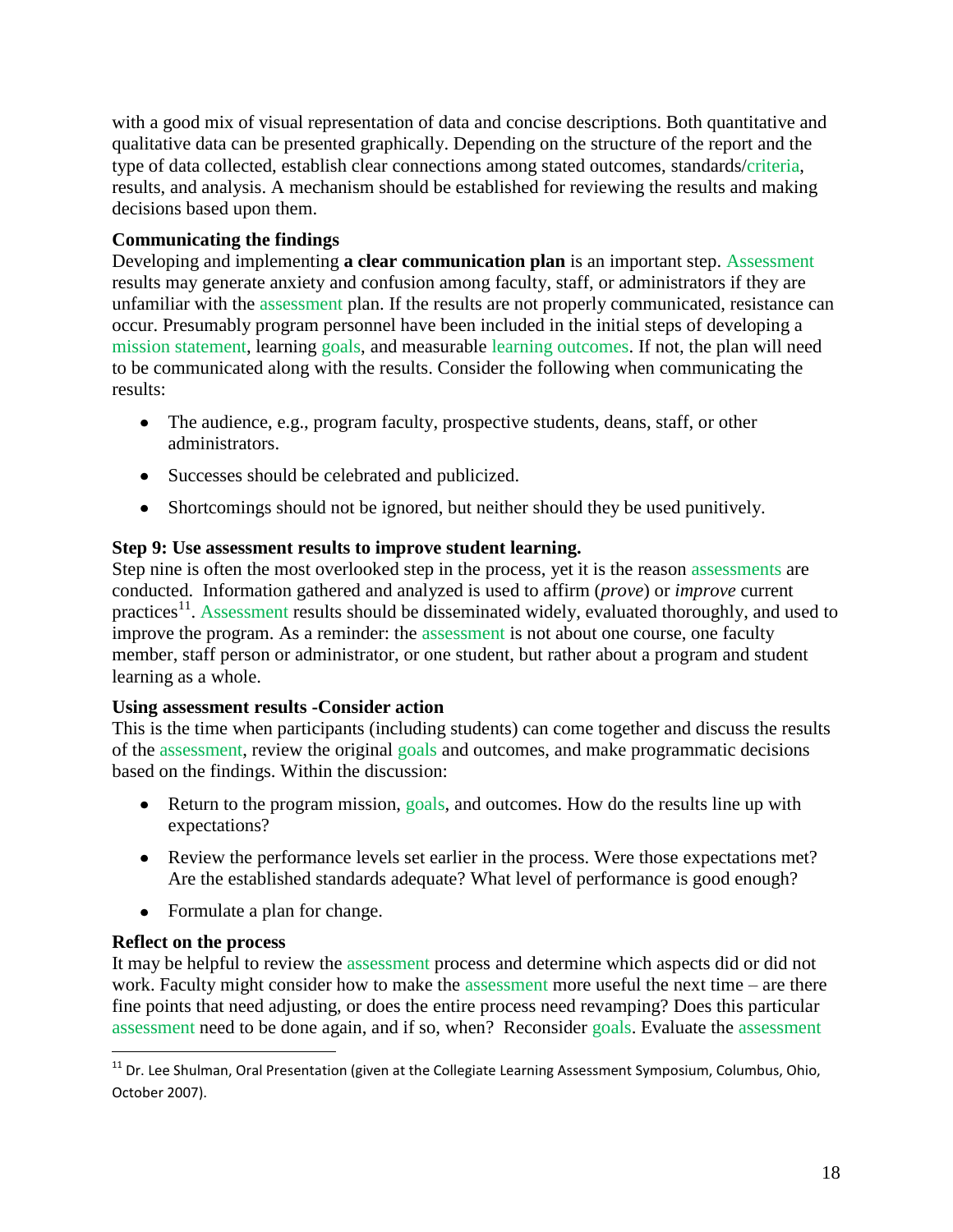with a good mix of visual representation of data and concise descriptions. Both quantitative and qualitative data can be presented graphically. Depending on the structure of the report and the type of data collected, establish clear connections among stated outcomes, standards/criteria, results, and analysis. A mechanism should be established for reviewing the results and making decisions based upon them.

**Communicating the findings**

Developing and implementing **a clear communication plan** is an important step. Assessment results may generate anxiety and confusion among faculty, staff, or administrators if they are unfamiliar with the assessment plan. If the results are not properly communicated, resistance can occur. Presumably program personnel have been included in the initial steps of developing a mission statement, learning goals, and measurable learning outcomes. If not, the plan will need to be communicated along with the results. Consider the following when communicating the results:

- The audience, e.g., program faculty, prospective students, deans, staff, or other administrators.
- Successes should be celebrated and publicized.
- Shortcomings should not be ignored, but neither should they be used punitively.

**Step 9: Use assessment results to improve student learning.**

Step nine is often the most overlooked step in the process, yet it is the reason assessments are conducted. Information gathered and analyzed is used to affirm (*prove*) or *improve* current practices[11]. Assessment results should be disseminated widely, evaluated thoroughly, and used to improve the program. As a reminder: the assessment is not about one course, one faculty member, staff person or administrator, or one student, but rather about a program and student learning as a whole.

**Using assessment results -Consider action**

This is the time when participants (including students) can come together and discuss the results of the assessment, review the original goals and outcomes, and make programmatic decisions based on the findings. Within the discussion:

- Return to the program mission, goals, and outcomes. How do the results line up with expectations?
- Review the performance levels set earlier in the process. Were those expectations met? Are the established standards adequate? What level of performance is good enough?
- Formulate a plan for change.

**Reflect on the process**

It may be helpful to review the assessment process and determine which aspects did or did not work. Faculty might consider how to make the assessment more useful the next time – are there fine points that need adjusting, or does the entire process need revamping? Does this particular assessment need to be done again, and if so, when? Reconsider goals. Evaluate the assessment

---

[11] Dr. Lee Shulman, Oral Presentation (given at the Collegiate Learning Assessment Symposium, Columbus, Ohio, October 2007).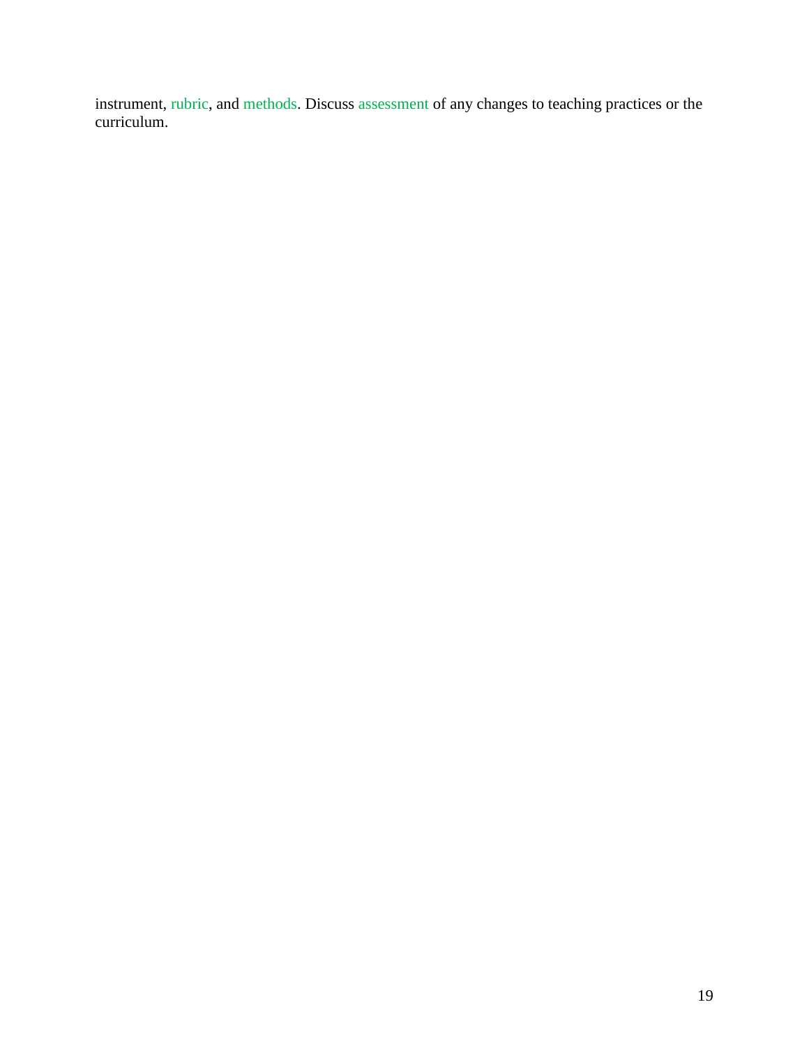instrument, rubric, and methods. Discuss assessment of any changes to teaching practices or the curriculum.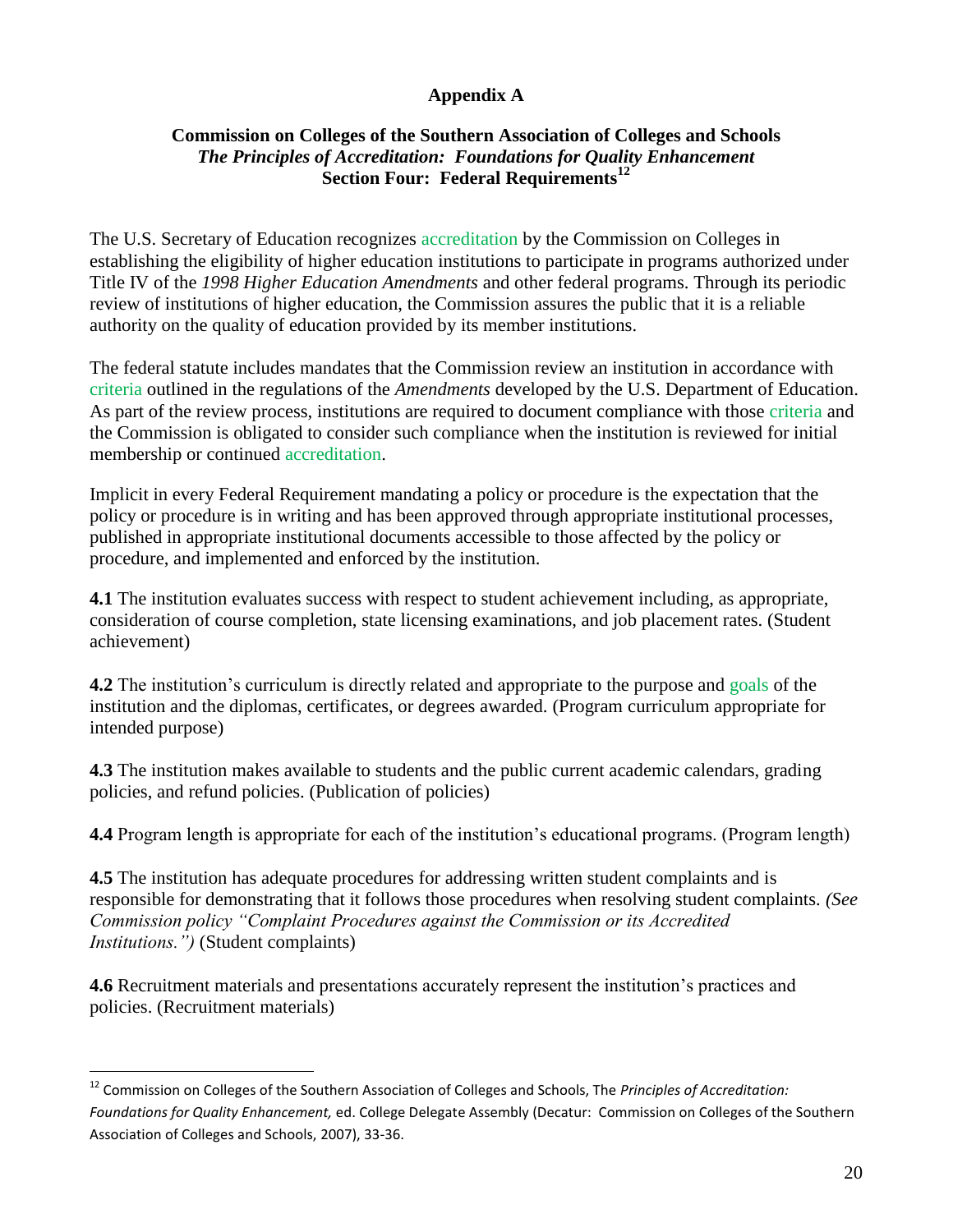# Appendix A

## Commission on Colleges of the Southern Association of Colleges and Schools
### *The Principles of Accreditation: Foundations for Quality Enhancement*
### Section Four: Federal Requirements[12]

The U.S. Secretary of Education recognizes accreditation by the Commission on Colleges in establishing the eligibility of higher education institutions to participate in programs authorized under Title IV of the *1998 Higher Education Amendments* and other federal programs. Through its periodic review of institutions of higher education, the Commission assures the public that it is a reliable authority on the quality of education provided by its member institutions.

The federal statute includes mandates that the Commission review an institution in accordance with criteria outlined in the regulations of the *Amendments* developed by the U.S. Department of Education. As part of the review process, institutions are required to document compliance with those criteria and the Commission is obligated to consider such compliance when the institution is reviewed for initial membership or continued accreditation.

Implicit in every Federal Requirement mandating a policy or procedure is the expectation that the policy or procedure is in writing and has been approved through appropriate institutional processes, published in appropriate institutional documents accessible to those affected by the policy or procedure, and implemented and enforced by the institution.

**4.1** The institution evaluates success with respect to student achievement including, as appropriate, consideration of course completion, state licensing examinations, and job placement rates. (Student achievement)

**4.2** The institution's curriculum is directly related and appropriate to the purpose and goals of the institution and the diplomas, certificates, or degrees awarded. (Program curriculum appropriate for intended purpose)

**4.3** The institution makes available to students and the public current academic calendars, grading policies, and refund policies. (Publication of policies)

**4.4** Program length is appropriate for each of the institution's educational programs. (Program length)

**4.5** The institution has adequate procedures for addressing written student complaints and is responsible for demonstrating that it follows those procedures when resolving student complaints. *(See Commission policy "Complaint Procedures against the Commission or its Accredited Institutions.")* (Student complaints)

**4.6** Recruitment materials and presentations accurately represent the institution's practices and policies. (Recruitment materials)

---

[12] Commission on Colleges of the Southern Association of Colleges and Schools, The *Principles of Accreditation: Foundations for Quality Enhancement,* ed. College Delegate Assembly (Decatur: Commission on Colleges of the Southern Association of Colleges and Schools, 2007), 33-36.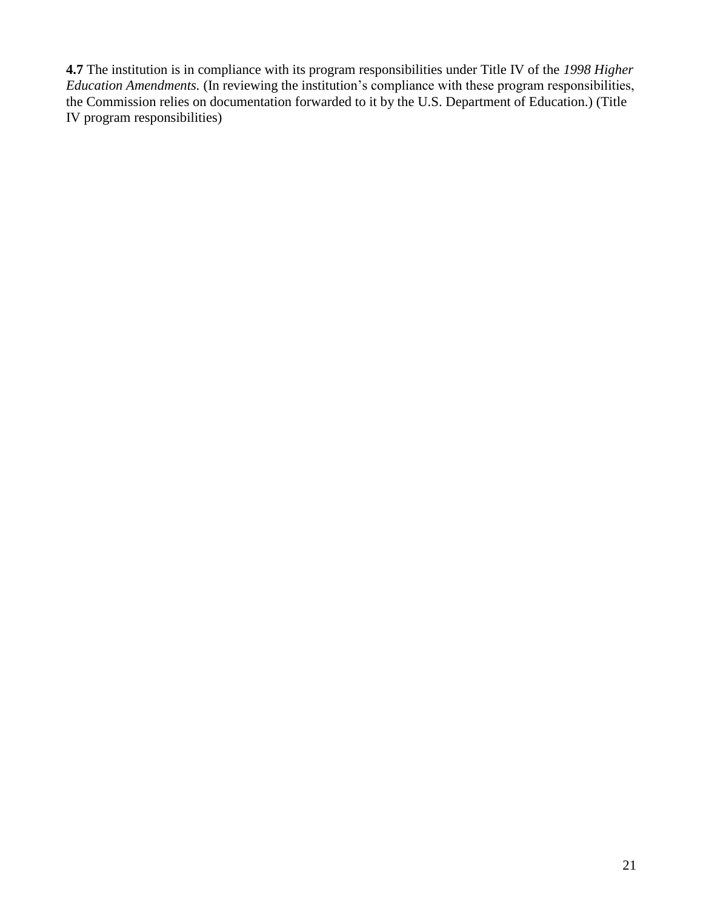**4.7** The institution is in compliance with its program responsibilities under Title IV of the *1998 Higher Education Amendments.* (In reviewing the institution's compliance with these program responsibilities, the Commission relies on documentation forwarded to it by the U.S. Department of Education.) (Title IV program responsibilities)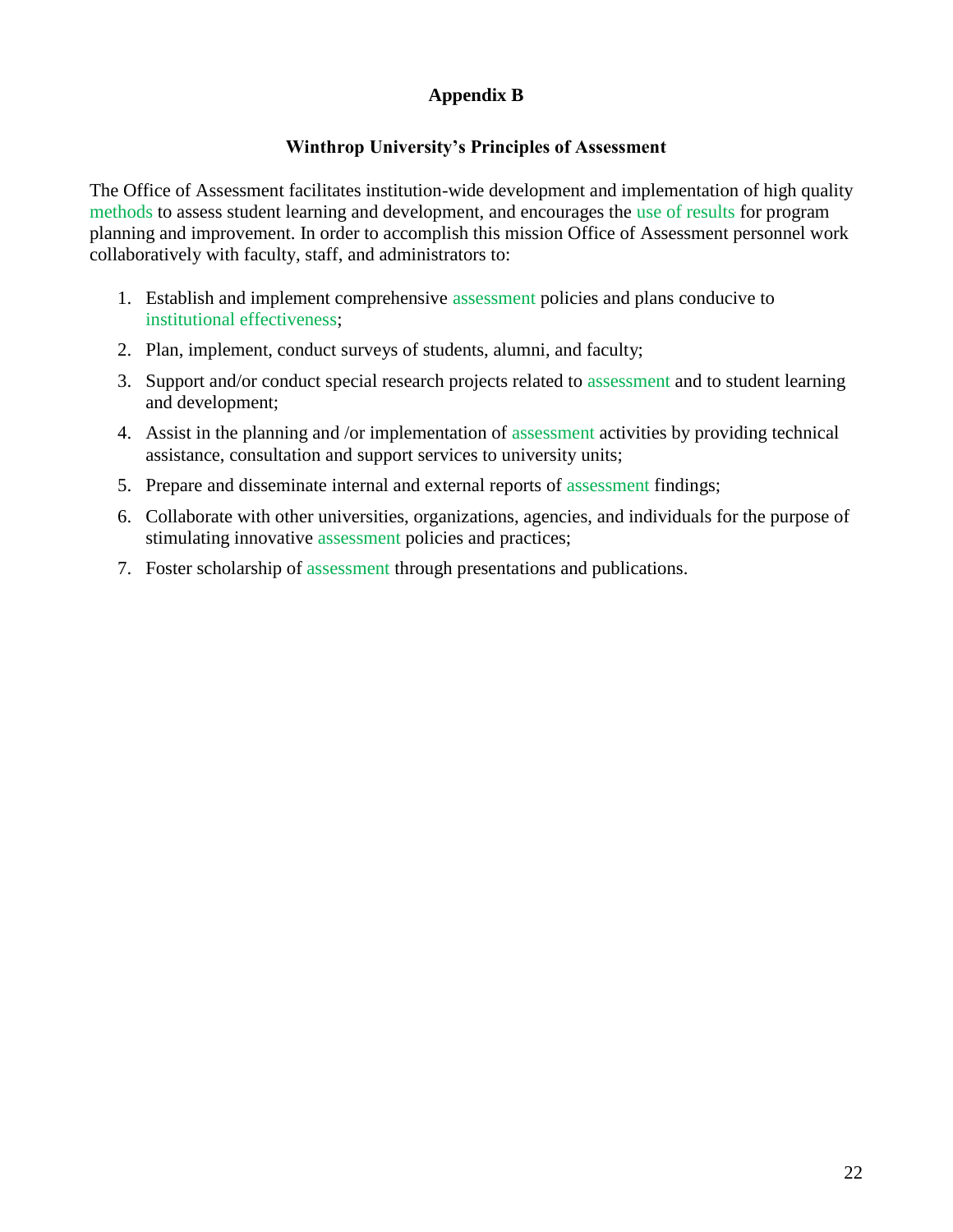# Appendix B

## Winthrop University's Principles of Assessment

The Office of Assessment facilitates institution-wide development and implementation of high quality methods to assess student learning and development, and encourages the use of results for program planning and improvement. In order to accomplish this mission Office of Assessment personnel work collaboratively with faculty, staff, and administrators to:

1. Establish and implement comprehensive assessment policies and plans conducive to institutional effectiveness;
2. Plan, implement, conduct surveys of students, alumni, and faculty;
3. Support and/or conduct special research projects related to assessment and to student learning and development;
4. Assist in the planning and /or implementation of assessment activities by providing technical assistance, consultation and support services to university units;
5. Prepare and disseminate internal and external reports of assessment findings;
6. Collaborate with other universities, organizations, agencies, and individuals for the purpose of stimulating innovative assessment policies and practices;
7. Foster scholarship of assessment through presentations and publications.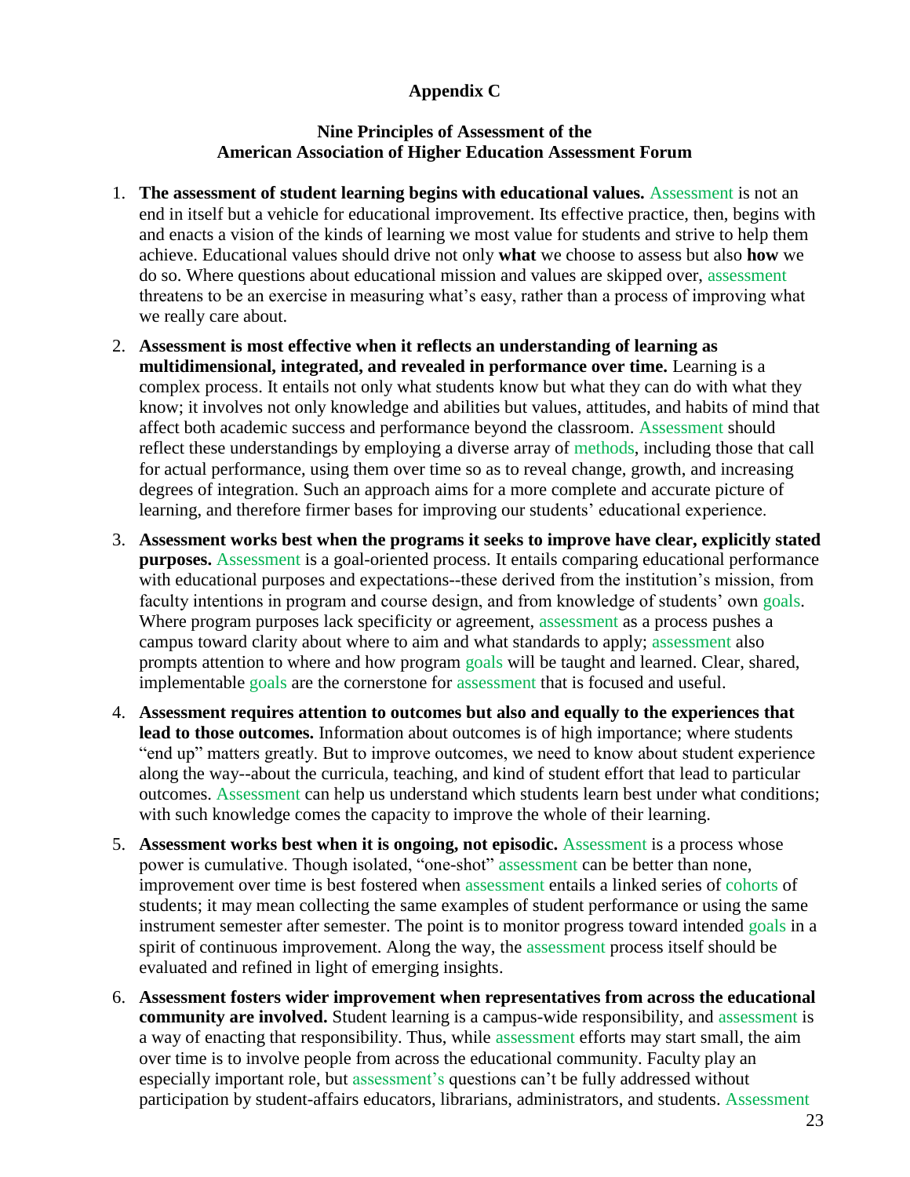# Appendix C

## Nine Principles of Assessment of the American Association of Higher Education Assessment Forum

1. **The assessment of student learning begins with educational values.** Assessment is not an end in itself but a vehicle for educational improvement. Its effective practice, then, begins with and enacts a vision of the kinds of learning we most value for students and strive to help them achieve. Educational values should drive not only **what** we choose to assess but also **how** we do so. Where questions about educational mission and values are skipped over, assessment threatens to be an exercise in measuring what's easy, rather than a process of improving what we really care about.

2. **Assessment is most effective when it reflects an understanding of learning as multidimensional, integrated, and revealed in performance over time.** Learning is a complex process. It entails not only what students know but what they can do with what they know; it involves not only knowledge and abilities but values, attitudes, and habits of mind that affect both academic success and performance beyond the classroom. Assessment should reflect these understandings by employing a diverse array of methods, including those that call for actual performance, using them over time so as to reveal change, growth, and increasing degrees of integration. Such an approach aims for a more complete and accurate picture of learning, and therefore firmer bases for improving our students' educational experience.

3. **Assessment works best when the programs it seeks to improve have clear, explicitly stated purposes.** Assessment is a goal-oriented process. It entails comparing educational performance with educational purposes and expectations--these derived from the institution's mission, from faculty intentions in program and course design, and from knowledge of students' own goals. Where program purposes lack specificity or agreement, assessment as a process pushes a campus toward clarity about where to aim and what standards to apply; assessment also prompts attention to where and how program goals will be taught and learned. Clear, shared, implementable goals are the cornerstone for assessment that is focused and useful.

4. **Assessment requires attention to outcomes but also and equally to the experiences that lead to those outcomes.** Information about outcomes is of high importance; where students "end up" matters greatly. But to improve outcomes, we need to know about student experience along the way--about the curricula, teaching, and kind of student effort that lead to particular outcomes. Assessment can help us understand which students learn best under what conditions; with such knowledge comes the capacity to improve the whole of their learning.

5. **Assessment works best when it is ongoing, not episodic.** Assessment is a process whose power is cumulative. Though isolated, "one-shot" assessment can be better than none, improvement over time is best fostered when assessment entails a linked series of cohorts of students; it may mean collecting the same examples of student performance or using the same instrument semester after semester. The point is to monitor progress toward intended goals in a spirit of continuous improvement. Along the way, the assessment process itself should be evaluated and refined in light of emerging insights.

6. **Assessment fosters wider improvement when representatives from across the educational community are involved.** Student learning is a campus-wide responsibility, and assessment is a way of enacting that responsibility. Thus, while assessment efforts may start small, the aim over time is to involve people from across the educational community. Faculty play an especially important role, but assessment's questions can't be fully addressed without participation by student-affairs educators, librarians, administrators, and students. Assessment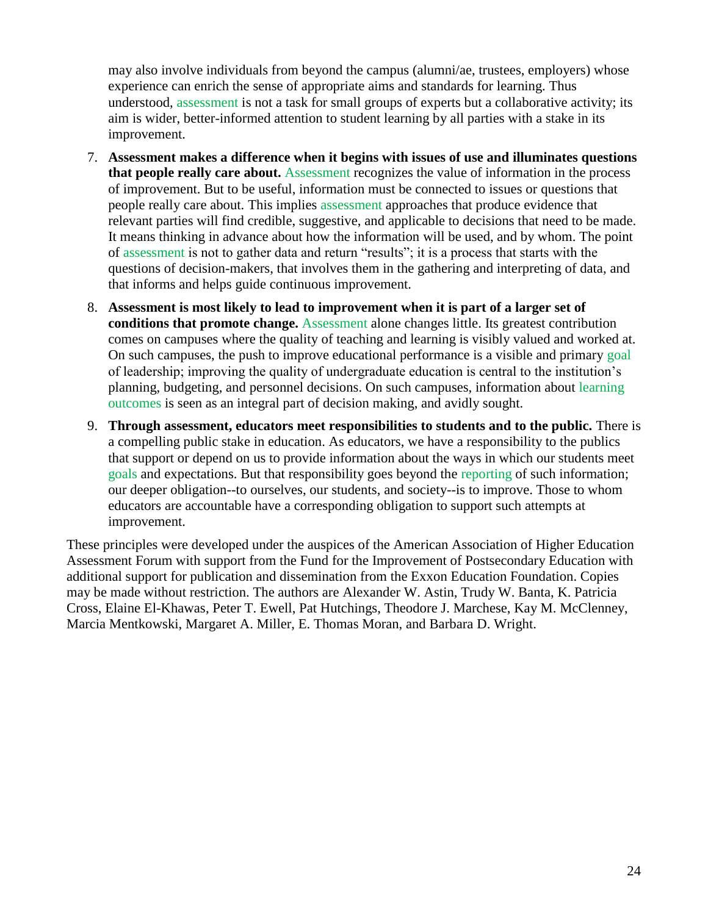may also involve individuals from beyond the campus (alumni/ae, trustees, employers) whose experience can enrich the sense of appropriate aims and standards for learning. Thus understood, assessment is not a task for small groups of experts but a collaborative activity; its aim is wider, better-informed attention to student learning by all parties with a stake in its improvement.

7. **Assessment makes a difference when it begins with issues of use and illuminates questions that people really care about.** Assessment recognizes the value of information in the process of improvement. But to be useful, information must be connected to issues or questions that people really care about. This implies assessment approaches that produce evidence that relevant parties will find credible, suggestive, and applicable to decisions that need to be made. It means thinking in advance about how the information will be used, and by whom. The point of assessment is not to gather data and return "results"; it is a process that starts with the questions of decision-makers, that involves them in the gathering and interpreting of data, and that informs and helps guide continuous improvement.

8. **Assessment is most likely to lead to improvement when it is part of a larger set of conditions that promote change.** Assessment alone changes little. Its greatest contribution comes on campuses where the quality of teaching and learning is visibly valued and worked at. On such campuses, the push to improve educational performance is a visible and primary goal of leadership; improving the quality of undergraduate education is central to the institution's planning, budgeting, and personnel decisions. On such campuses, information about learning outcomes is seen as an integral part of decision making, and avidly sought.

9. **Through assessment, educators meet responsibilities to students and to the public.** There is a compelling public stake in education. As educators, we have a responsibility to the publics that support or depend on us to provide information about the ways in which our students meet goals and expectations. But that responsibility goes beyond the reporting of such information; our deeper obligation--to ourselves, our students, and society--is to improve. Those to whom educators are accountable have a corresponding obligation to support such attempts at improvement.

These principles were developed under the auspices of the American Association of Higher Education Assessment Forum with support from the Fund for the Improvement of Postsecondary Education with additional support for publication and dissemination from the Exxon Education Foundation. Copies may be made without restriction. The authors are Alexander W. Astin, Trudy W. Banta, K. Patricia Cross, Elaine El-Khawas, Peter T. Ewell, Pat Hutchings, Theodore J. Marchese, Kay M. McClenney, Marcia Mentkowski, Margaret A. Miller, E. Thomas Moran, and Barbara D. Wright.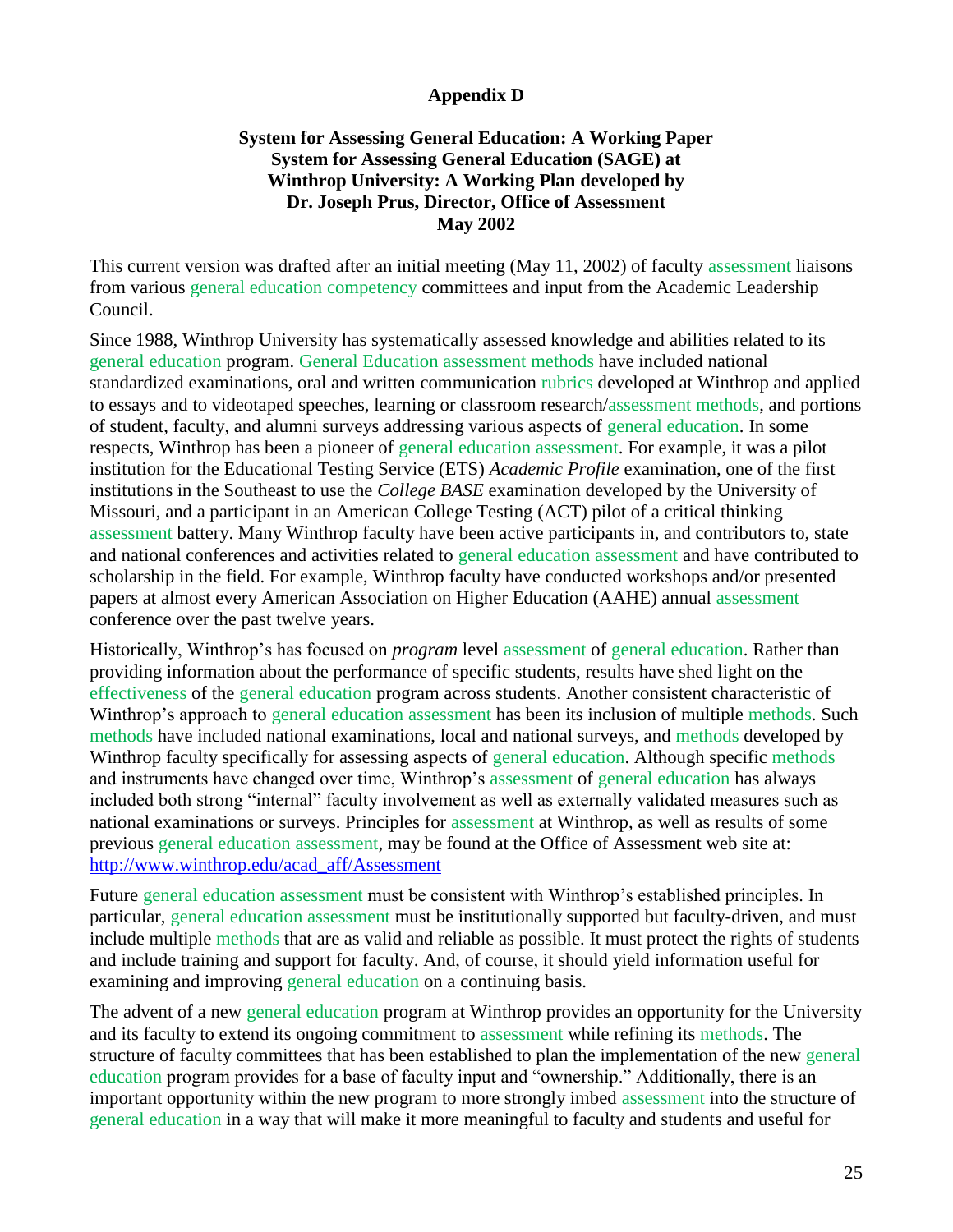## Appendix D

### System for Assessing General Education: A Working Paper
### System for Assessing General Education (SAGE) at Winthrop University: A Working Plan developed by Dr. Joseph Prus, Director, Office of Assessment May 2002

This current version was drafted after an initial meeting (May 11, 2002) of faculty assessment liaisons from various general education competency committees and input from the Academic Leadership Council.

Since 1988, Winthrop University has systematically assessed knowledge and abilities related to its general education program. General Education assessment methods have included national standardized examinations, oral and written communication rubrics developed at Winthrop and applied to essays and to videotaped speeches, learning or classroom research/assessment methods, and portions of student, faculty, and alumni surveys addressing various aspects of general education. In some respects, Winthrop has been a pioneer of general education assessment. For example, it was a pilot institution for the Educational Testing Service (ETS) *Academic Profile* examination, one of the first institutions in the Southeast to use the *College BASE* examination developed by the University of Missouri, and a participant in an American College Testing (ACT) pilot of a critical thinking assessment battery. Many Winthrop faculty have been active participants in, and contributors to, state and national conferences and activities related to general education assessment and have contributed to scholarship in the field. For example, Winthrop faculty have conducted workshops and/or presented papers at almost every American Association on Higher Education (AAHE) annual assessment conference over the past twelve years.

Historically, Winthrop's has focused on *program* level assessment of general education. Rather than providing information about the performance of specific students, results have shed light on the effectiveness of the general education program across students. Another consistent characteristic of Winthrop's approach to general education assessment has been its inclusion of multiple methods. Such methods have included national examinations, local and national surveys, and methods developed by Winthrop faculty specifically for assessing aspects of general education. Although specific methods and instruments have changed over time, Winthrop's assessment of general education has always included both strong "internal" faculty involvement as well as externally validated measures such as national examinations or surveys. Principles for assessment at Winthrop, as well as results of some previous general education assessment, may be found at the Office of Assessment web site at: http://www.winthrop.edu/acad_aff/Assessment

Future general education assessment must be consistent with Winthrop's established principles. In particular, general education assessment must be institutionally supported but faculty-driven, and must include multiple methods that are as valid and reliable as possible. It must protect the rights of students and include training and support for faculty. And, of course, it should yield information useful for examining and improving general education on a continuing basis.

The advent of a new general education program at Winthrop provides an opportunity for the University and its faculty to extend its ongoing commitment to assessment while refining its methods. The structure of faculty committees that has been established to plan the implementation of the new general education program provides for a base of faculty input and "ownership." Additionally, there is an important opportunity within the new program to more strongly imbed assessment into the structure of general education in a way that will make it more meaningful to faculty and students and useful for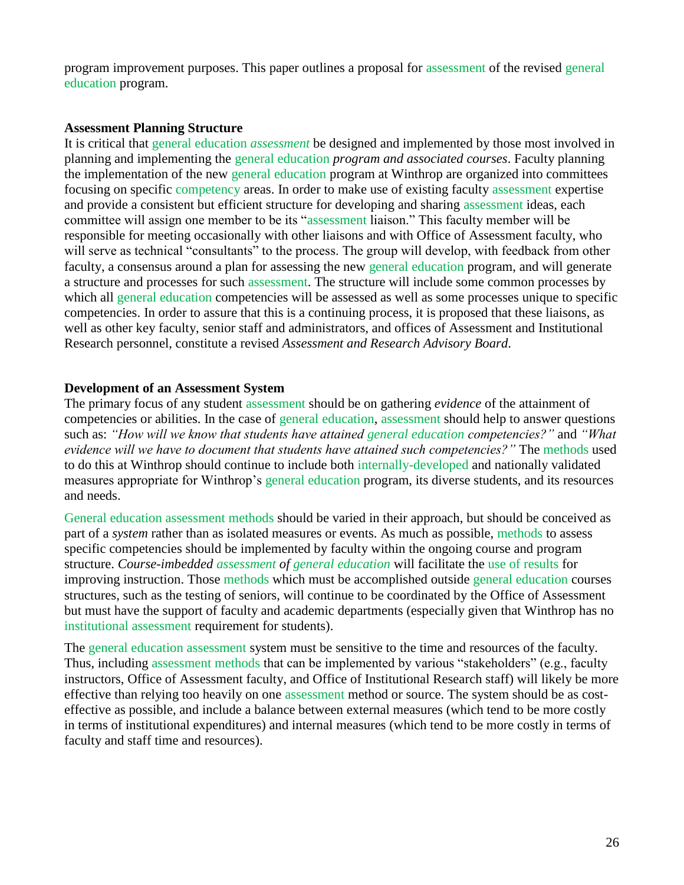program improvement purposes. This paper outlines a proposal for assessment of the revised general education program.

**Assessment Planning Structure**

It is critical that general education *assessment* be designed and implemented by those most involved in planning and implementing the general education *program and associated courses*. Faculty planning the implementation of the new general education program at Winthrop are organized into committees focusing on specific competency areas. In order to make use of existing faculty assessment expertise and provide a consistent but efficient structure for developing and sharing assessment ideas, each committee will assign one member to be its "assessment liaison." This faculty member will be responsible for meeting occasionally with other liaisons and with Office of Assessment faculty, who will serve as technical "consultants" to the process. The group will develop, with feedback from other faculty, a consensus around a plan for assessing the new general education program, and will generate a structure and processes for such assessment. The structure will include some common processes by which all general education competencies will be assessed as well as some processes unique to specific competencies. In order to assure that this is a continuing process, it is proposed that these liaisons, as well as other key faculty, senior staff and administrators, and offices of Assessment and Institutional Research personnel, constitute a revised *Assessment and Research Advisory Board*.

**Development of an Assessment System**

The primary focus of any student assessment should be on gathering *evidence* of the attainment of competencies or abilities. In the case of general education, assessment should help to answer questions such as: *"How will we know that students have attained general education competencies?"* and *"What evidence will we have to document that students have attained such competencies?"* The methods used to do this at Winthrop should continue to include both internally-developed and nationally validated measures appropriate for Winthrop's general education program, its diverse students, and its resources and needs.

General education assessment methods should be varied in their approach, but should be conceived as part of a *system* rather than as isolated measures or events. As much as possible, methods to assess specific competencies should be implemented by faculty within the ongoing course and program structure. *Course-imbedded assessment of general education* will facilitate the use of results for improving instruction. Those methods which must be accomplished outside general education courses structures, such as the testing of seniors, will continue to be coordinated by the Office of Assessment but must have the support of faculty and academic departments (especially given that Winthrop has no institutional assessment requirement for students).

The general education assessment system must be sensitive to the time and resources of the faculty. Thus, including assessment methods that can be implemented by various "stakeholders" (e.g., faculty instructors, Office of Assessment faculty, and Office of Institutional Research staff) will likely be more effective than relying too heavily on one assessment method or source. The system should be as cost-effective as possible, and include a balance between external measures (which tend to be more costly in terms of institutional expenditures) and internal measures (which tend to be more costly in terms of faculty and staff time and resources).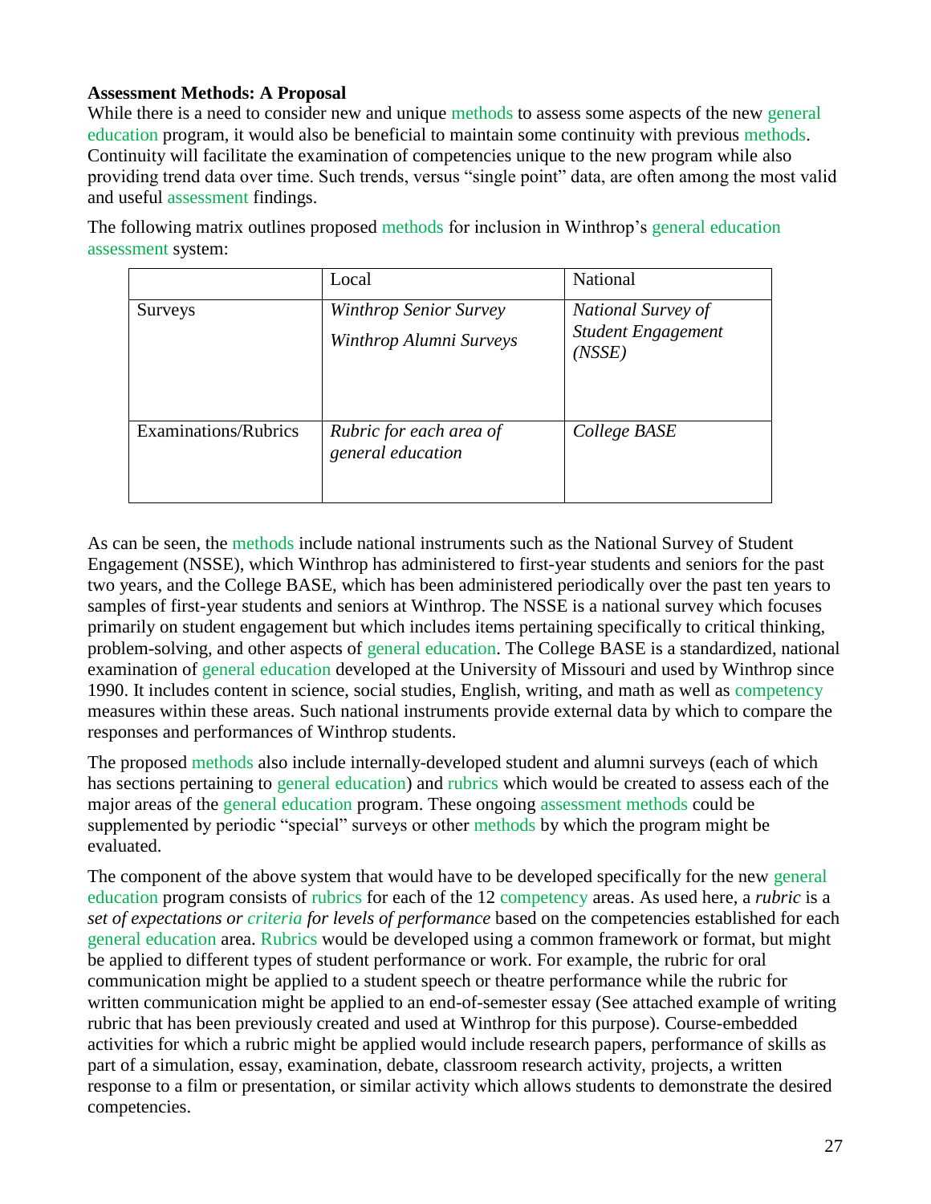**Assessment Methods: A Proposal**

While there is a need to consider new and unique methods to assess some aspects of the new general education program, it would also be beneficial to maintain some continuity with previous methods. Continuity will facilitate the examination of competencies unique to the new program while also providing trend data over time. Such trends, versus "single point" data, are often among the most valid and useful assessment findings.

The following matrix outlines proposed methods for inclusion in Winthrop's general education assessment system:

| | Local | National |
|---|---|---|
| Surveys | *Winthrop Senior Survey*<br>*Winthrop Alumni Surveys* | *National Survey of Student Engagement (NSSE)* |
| Examinations/Rubrics | *Rubric for each area of general education* | *College BASE* |

As can be seen, the methods include national instruments such as the National Survey of Student Engagement (NSSE), which Winthrop has administered to first-year students and seniors for the past two years, and the College BASE, which has been administered periodically over the past ten years to samples of first-year students and seniors at Winthrop. The NSSE is a national survey which focuses primarily on student engagement but which includes items pertaining specifically to critical thinking, problem-solving, and other aspects of general education. The College BASE is a standardized, national examination of general education developed at the University of Missouri and used by Winthrop since 1990. It includes content in science, social studies, English, writing, and math as well as competency measures within these areas. Such national instruments provide external data by which to compare the responses and performances of Winthrop students.

The proposed methods also include internally-developed student and alumni surveys (each of which has sections pertaining to general education) and rubrics which would be created to assess each of the major areas of the general education program. These ongoing assessment methods could be supplemented by periodic "special" surveys or other methods by which the program might be evaluated.

The component of the above system that would have to be developed specifically for the new general education program consists of rubrics for each of the 12 competency areas. As used here, a *rubric* is a *set of expectations or criteria for levels of performance* based on the competencies established for each general education area. Rubrics would be developed using a common framework or format, but might be applied to different types of student performance or work. For example, the rubric for oral communication might be applied to a student speech or theatre performance while the rubric for written communication might be applied to an end-of-semester essay (See attached example of writing rubric that has been previously created and used at Winthrop for this purpose). Course-embedded activities for which a rubric might be applied would include research papers, performance of skills as part of a simulation, essay, examination, debate, classroom research activity, projects, a written response to a film or presentation, or similar activity which allows students to demonstrate the desired competencies.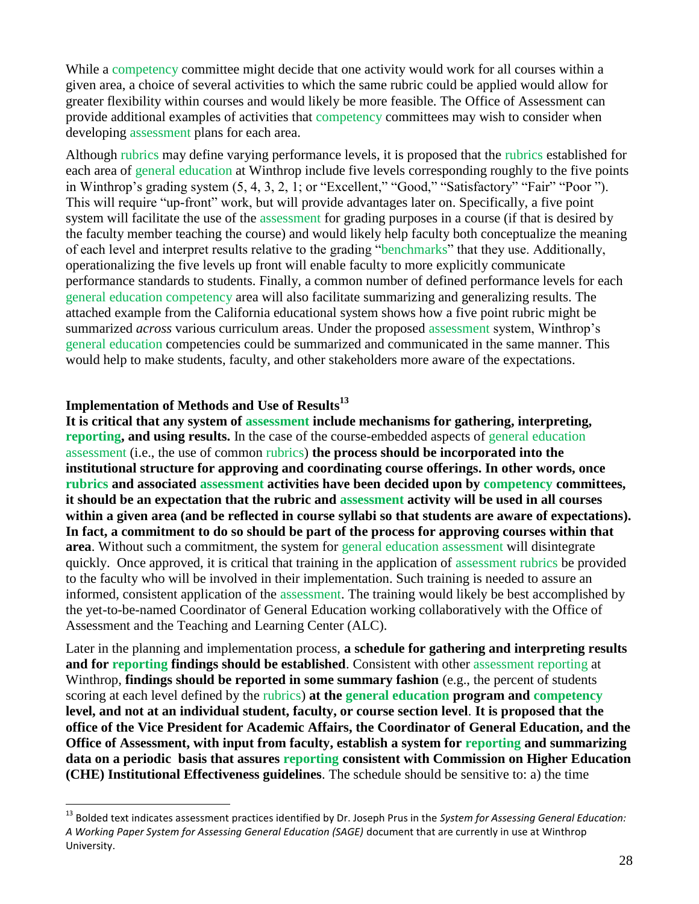While a competency committee might decide that one activity would work for all courses within a given area, a choice of several activities to which the same rubric could be applied would allow for greater flexibility within courses and would likely be more feasible. The Office of Assessment can provide additional examples of activities that competency committees may wish to consider when developing assessment plans for each area.

Although rubrics may define varying performance levels, it is proposed that the rubrics established for each area of general education at Winthrop include five levels corresponding roughly to the five points in Winthrop's grading system (5, 4, 3, 2, 1; or "Excellent," "Good," "Satisfactory" "Fair" "Poor "). This will require "up-front" work, but will provide advantages later on. Specifically, a five point system will facilitate the use of the assessment for grading purposes in a course (if that is desired by the faculty member teaching the course) and would likely help faculty both conceptualize the meaning of each level and interpret results relative to the grading "benchmarks" that they use. Additionally, operationalizing the five levels up front will enable faculty to more explicitly communicate performance standards to students. Finally, a common number of defined performance levels for each general education competency area will also facilitate summarizing and generalizing results. The attached example from the California educational system shows how a five point rubric might be summarized *across* various curriculum areas. Under the proposed assessment system, Winthrop's general education competencies could be summarized and communicated in the same manner. This would help to make students, faculty, and other stakeholders more aware of the expectations.

### Implementation of Methods and Use of Results[13]

**It is critical that any system of assessment include mechanisms for gathering, interpreting, reporting, and using results.** In the case of the course-embedded aspects of general education assessment (i.e., the use of common rubrics) **the process should be incorporated into the institutional structure for approving and coordinating course offerings. In other words, once rubrics and associated assessment activities have been decided upon by competency committees, it should be an expectation that the rubric and assessment activity will be used in all courses within a given area (and be reflected in course syllabi so that students are aware of expectations). In fact, a commitment to do so should be part of the process for approving courses within that area**. Without such a commitment, the system for general education assessment will disintegrate quickly. Once approved, it is critical that training in the application of assessment rubrics be provided to the faculty who will be involved in their implementation. Such training is needed to assure an informed, consistent application of the assessment. The training would likely be best accomplished by the yet-to-be-named Coordinator of General Education working collaboratively with the Office of Assessment and the Teaching and Learning Center (ALC).

Later in the planning and implementation process, **a schedule for gathering and interpreting results and for reporting findings should be established**. Consistent with other assessment reporting at Winthrop, **findings should be reported in some summary fashion** (e.g., the percent of students scoring at each level defined by the rubrics) **at the general education program and competency level, and not at an individual student, faculty, or course section level**. **It is proposed that the office of the Vice President for Academic Affairs, the Coordinator of General Education, and the Office of Assessment, with input from faculty, establish a system for reporting and summarizing data on a periodic basis that assures reporting consistent with Commission on Higher Education (CHE) Institutional Effectiveness guidelines**. The schedule should be sensitive to: a) the time

[13] Bolded text indicates assessment practices identified by Dr. Joseph Prus in the *System for Assessing General Education: A Working Paper System for Assessing General Education (SAGE)* document that are currently in use at Winthrop University.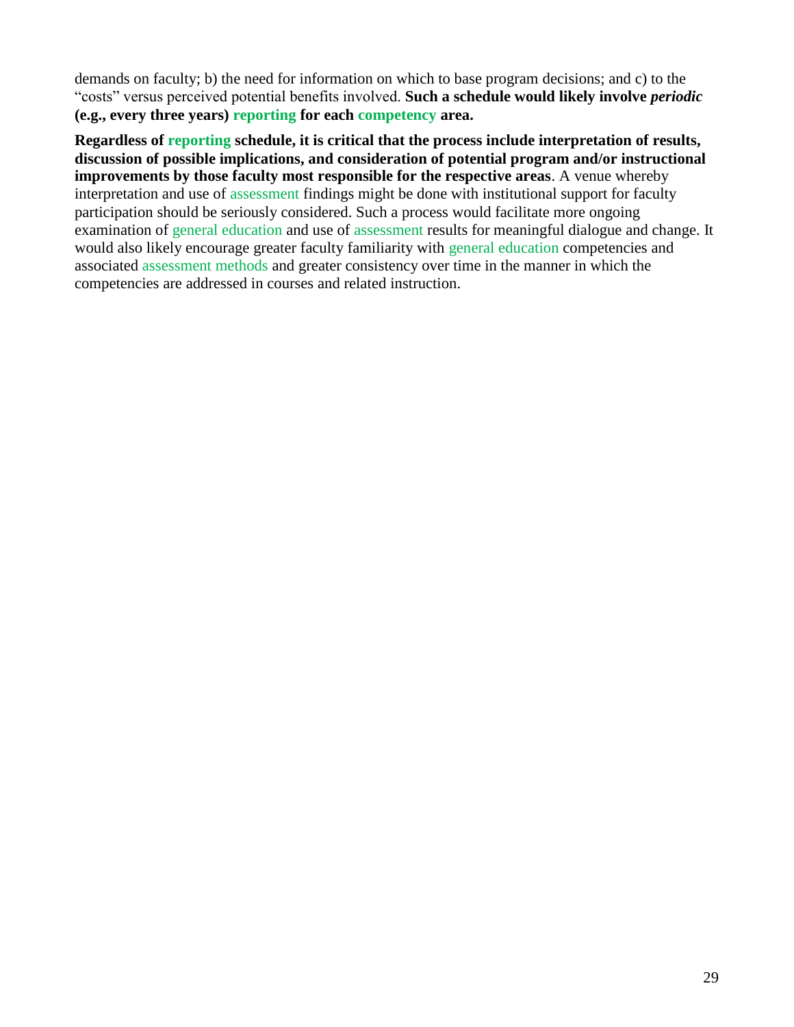demands on faculty; b) the need for information on which to base program decisions; and c) to the "costs" versus perceived potential benefits involved. **Such a schedule would likely involve *periodic* (e.g., every three years) reporting for each competency area.**

**Regardless of reporting schedule, it is critical that the process include interpretation of results, discussion of possible implications, and consideration of potential program and/or instructional improvements by those faculty most responsible for the respective areas**. A venue whereby interpretation and use of assessment findings might be done with institutional support for faculty participation should be seriously considered. Such a process would facilitate more ongoing examination of general education and use of assessment results for meaningful dialogue and change. It would also likely encourage greater faculty familiarity with general education competencies and associated assessment methods and greater consistency over time in the manner in which the competencies are addressed in courses and related instruction.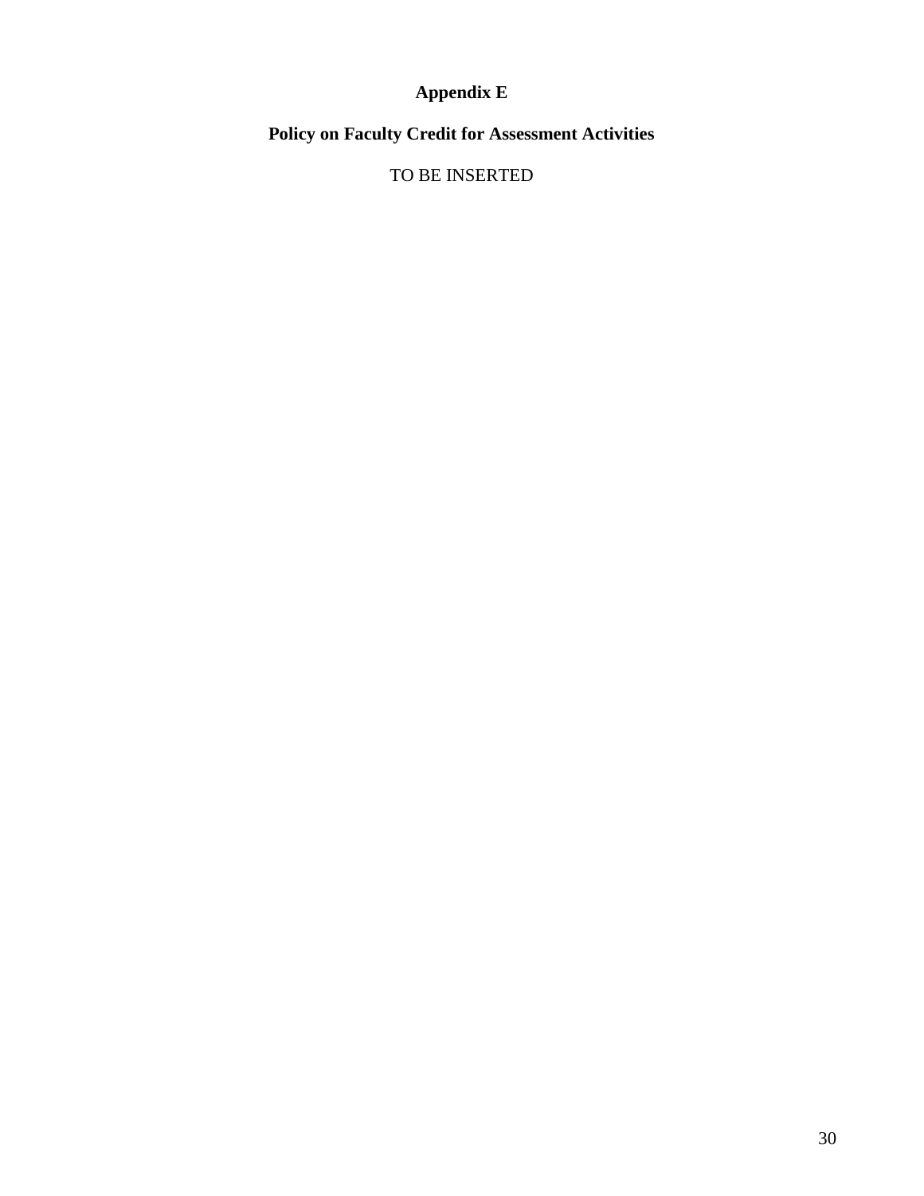# Appendix E

## Policy on Faculty Credit for Assessment Activities

TO BE INSERTED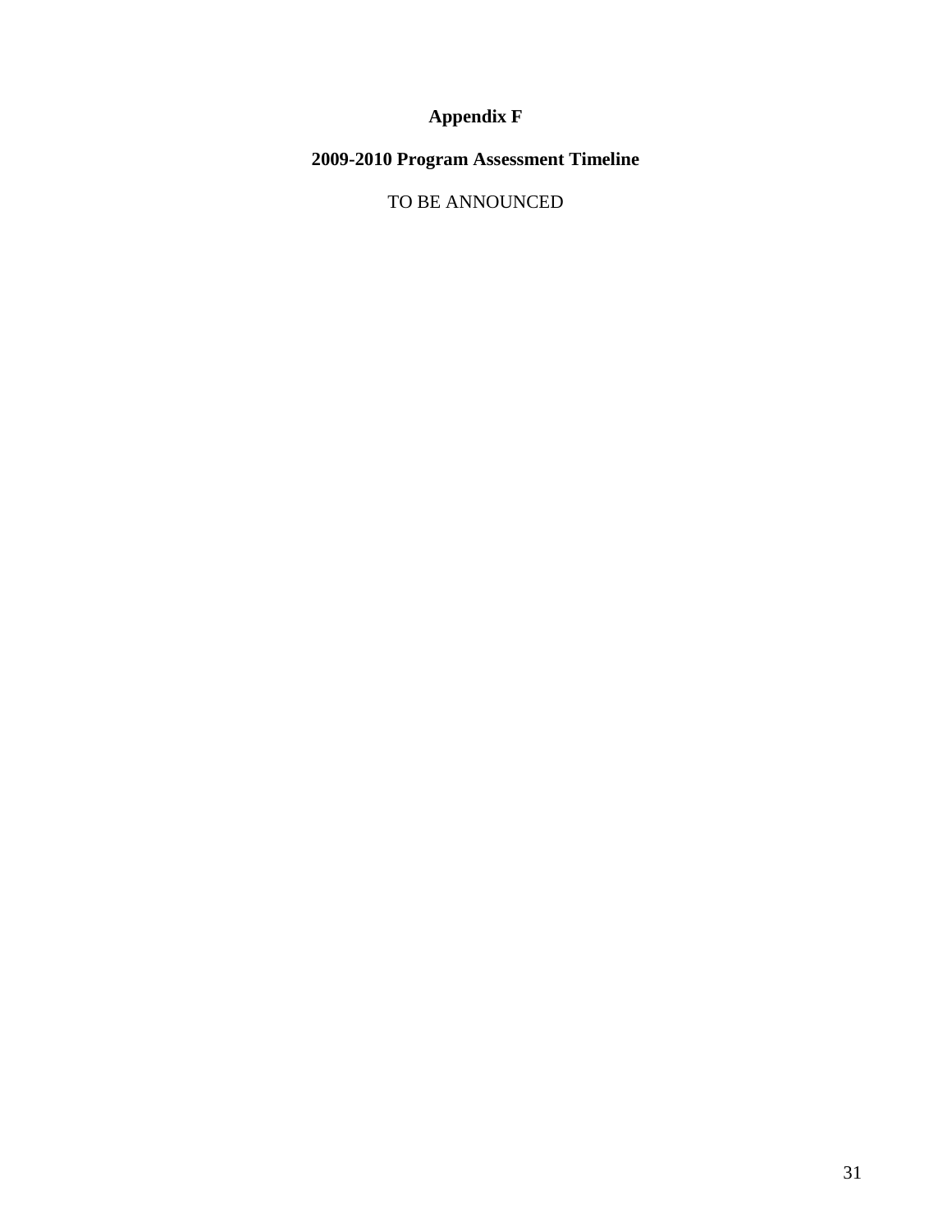# Appendix F

## 2009-2010 Program Assessment Timeline

TO BE ANNOUNCED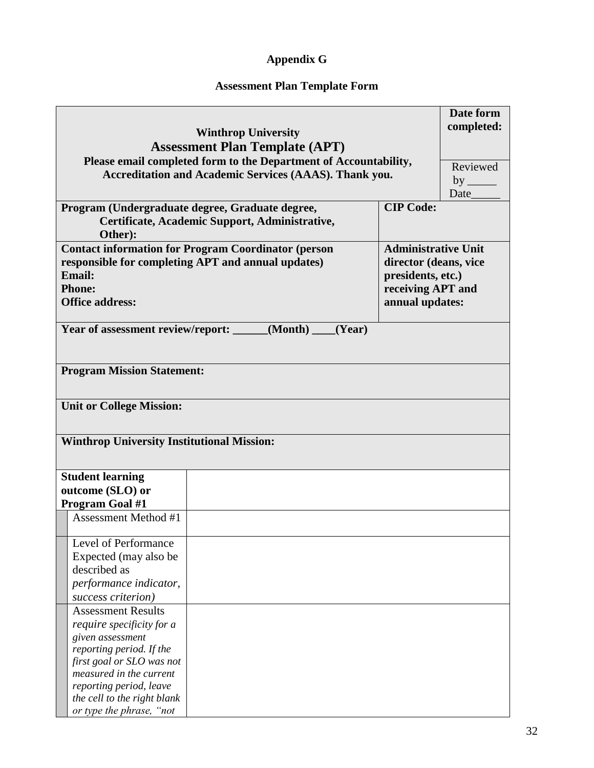## Appendix G

## Assessment Plan Template Form

| **Winthrop University**<br>**Assessment Plan Template (APT)**<br>**Please email completed form to the Department of Accountability, Accreditation and Academic Services (AAAS). Thank you.** | | **Date form completed:**<br><br>Reviewed by _____ Date_____ |
|---|---|---|
| **Program (Undergraduate degree, Graduate degree, Certificate, Academic Support, Administrative, Other):** | **CIP Code:** | |
| **Contact information for Program Coordinator (person responsible for completing APT and annual updates)**<br>**Email:**<br>**Phone:**<br>**Office address:** | **Administrative Unit director (deans, vice presidents, etc.) receiving APT and annual updates:** | |
| **Year of assessment review/report: ______(Month) ____(Year)** | | |
| **Program Mission Statement:** | | |
| **Unit or College Mission:** | | |
| **Winthrop University Institutional Mission:** | | |
| **Student learning outcome (SLO) or Program Goal #1** | | |
| Assessment Method #1 | | |
| Level of Performance Expected (may also be described as *performance indicator, success criterion)* | | |
| Assessment Results *require specificity for a given assessment reporting period. If the first goal or SLO was not measured in the current reporting period, leave the cell to the right blank or type the phrase, "not* | | |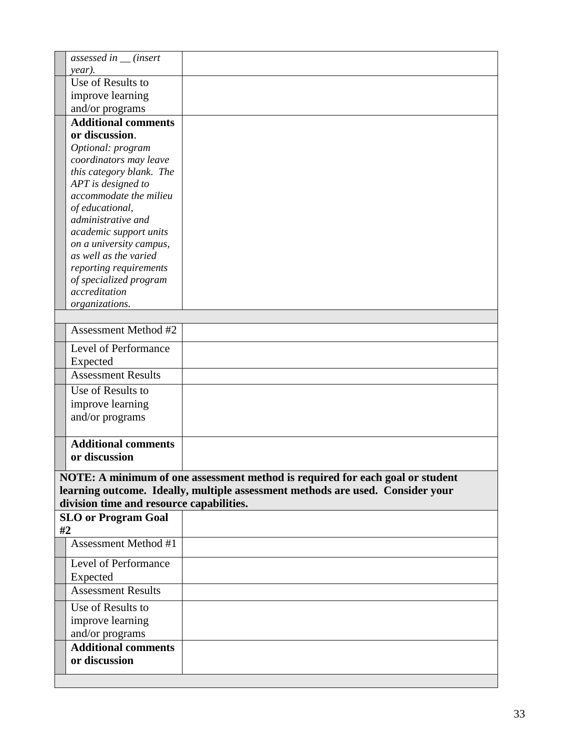| | | |
|---|---|---|
| | *assessed in __ (insert year).* | |
| | Use of Results to improve learning and/or programs | |
| | **Additional comments or discussion**. *Optional: program coordinators may leave this category blank. The APT is designed to accommodate the milieu of educational, administrative and academic support units on a university campus, as well as the varied reporting requirements of specialized program accreditation organizations.* | |
| | | |
| | Assessment Method #2 | |
| | Level of Performance Expected | |
| | Assessment Results | |
| | Use of Results to improve learning and/or programs | |
| | **Additional comments or discussion** | |
| **NOTE: A minimum of one assessment method is required for each goal or student learning outcome. Ideally, multiple assessment methods are used. Consider your division time and resource capabilities.** | | |
| **SLO or Program Goal #2** | | |
| | Assessment Method #1 | |
| | Level of Performance Expected | |
| | Assessment Results | |
| | Use of Results to improve learning and/or programs | |
| | **Additional comments or discussion** | |
| | | |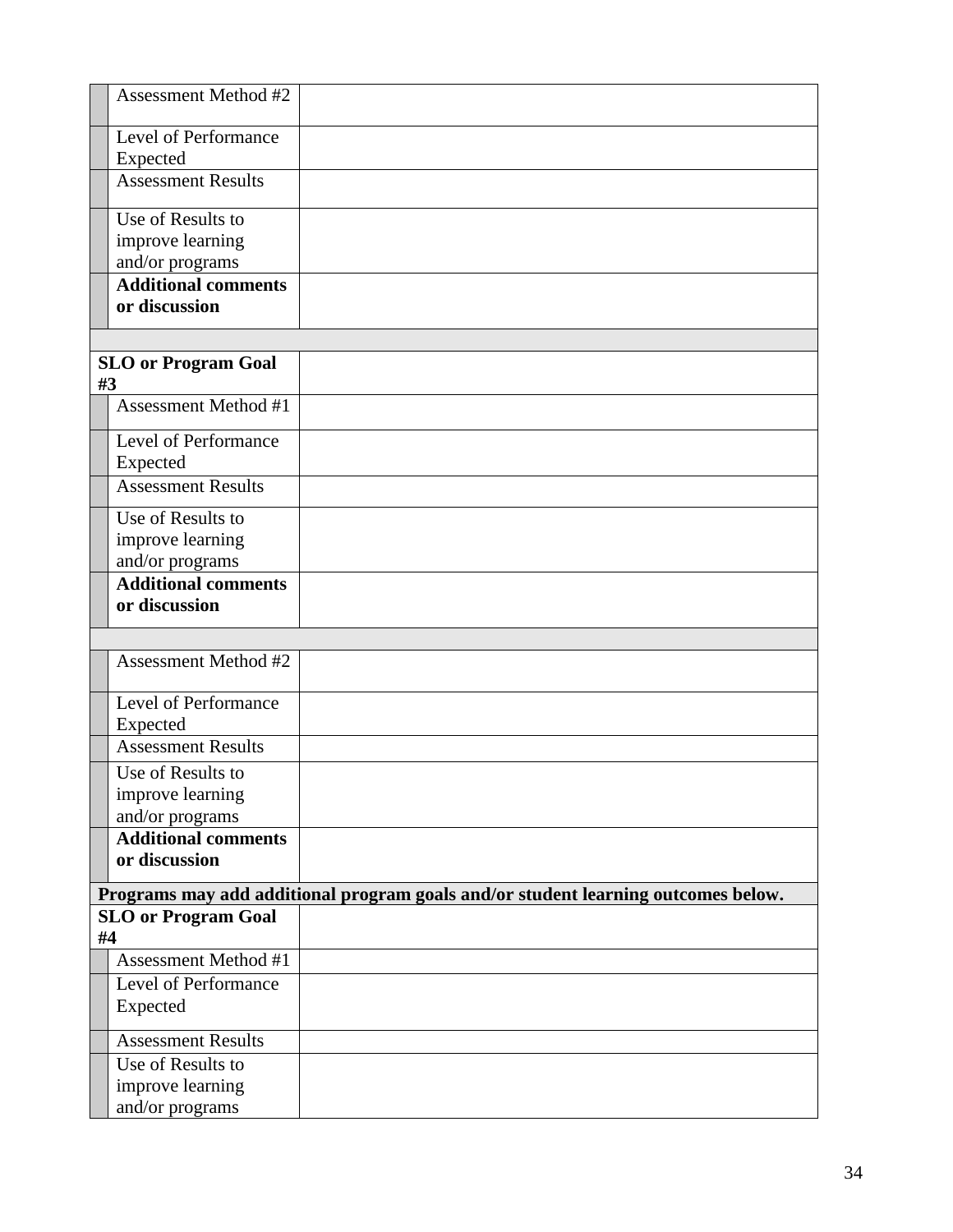| | |
|---|---|
| Assessment Method #2 | |
| Level of Performance Expected | |
| Assessment Results | |
| Use of Results to improve learning and/or programs | |
| **Additional comments or discussion** | |
| | |
| **SLO or Program Goal #3** | |
| Assessment Method #1 | |
| Level of Performance Expected | |
| Assessment Results | |
| Use of Results to improve learning and/or programs | |
| **Additional comments or discussion** | |
| | |
| Assessment Method #2 | |
| Level of Performance Expected | |
| Assessment Results | |
| Use of Results to improve learning and/or programs | |
| **Additional comments or discussion** | |
| **Programs may add additional program goals and/or student learning outcomes below.** | |
| **SLO or Program Goal #4** | |
| Assessment Method #1 | |
| Level of Performance Expected | |
| Assessment Results | |
| Use of Results to improve learning and/or programs | |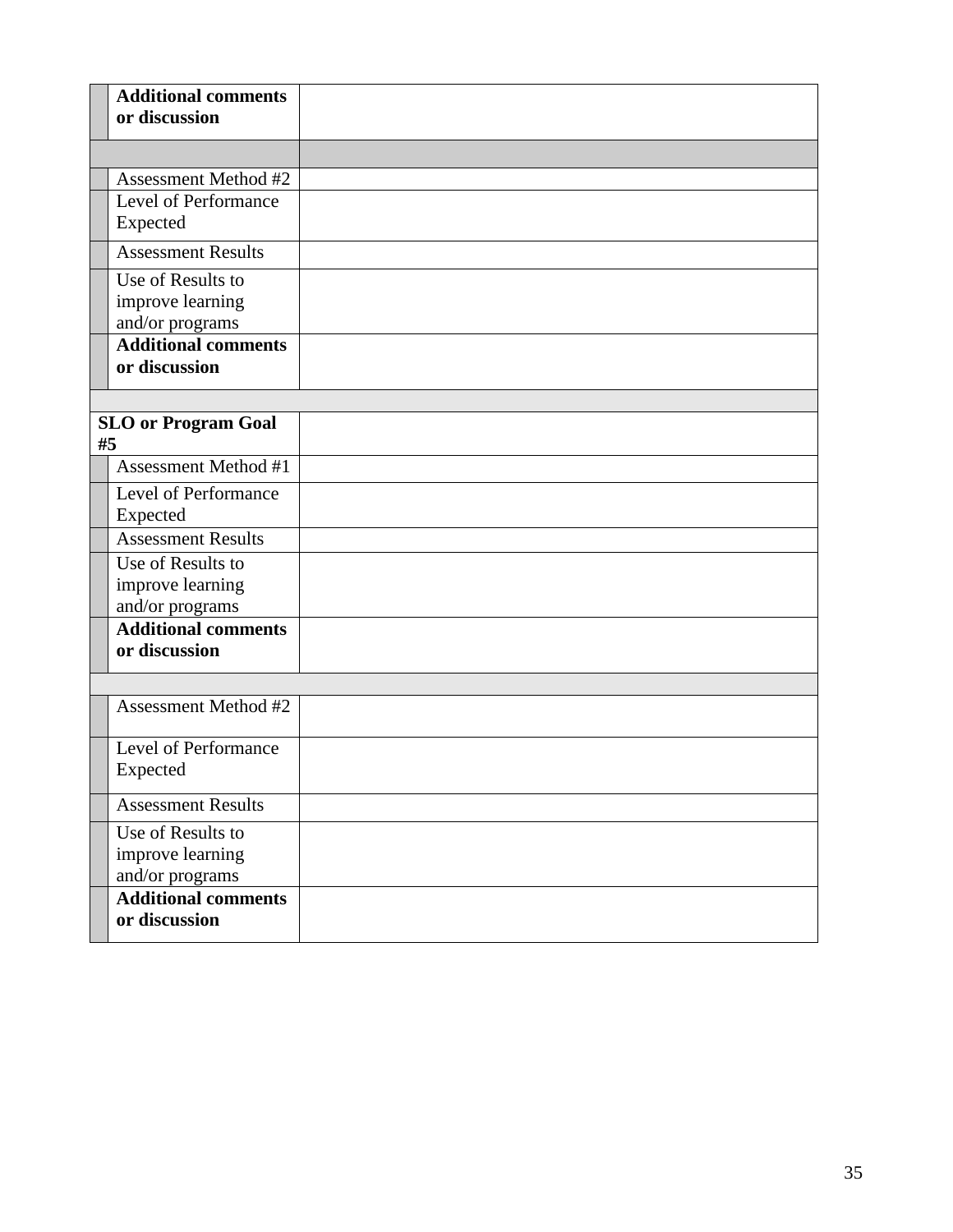| | | |
|---|---|---|
| | **Additional comments or discussion** | |
| | | |
| | Assessment Method #2 | |
| | Level of Performance Expected | |
| | Assessment Results | |
| | Use of Results to improve learning and/or programs | |
| | **Additional comments or discussion** | |
| | | |
| **SLO or Program Goal #5** | | |
| | Assessment Method #1 | |
| | Level of Performance Expected | |
| | Assessment Results | |
| | Use of Results to improve learning and/or programs | |
| | **Additional comments or discussion** | |
| | | |
| | Assessment Method #2 | |
| | Level of Performance Expected | |
| | Assessment Results | |
| | Use of Results to improve learning and/or programs | |
| | **Additional comments or discussion** | |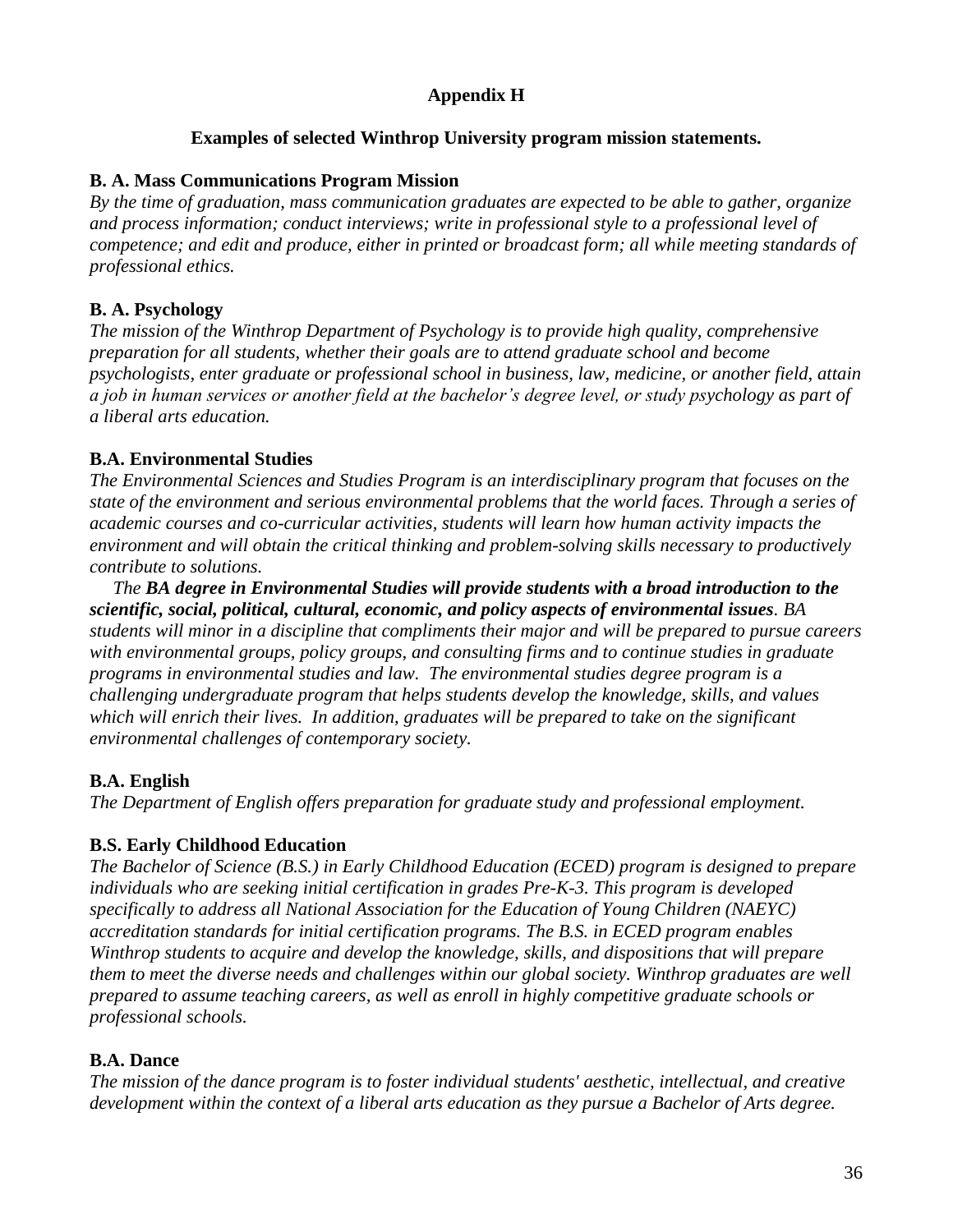## Appendix H

### Examples of selected Winthrop University program mission statements.

**B. A. Mass Communications Program Mission**

*By the time of graduation, mass communication graduates are expected to be able to gather, organize and process information; conduct interviews; write in professional style to a professional level of competence; and edit and produce, either in printed or broadcast form; all while meeting standards of professional ethics.*

**B. A. Psychology**

*The mission of the Winthrop Department of Psychology is to provide high quality, comprehensive preparation for all students, whether their goals are to attend graduate school and become psychologists, enter graduate or professional school in business, law, medicine, or another field, attain a job in human services or another field at the bachelor's degree level, or study psychology as part of a liberal arts education.*

**B.A. Environmental Studies**

*The Environmental Sciences and Studies Program is an interdisciplinary program that focuses on the state of the environment and serious environmental problems that the world faces. Through a series of academic courses and co-curricular activities, students will learn how human activity impacts the environment and will obtain the critical thinking and problem-solving skills necessary to productively contribute to solutions.*

*The **BA degree in Environmental Studies will provide students with a broad introduction to the scientific, social, political, cultural, economic, and policy aspects of environmental issues**. BA students will minor in a discipline that compliments their major and will be prepared to pursue careers with environmental groups, policy groups, and consulting firms and to continue studies in graduate programs in environmental studies and law. The environmental studies degree program is a challenging undergraduate program that helps students develop the knowledge, skills, and values which will enrich their lives. In addition, graduates will be prepared to take on the significant environmental challenges of contemporary society.*

**B.A. English**

*The Department of English offers preparation for graduate study and professional employment.*

**B.S. Early Childhood Education**

*The Bachelor of Science (B.S.) in Early Childhood Education (ECED) program is designed to prepare individuals who are seeking initial certification in grades Pre-K-3. This program is developed specifically to address all National Association for the Education of Young Children (NAEYC) accreditation standards for initial certification programs. The B.S. in ECED program enables Winthrop students to acquire and develop the knowledge, skills, and dispositions that will prepare them to meet the diverse needs and challenges within our global society. Winthrop graduates are well prepared to assume teaching careers, as well as enroll in highly competitive graduate schools or professional schools.*

**B.A. Dance**

*The mission of the dance program is to foster individual students' aesthetic, intellectual, and creative development within the context of a liberal arts education as they pursue a Bachelor of Arts degree.*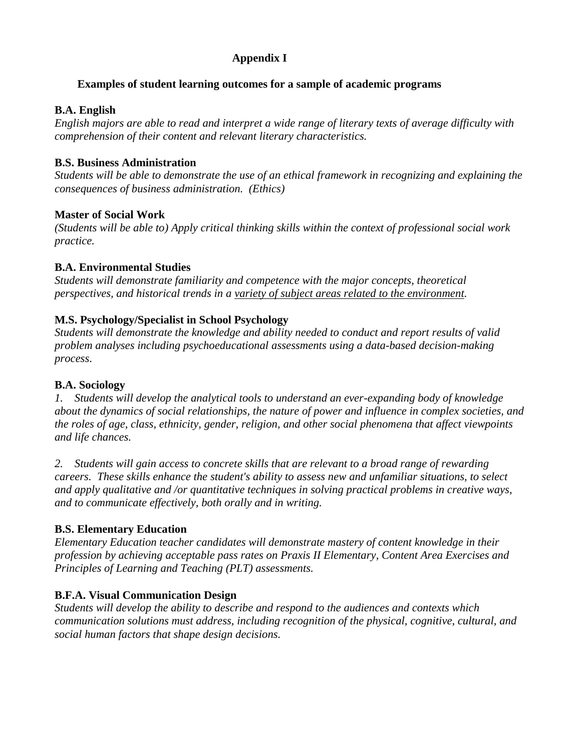# Appendix I

## Examples of student learning outcomes for a sample of academic programs

**B.A. English**
*English majors are able to read and interpret a wide range of literary texts of average difficulty with comprehension of their content and relevant literary characteristics.*

**B.S. Business Administration**
*Students will be able to demonstrate the use of an ethical framework in recognizing and explaining the consequences of business administration. (Ethics)*

**Master of Social Work**
*(Students will be able to) Apply critical thinking skills within the context of professional social work practice.*

**B.A. Environmental Studies**
*Students will demonstrate familiarity and competence with the major concepts, theoretical perspectives, and historical trends in a <u>variety of subject areas related to the environment</u>.*

**M.S. Psychology/Specialist in School Psychology**
*Students will demonstrate the knowledge and ability needed to conduct and report results of valid problem analyses including psychoeducational assessments using a data-based decision-making process.*

**B.A. Sociology**
*1. Students will develop the analytical tools to understand an ever-expanding body of knowledge about the dynamics of social relationships, the nature of power and influence in complex societies, and the roles of age, class, ethnicity, gender, religion, and other social phenomena that affect viewpoints and life chances.*

*2. Students will gain access to concrete skills that are relevant to a broad range of rewarding careers. These skills enhance the student's ability to assess new and unfamiliar situations, to select and apply qualitative and /or quantitative techniques in solving practical problems in creative ways, and to communicate effectively, both orally and in writing.*

**B.S. Elementary Education**
*Elementary Education teacher candidates will demonstrate mastery of content knowledge in their profession by achieving acceptable pass rates on Praxis II Elementary, Content Area Exercises and Principles of Learning and Teaching (PLT) assessments.*

**B.F.A. Visual Communication Design**
*Students will develop the ability to describe and respond to the audiences and contexts which communication solutions must address, including recognition of the physical, cognitive, cultural, and social human factors that shape design decisions.*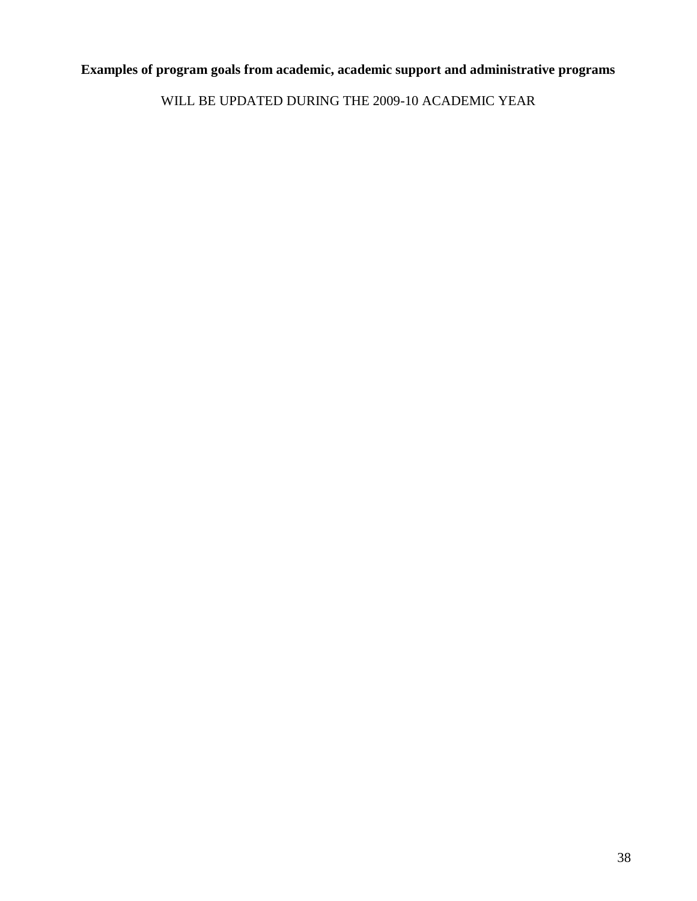**Examples of program goals from academic, academic support and administrative programs**

WILL BE UPDATED DURING THE 2009-10 ACADEMIC YEAR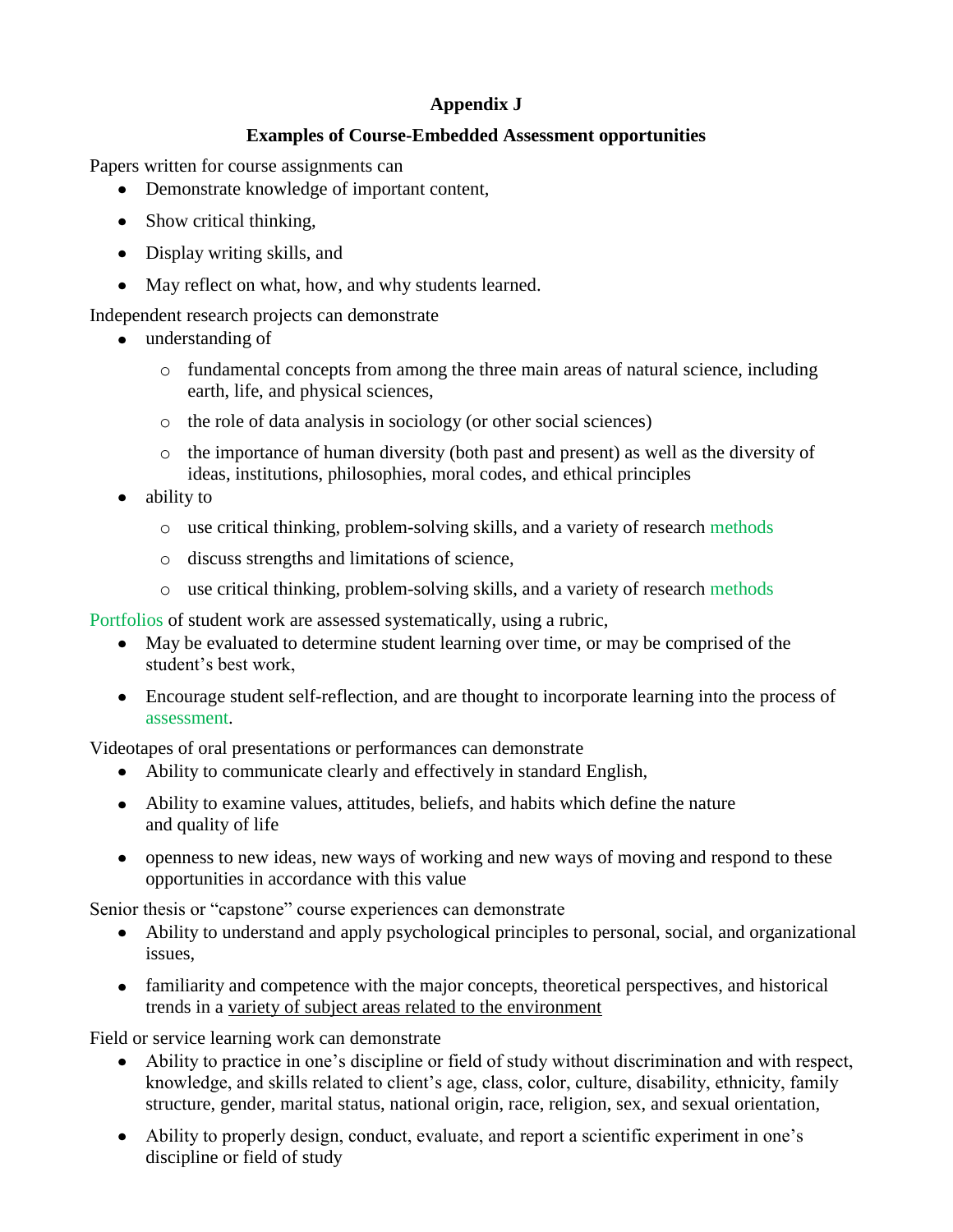**Appendix J**

**Examples of Course-Embedded Assessment opportunities**

Papers written for course assignments can

- Demonstrate knowledge of important content,
- Show critical thinking,
- Display writing skills, and
- May reflect on what, how, and why students learned.

Independent research projects can demonstrate

- understanding of
  - fundamental concepts from among the three main areas of natural science, including earth, life, and physical sciences,
  - the role of data analysis in sociology (or other social sciences)
  - the importance of human diversity (both past and present) as well as the diversity of ideas, institutions, philosophies, moral codes, and ethical principles
- ability to
  - use critical thinking, problem-solving skills, and a variety of research methods
  - discuss strengths and limitations of science,
  - use critical thinking, problem-solving skills, and a variety of research methods

Portfolios of student work are assessed systematically, using a rubric,

- May be evaluated to determine student learning over time, or may be comprised of the student's best work,
- Encourage student self-reflection, and are thought to incorporate learning into the process of assessment.

Videotapes of oral presentations or performances can demonstrate

- Ability to communicate clearly and effectively in standard English,
- Ability to examine values, attitudes, beliefs, and habits which define the nature and quality of life
- openness to new ideas, new ways of working and new ways of moving and respond to these opportunities in accordance with this value

Senior thesis or "capstone" course experiences can demonstrate

- Ability to understand and apply psychological principles to personal, social, and organizational issues,
- familiarity and competence with the major concepts, theoretical perspectives, and historical trends in a <u>variety of subject areas related to the environment</u>

Field or service learning work can demonstrate

- Ability to practice in one's discipline or field of study without discrimination and with respect, knowledge, and skills related to client's age, class, color, culture, disability, ethnicity, family structure, gender, marital status, national origin, race, religion, sex, and sexual orientation,
- Ability to properly design, conduct, evaluate, and report a scientific experiment in one's discipline or field of study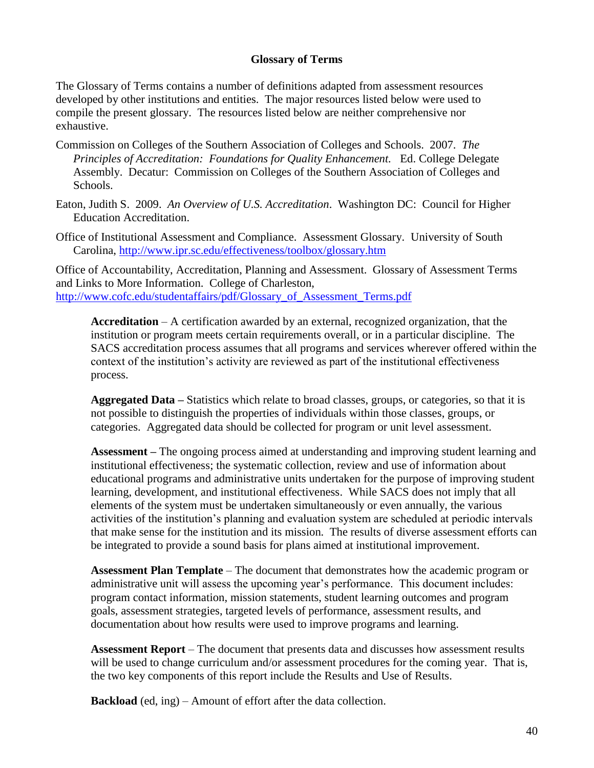## Glossary of Terms

The Glossary of Terms contains a number of definitions adapted from assessment resources developed by other institutions and entities. The major resources listed below were used to compile the present glossary. The resources listed below are neither comprehensive nor exhaustive.

Commission on Colleges of the Southern Association of Colleges and Schools. 2007. *The Principles of Accreditation: Foundations for Quality Enhancement.* Ed. College Delegate Assembly. Decatur: Commission on Colleges of the Southern Association of Colleges and Schools.

Eaton, Judith S. 2009. *An Overview of U.S. Accreditation*. Washington DC: Council for Higher Education Accreditation.

Office of Institutional Assessment and Compliance. Assessment Glossary. University of South Carolina, http://www.ipr.sc.edu/effectiveness/toolbox/glossary.htm

Office of Accountability, Accreditation, Planning and Assessment. Glossary of Assessment Terms and Links to More Information. College of Charleston, http://www.cofc.edu/studentaffairs/pdf/Glossary_of_Assessment_Terms.pdf

**Accreditation** – A certification awarded by an external, recognized organization, that the institution or program meets certain requirements overall, or in a particular discipline. The SACS accreditation process assumes that all programs and services wherever offered within the context of the institution's activity are reviewed as part of the institutional effectiveness process.

**Aggregated Data –** Statistics which relate to broad classes, groups, or categories, so that it is not possible to distinguish the properties of individuals within those classes, groups, or categories. Aggregated data should be collected for program or unit level assessment.

**Assessment –** The ongoing process aimed at understanding and improving student learning and institutional effectiveness; the systematic collection, review and use of information about educational programs and administrative units undertaken for the purpose of improving student learning, development, and institutional effectiveness. While SACS does not imply that all elements of the system must be undertaken simultaneously or even annually, the various activities of the institution's planning and evaluation system are scheduled at periodic intervals that make sense for the institution and its mission. The results of diverse assessment efforts can be integrated to provide a sound basis for plans aimed at institutional improvement.

**Assessment Plan Template** – The document that demonstrates how the academic program or administrative unit will assess the upcoming year's performance. This document includes: program contact information, mission statements, student learning outcomes and program goals, assessment strategies, targeted levels of performance, assessment results, and documentation about how results were used to improve programs and learning.

**Assessment Report** – The document that presents data and discusses how assessment results will be used to change curriculum and/or assessment procedures for the coming year. That is, the two key components of this report include the Results and Use of Results.

**Backload** (ed, ing) – Amount of effort after the data collection.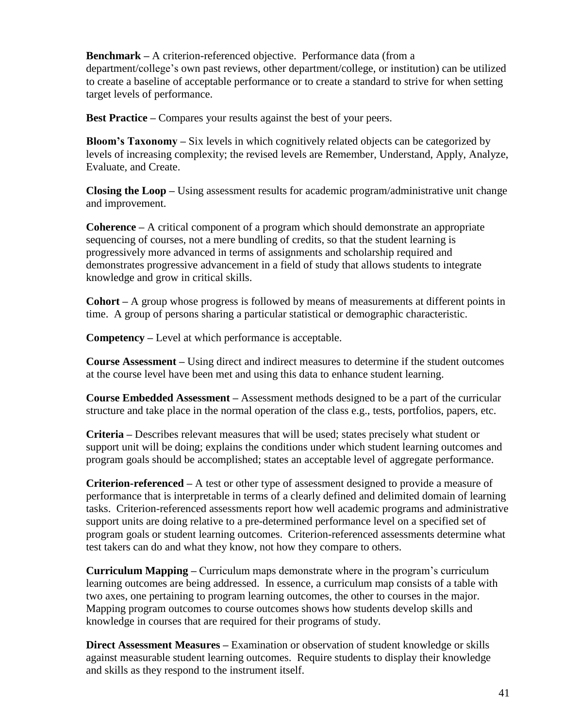**Benchmark –** A criterion-referenced objective. Performance data (from a department/college's own past reviews, other department/college, or institution) can be utilized to create a baseline of acceptable performance or to create a standard to strive for when setting target levels of performance.

**Best Practice –** Compares your results against the best of your peers.

**Bloom's Taxonomy –** Six levels in which cognitively related objects can be categorized by levels of increasing complexity; the revised levels are Remember, Understand, Apply, Analyze, Evaluate, and Create.

**Closing the Loop –** Using assessment results for academic program/administrative unit change and improvement.

**Coherence –** A critical component of a program which should demonstrate an appropriate sequencing of courses, not a mere bundling of credits, so that the student learning is progressively more advanced in terms of assignments and scholarship required and demonstrates progressive advancement in a field of study that allows students to integrate knowledge and grow in critical skills.

**Cohort –** A group whose progress is followed by means of measurements at different points in time. A group of persons sharing a particular statistical or demographic characteristic.

**Competency –** Level at which performance is acceptable.

**Course Assessment –** Using direct and indirect measures to determine if the student outcomes at the course level have been met and using this data to enhance student learning.

**Course Embedded Assessment –** Assessment methods designed to be a part of the curricular structure and take place in the normal operation of the class e.g., tests, portfolios, papers, etc.

**Criteria –** Describes relevant measures that will be used; states precisely what student or support unit will be doing; explains the conditions under which student learning outcomes and program goals should be accomplished; states an acceptable level of aggregate performance.

**Criterion-referenced –** A test or other type of assessment designed to provide a measure of performance that is interpretable in terms of a clearly defined and delimited domain of learning tasks. Criterion-referenced assessments report how well academic programs and administrative support units are doing relative to a pre-determined performance level on a specified set of program goals or student learning outcomes. Criterion-referenced assessments determine what test takers can do and what they know, not how they compare to others.

**Curriculum Mapping –** Curriculum maps demonstrate where in the program's curriculum learning outcomes are being addressed. In essence, a curriculum map consists of a table with two axes, one pertaining to program learning outcomes, the other to courses in the major. Mapping program outcomes to course outcomes shows how students develop skills and knowledge in courses that are required for their programs of study.

**Direct Assessment Measures –** Examination or observation of student knowledge or skills against measurable student learning outcomes. Require students to display their knowledge and skills as they respond to the instrument itself.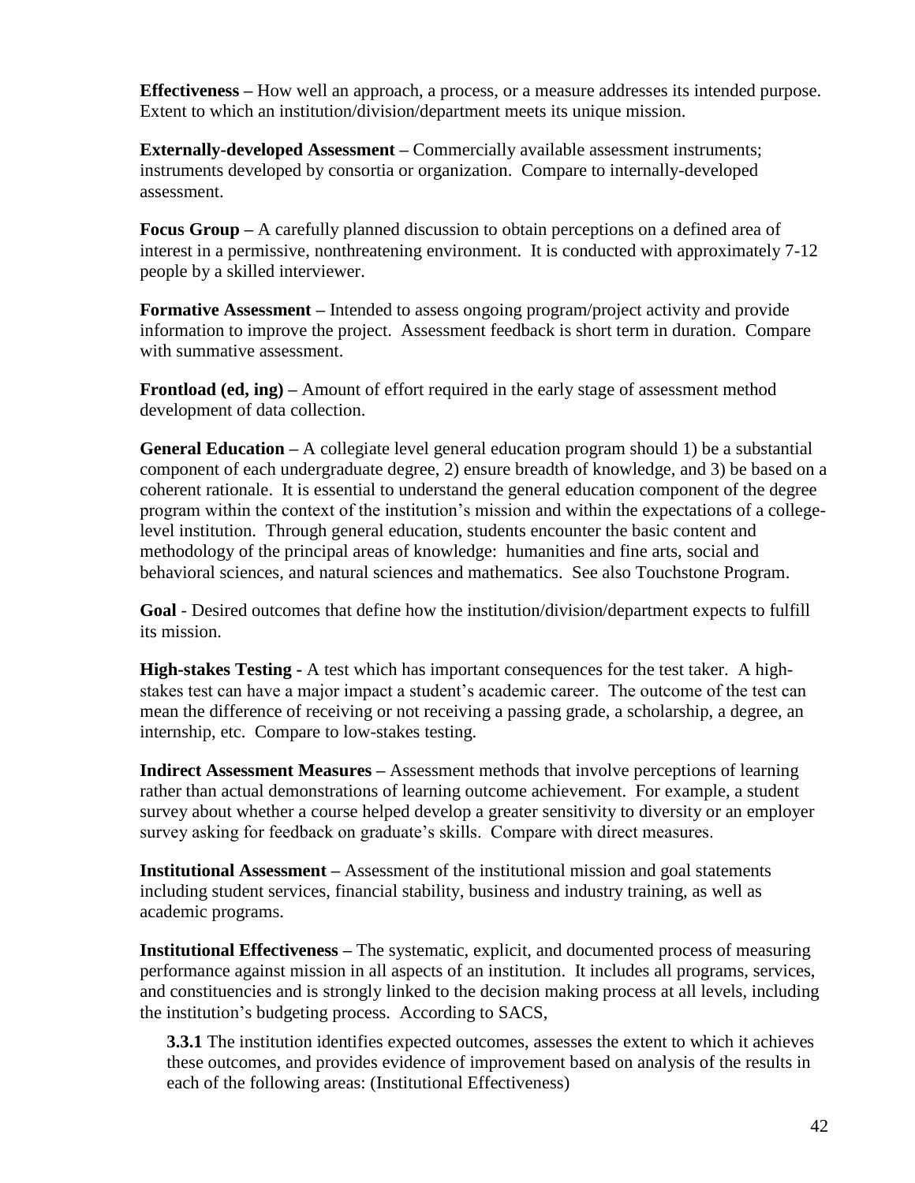**Effectiveness –** How well an approach, a process, or a measure addresses its intended purpose. Extent to which an institution/division/department meets its unique mission.

**Externally-developed Assessment –** Commercially available assessment instruments; instruments developed by consortia or organization. Compare to internally-developed assessment.

**Focus Group –** A carefully planned discussion to obtain perceptions on a defined area of interest in a permissive, nonthreatening environment. It is conducted with approximately 7-12 people by a skilled interviewer.

**Formative Assessment –** Intended to assess ongoing program/project activity and provide information to improve the project. Assessment feedback is short term in duration. Compare with summative assessment.

**Frontload (ed, ing) –** Amount of effort required in the early stage of assessment method development of data collection.

**General Education –** A collegiate level general education program should 1) be a substantial component of each undergraduate degree, 2) ensure breadth of knowledge, and 3) be based on a coherent rationale. It is essential to understand the general education component of the degree program within the context of the institution's mission and within the expectations of a college-level institution. Through general education, students encounter the basic content and methodology of the principal areas of knowledge: humanities and fine arts, social and behavioral sciences, and natural sciences and mathematics. See also Touchstone Program.

**Goal** - Desired outcomes that define how the institution/division/department expects to fulfill its mission.

**High-stakes Testing -** A test which has important consequences for the test taker. A high-stakes test can have a major impact a student's academic career. The outcome of the test can mean the difference of receiving or not receiving a passing grade, a scholarship, a degree, an internship, etc. Compare to low-stakes testing.

**Indirect Assessment Measures –** Assessment methods that involve perceptions of learning rather than actual demonstrations of learning outcome achievement. For example, a student survey about whether a course helped develop a greater sensitivity to diversity or an employer survey asking for feedback on graduate's skills. Compare with direct measures.

**Institutional Assessment –** Assessment of the institutional mission and goal statements including student services, financial stability, business and industry training, as well as academic programs.

**Institutional Effectiveness –** The systematic, explicit, and documented process of measuring performance against mission in all aspects of an institution. It includes all programs, services, and constituencies and is strongly linked to the decision making process at all levels, including the institution's budgeting process. According to SACS,

> **3.3.1** The institution identifies expected outcomes, assesses the extent to which it achieves these outcomes, and provides evidence of improvement based on analysis of the results in each of the following areas: (Institutional Effectiveness)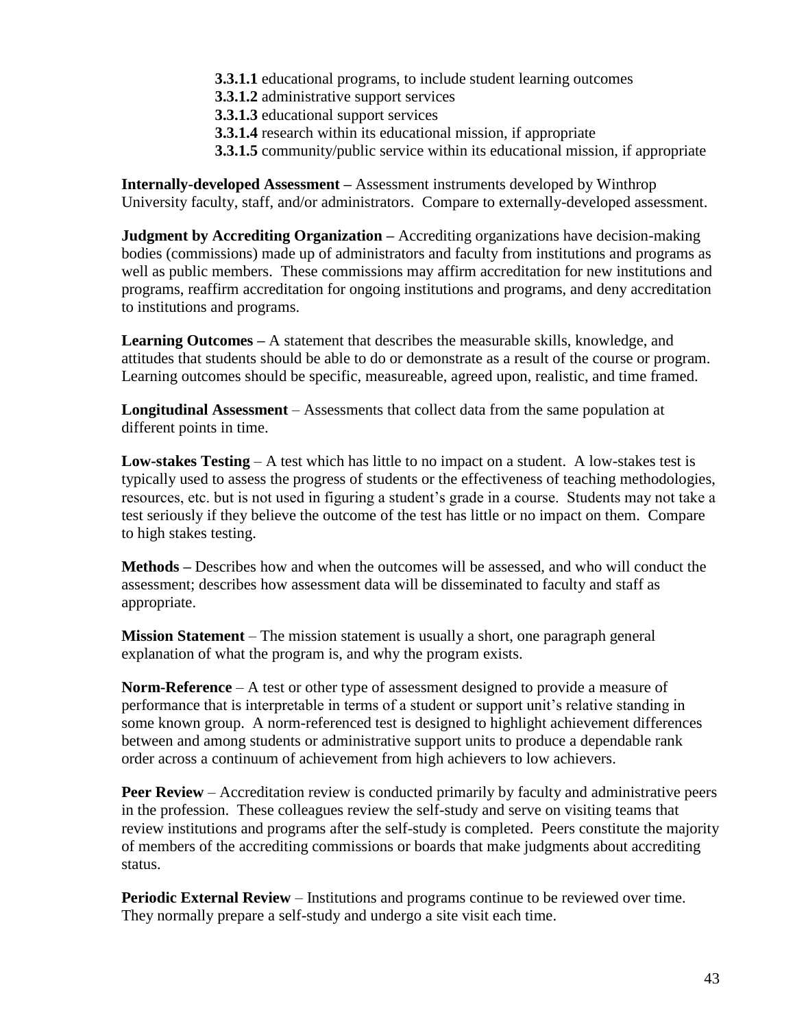**3.3.1.1** educational programs, to include student learning outcomes
**3.3.1.2** administrative support services
**3.3.1.3** educational support services
**3.3.1.4** research within its educational mission, if appropriate
**3.3.1.5** community/public service within its educational mission, if appropriate

**Internally-developed Assessment –** Assessment instruments developed by Winthrop University faculty, staff, and/or administrators. Compare to externally-developed assessment.

**Judgment by Accrediting Organization –** Accrediting organizations have decision-making bodies (commissions) made up of administrators and faculty from institutions and programs as well as public members. These commissions may affirm accreditation for new institutions and programs, reaffirm accreditation for ongoing institutions and programs, and deny accreditation to institutions and programs.

**Learning Outcomes –** A statement that describes the measurable skills, knowledge, and attitudes that students should be able to do or demonstrate as a result of the course or program. Learning outcomes should be specific, measureable, agreed upon, realistic, and time framed.

**Longitudinal Assessment** – Assessments that collect data from the same population at different points in time.

**Low-stakes Testing** – A test which has little to no impact on a student. A low-stakes test is typically used to assess the progress of students or the effectiveness of teaching methodologies, resources, etc. but is not used in figuring a student's grade in a course. Students may not take a test seriously if they believe the outcome of the test has little or no impact on them. Compare to high stakes testing.

**Methods –** Describes how and when the outcomes will be assessed, and who will conduct the assessment; describes how assessment data will be disseminated to faculty and staff as appropriate.

**Mission Statement** – The mission statement is usually a short, one paragraph general explanation of what the program is, and why the program exists.

**Norm-Reference** – A test or other type of assessment designed to provide a measure of performance that is interpretable in terms of a student or support unit's relative standing in some known group. A norm-referenced test is designed to highlight achievement differences between and among students or administrative support units to produce a dependable rank order across a continuum of achievement from high achievers to low achievers.

**Peer Review** – Accreditation review is conducted primarily by faculty and administrative peers in the profession. These colleagues review the self-study and serve on visiting teams that review institutions and programs after the self-study is completed. Peers constitute the majority of members of the accrediting commissions or boards that make judgments about accrediting status.

**Periodic External Review** – Institutions and programs continue to be reviewed over time. They normally prepare a self-study and undergo a site visit each time.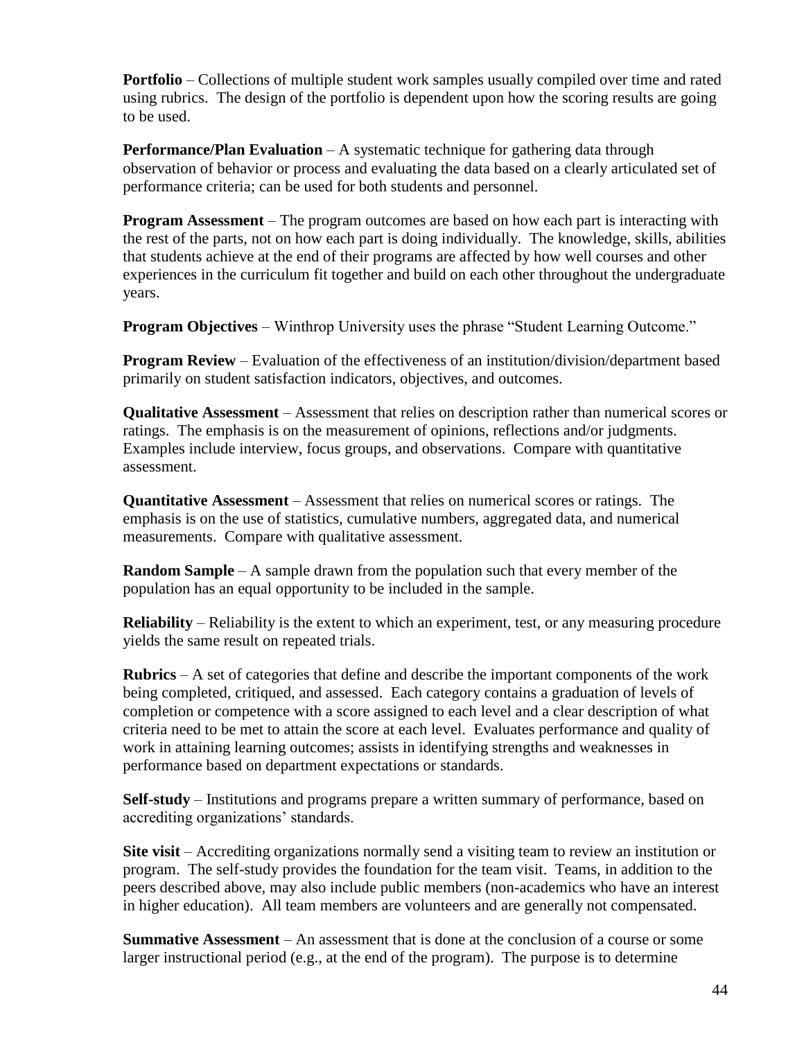**Portfolio** – Collections of multiple student work samples usually compiled over time and rated using rubrics. The design of the portfolio is dependent upon how the scoring results are going to be used.

**Performance/Plan Evaluation** – A systematic technique for gathering data through observation of behavior or process and evaluating the data based on a clearly articulated set of performance criteria; can be used for both students and personnel.

**Program Assessment** – The program outcomes are based on how each part is interacting with the rest of the parts, not on how each part is doing individually. The knowledge, skills, abilities that students achieve at the end of their programs are affected by how well courses and other experiences in the curriculum fit together and build on each other throughout the undergraduate years.

**Program Objectives** – Winthrop University uses the phrase "Student Learning Outcome."

**Program Review** – Evaluation of the effectiveness of an institution/division/department based primarily on student satisfaction indicators, objectives, and outcomes.

**Qualitative Assessment** – Assessment that relies on description rather than numerical scores or ratings. The emphasis is on the measurement of opinions, reflections and/or judgments. Examples include interview, focus groups, and observations. Compare with quantitative assessment.

**Quantitative Assessment** – Assessment that relies on numerical scores or ratings. The emphasis is on the use of statistics, cumulative numbers, aggregated data, and numerical measurements. Compare with qualitative assessment.

**Random Sample** – A sample drawn from the population such that every member of the population has an equal opportunity to be included in the sample.

**Reliability** – Reliability is the extent to which an experiment, test, or any measuring procedure yields the same result on repeated trials.

**Rubrics** – A set of categories that define and describe the important components of the work being completed, critiqued, and assessed. Each category contains a graduation of levels of completion or competence with a score assigned to each level and a clear description of what criteria need to be met to attain the score at each level. Evaluates performance and quality of work in attaining learning outcomes; assists in identifying strengths and weaknesses in performance based on department expectations or standards.

**Self-study** – Institutions and programs prepare a written summary of performance, based on accrediting organizations' standards.

**Site visit** – Accrediting organizations normally send a visiting team to review an institution or program. The self-study provides the foundation for the team visit. Teams, in addition to the peers described above, may also include public members (non-academics who have an interest in higher education). All team members are volunteers and are generally not compensated.

**Summative Assessment** – An assessment that is done at the conclusion of a course or some larger instructional period (e.g., at the end of the program). The purpose is to determine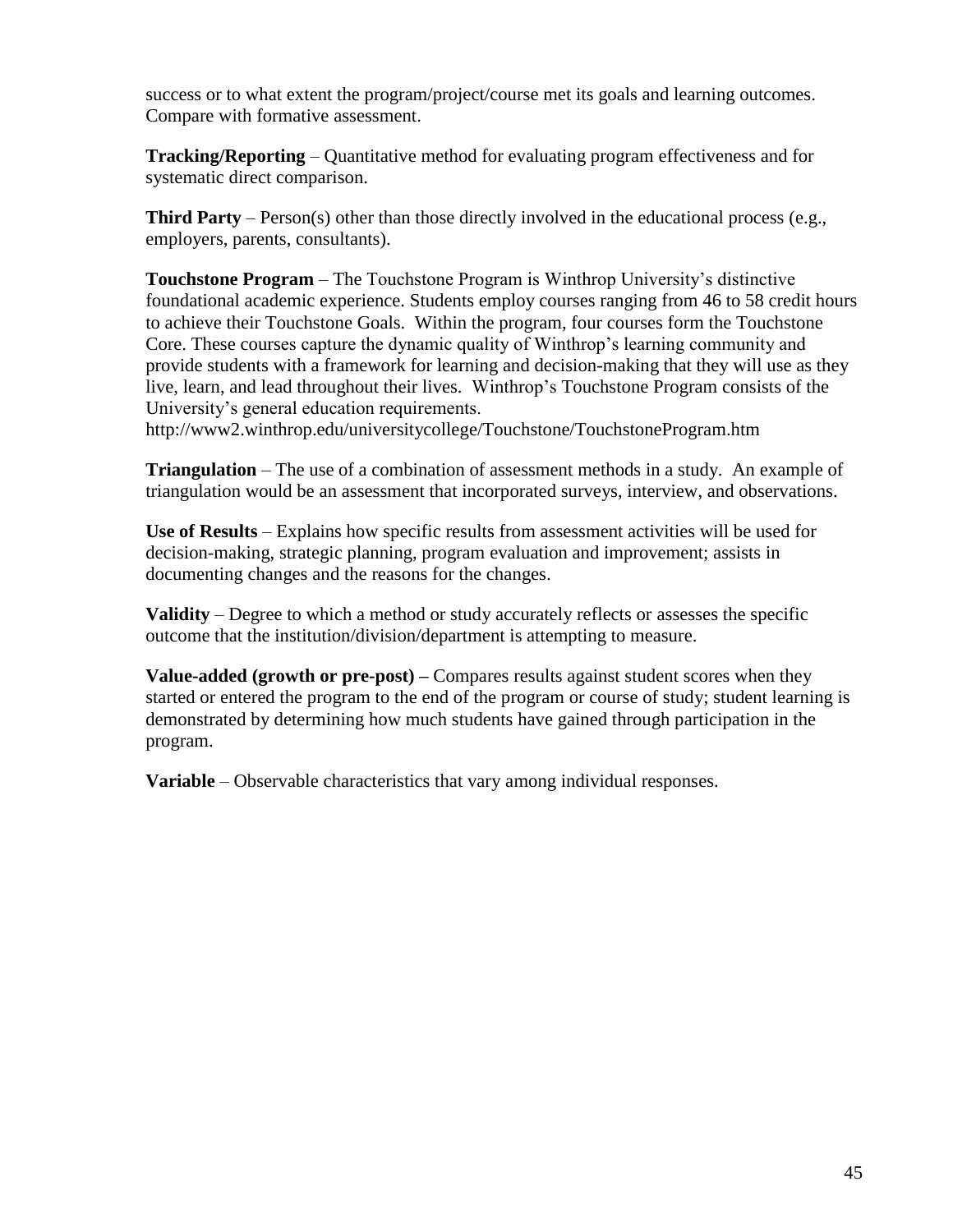success or to what extent the program/project/course met its goals and learning outcomes. Compare with formative assessment.

**Tracking/Reporting** – Quantitative method for evaluating program effectiveness and for systematic direct comparison.

**Third Party** – Person(s) other than those directly involved in the educational process (e.g., employers, parents, consultants).

**Touchstone Program** – The Touchstone Program is Winthrop University's distinctive foundational academic experience. Students employ courses ranging from 46 to 58 credit hours to achieve their Touchstone Goals. Within the program, four courses form the Touchstone Core. These courses capture the dynamic quality of Winthrop's learning community and provide students with a framework for learning and decision-making that they will use as they live, learn, and lead throughout their lives. Winthrop's Touchstone Program consists of the University's general education requirements.
http://www2.winthrop.edu/universitycollege/Touchstone/TouchstoneProgram.htm

**Triangulation** – The use of a combination of assessment methods in a study. An example of triangulation would be an assessment that incorporated surveys, interview, and observations.

**Use of Results** – Explains how specific results from assessment activities will be used for decision-making, strategic planning, program evaluation and improvement; assists in documenting changes and the reasons for the changes.

**Validity** – Degree to which a method or study accurately reflects or assesses the specific outcome that the institution/division/department is attempting to measure.

**Value-added (growth or pre-post) –** Compares results against student scores when they started or entered the program to the end of the program or course of study; student learning is demonstrated by determining how much students have gained through participation in the program.

**Variable** – Observable characteristics that vary among individual responses.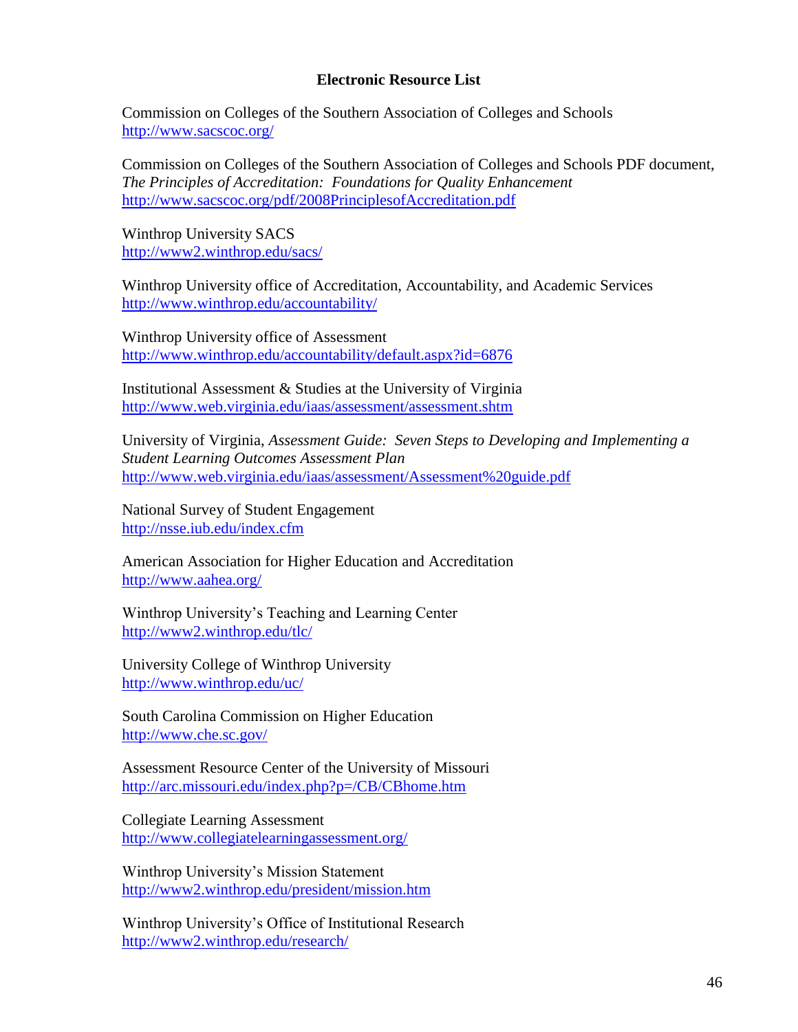## Electronic Resource List

Commission on Colleges of the Southern Association of Colleges and Schools
http://www.sacscoc.org/

Commission on Colleges of the Southern Association of Colleges and Schools PDF document, *The Principles of Accreditation: Foundations for Quality Enhancement*
http://www.sacscoc.org/pdf/2008PrinciplesofAccreditation.pdf

Winthrop University SACS
http://www2.winthrop.edu/sacs/

Winthrop University office of Accreditation, Accountability, and Academic Services
http://www.winthrop.edu/accountability/

Winthrop University office of Assessment
http://www.winthrop.edu/accountability/default.aspx?id=6876

Institutional Assessment & Studies at the University of Virginia
http://www.web.virginia.edu/iaas/assessment/assessment.shtm

University of Virginia, *Assessment Guide: Seven Steps to Developing and Implementing a Student Learning Outcomes Assessment Plan*
http://www.web.virginia.edu/iaas/assessment/Assessment%20guide.pdf

National Survey of Student Engagement
http://nsse.iub.edu/index.cfm

American Association for Higher Education and Accreditation
http://www.aahea.org/

Winthrop University's Teaching and Learning Center
http://www2.winthrop.edu/tlc/

University College of Winthrop University
http://www.winthrop.edu/uc/

South Carolina Commission on Higher Education
http://www.che.sc.gov/

Assessment Resource Center of the University of Missouri
http://arc.missouri.edu/index.php?p=/CB/CBhome.htm

Collegiate Learning Assessment
http://www.collegiatelearningassessment.org/

Winthrop University's Mission Statement
http://www2.winthrop.edu/president/mission.htm

Winthrop University's Office of Institutional Research
http://www2.winthrop.edu/research/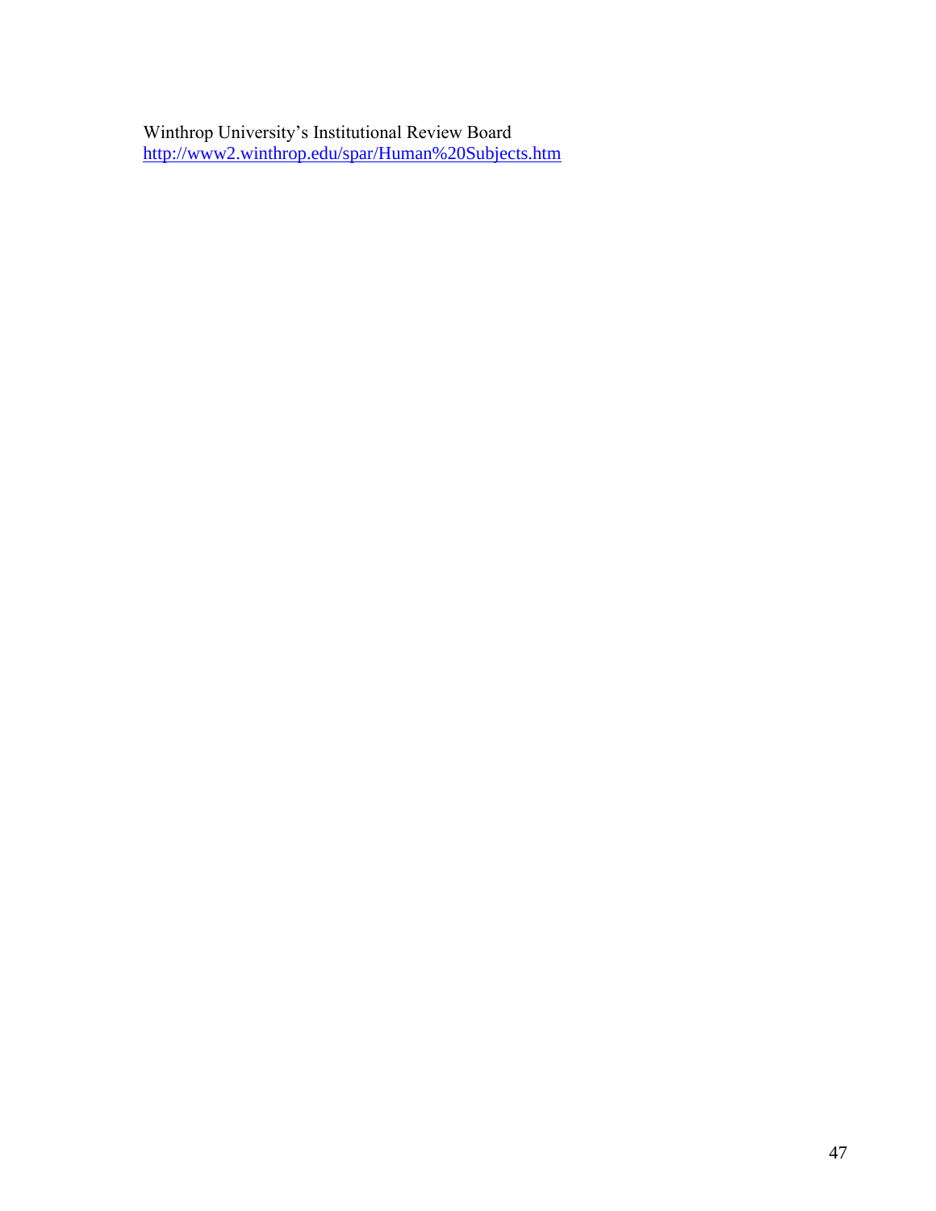Winthrop University's Institutional Review Board
http://www2.winthrop.edu/spar/Human%20Subjects.htm